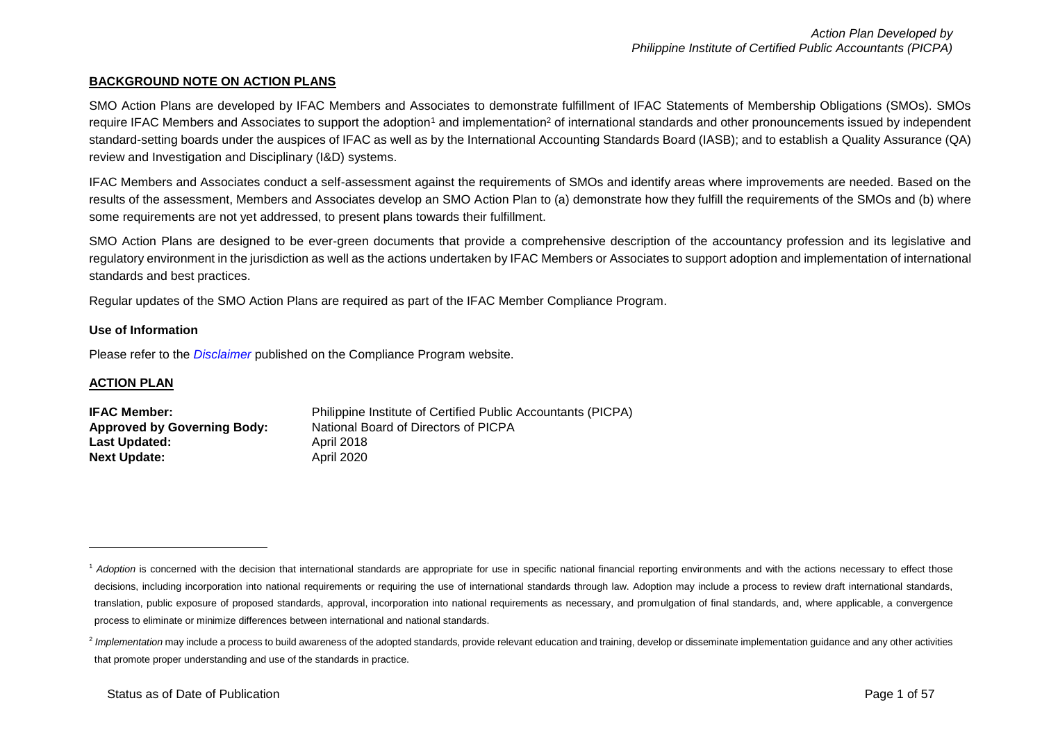## BACKGROUND NOTE ON ACTION PLANS

SMO Action Plans are developed by IFAC Members and Associates to demonstrate fulfillment of IFAC Statements of Membership Obligations (SMOs). SMOs require IFAC Members and Associates to support the adoption[1] and implementation[2] of international standards and other pronouncements issued by independent standard-setting boards under the auspices of IFAC as well as by the International Accounting Standards Board (IASB); and to establish a Quality Assurance (QA) review and Investigation and Disciplinary (I&D) systems.

IFAC Members and Associates conduct a self-assessment against the requirements of SMOs and identify areas where improvements are needed. Based on the results of the assessment, Members and Associates develop an SMO Action Plan to (a) demonstrate how they fulfill the requirements of the SMOs and (b) where some requirements are not yet addressed, to present plans towards their fulfillment.

SMO Action Plans are designed to be ever-green documents that provide a comprehensive description of the accountancy profession and its legislative and regulatory environment in the jurisdiction as well as the actions undertaken by IFAC Members or Associates to support adoption and implementation of international standards and best practices.

Regular updates of the SMO Action Plans are required as part of the IFAC Member Compliance Program.

### Use of Information

Please refer to the *Disclaimer* published on the Compliance Program website.

## ACTION PLAN

**IFAC Member:** Philippine Institute of Certified Public Accountants (PICPA)
**Approved by Governing Body:** National Board of Directors of PICPA
**Last Updated:** April 2018
**Next Update:** April 2020

---

[1] *Adoption* is concerned with the decision that international standards are appropriate for use in specific national financial reporting environments and with the actions necessary to effect those decisions, including incorporation into national requirements or requiring the use of international standards through law. Adoption may include a process to review draft international standards, translation, public exposure of proposed standards, approval, incorporation into national requirements as necessary, and promulgation of final standards, and, where applicable, a convergence process to eliminate or minimize differences between international and national standards.

[2] *Implementation* may include a process to build awareness of the adopted standards, provide relevant education and training, develop or disseminate implementation guidance and any other activities that promote proper understanding and use of the standards in practice.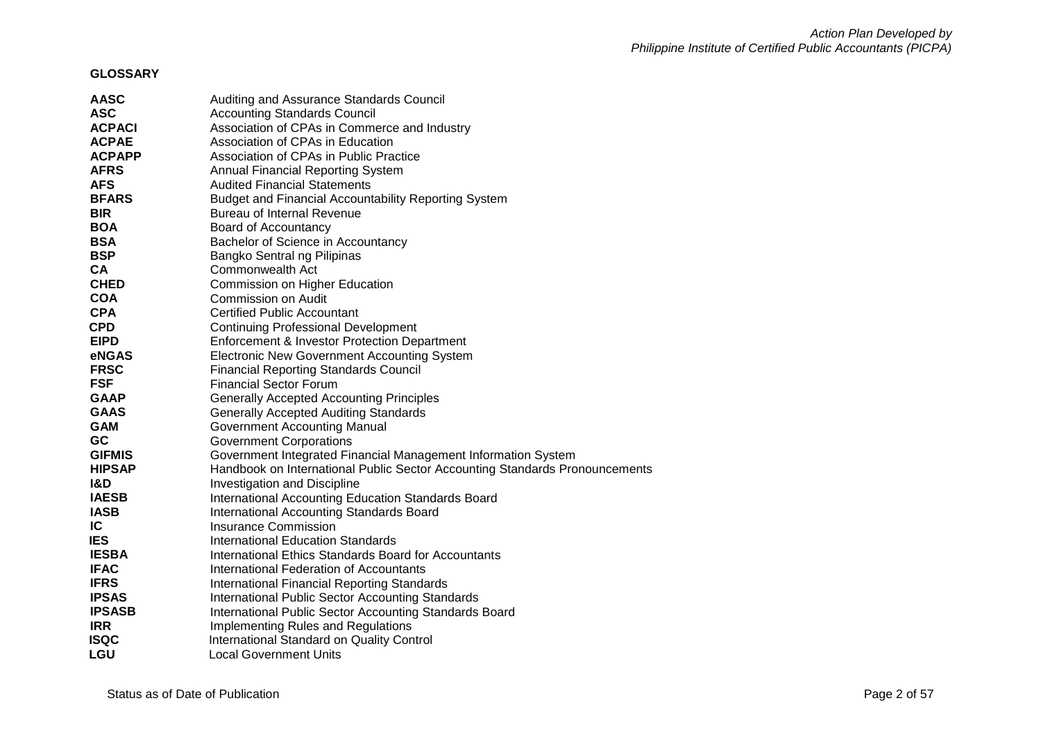**GLOSSARY**

| | |
|---|---|
| **AASC** | Auditing and Assurance Standards Council |
| **ASC** | Accounting Standards Council |
| **ACPACI** | Association of CPAs in Commerce and Industry |
| **ACPAE** | Association of CPAs in Education |
| **ACPAPP** | Association of CPAs in Public Practice |
| **AFRS** | Annual Financial Reporting System |
| **AFS** | Audited Financial Statements |
| **BFARS** | Budget and Financial Accountability Reporting System |
| **BIR** | Bureau of Internal Revenue |
| **BOA** | Board of Accountancy |
| **BSA** | Bachelor of Science in Accountancy |
| **BSP** | Bangko Sentral ng Pilipinas |
| **CA** | Commonwealth Act |
| **CHED** | Commission on Higher Education |
| **COA** | Commission on Audit |
| **CPA** | Certified Public Accountant |
| **CPD** | Continuing Professional Development |
| **EIPD** | Enforcement & Investor Protection Department |
| **eNGAS** | Electronic New Government Accounting System |
| **FRSC** | Financial Reporting Standards Council |
| **FSF** | Financial Sector Forum |
| **GAAP** | Generally Accepted Accounting Principles |
| **GAAS** | Generally Accepted Auditing Standards |
| **GAM** | Government Accounting Manual |
| **GC** | Government Corporations |
| **GIFMIS** | Government Integrated Financial Management Information System |
| **HIPSAP** | Handbook on International Public Sector Accounting Standards Pronouncements |
| **I&D** | Investigation and Discipline |
| **IAESB** | International Accounting Education Standards Board |
| **IASB** | International Accounting Standards Board |
| **IC** | Insurance Commission |
| **IES** | International Education Standards |
| **IESBA** | International Ethics Standards Board for Accountants |
| **IFAC** | International Federation of Accountants |
| **IFRS** | International Financial Reporting Standards |
| **IPSAS** | International Public Sector Accounting Standards |
| **IPSASB** | International Public Sector Accounting Standards Board |
| **IRR** | Implementing Rules and Regulations |
| **ISQC** | International Standard on Quality Control |
| **LGU** | Local Government Units |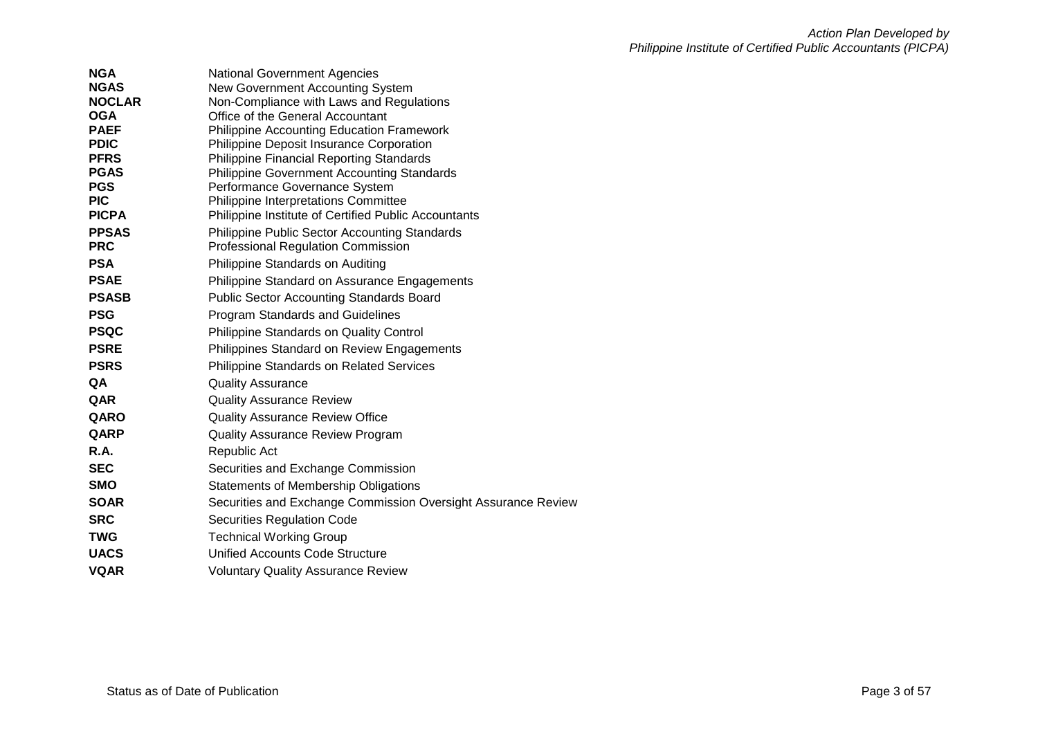| | |
|---|---|
| **NGA** | National Government Agencies |
| **NGAS** | New Government Accounting System |
| **NOCLAR** | Non-Compliance with Laws and Regulations |
| **OGA** | Office of the General Accountant |
| **PAEF** | Philippine Accounting Education Framework |
| **PDIC** | Philippine Deposit Insurance Corporation |
| **PFRS** | Philippine Financial Reporting Standards |
| **PGAS** | Philippine Government Accounting Standards |
| **PGS** | Performance Governance System |
| **PIC** | Philippine Interpretations Committee |
| **PICPA** | Philippine Institute of Certified Public Accountants |
| **PPSAS** | Philippine Public Sector Accounting Standards |
| **PRC** | Professional Regulation Commission |
| **PSA** | Philippine Standards on Auditing |
| **PSAE** | Philippine Standard on Assurance Engagements |
| **PSASB** | Public Sector Accounting Standards Board |
| **PSG** | Program Standards and Guidelines |
| **PSQC** | Philippine Standards on Quality Control |
| **PSRE** | Philippines Standard on Review Engagements |
| **PSRS** | Philippine Standards on Related Services |
| **QA** | Quality Assurance |
| **QAR** | Quality Assurance Review |
| **QARO** | Quality Assurance Review Office |
| **QARP** | Quality Assurance Review Program |
| **R.A.** | Republic Act |
| **SEC** | Securities and Exchange Commission |
| **SMO** | Statements of Membership Obligations |
| **SOAR** | Securities and Exchange Commission Oversight Assurance Review |
| **SRC** | Securities Regulation Code |
| **TWG** | Technical Working Group |
| **UACS** | Unified Accounts Code Structure |
| **VQAR** | Voluntary Quality Assurance Review |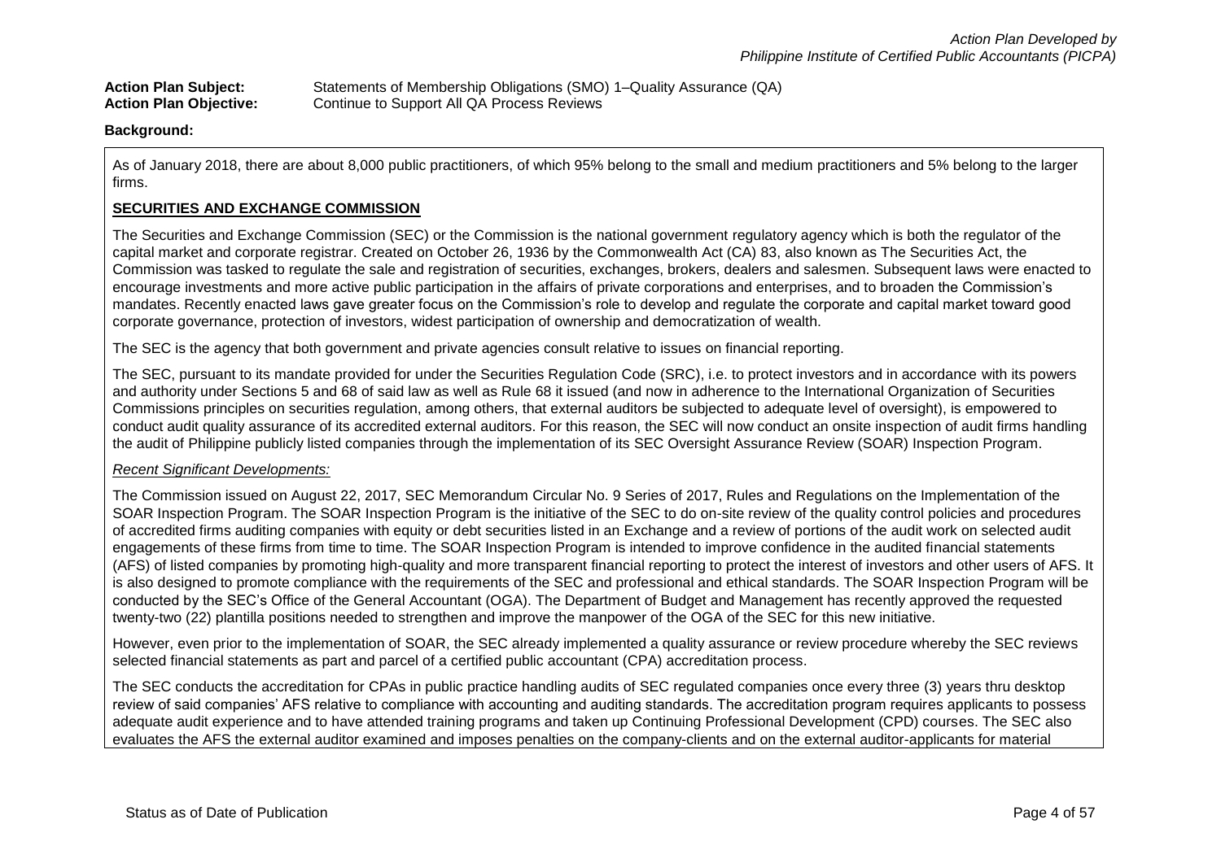**Action Plan Subject:** Statements of Membership Obligations (SMO) 1–Quality Assurance (QA)
**Action Plan Objective:** Continue to Support All QA Process Reviews

**Background:**

As of January 2018, there are about 8,000 public practitioners, of which 95% belong to the small and medium practitioners and 5% belong to the larger firms.

**SECURITIES AND EXCHANGE COMMISSION**

The Securities and Exchange Commission (SEC) or the Commission is the national government regulatory agency which is both the regulator of the capital market and corporate registrar. Created on October 26, 1936 by the Commonwealth Act (CA) 83, also known as The Securities Act, the Commission was tasked to regulate the sale and registration of securities, exchanges, brokers, dealers and salesmen. Subsequent laws were enacted to encourage investments and more active public participation in the affairs of private corporations and enterprises, and to broaden the Commission's mandates. Recently enacted laws gave greater focus on the Commission's role to develop and regulate the corporate and capital market toward good corporate governance, protection of investors, widest participation of ownership and democratization of wealth.

The SEC is the agency that both government and private agencies consult relative to issues on financial reporting.

The SEC, pursuant to its mandate provided for under the Securities Regulation Code (SRC), i.e. to protect investors and in accordance with its powers and authority under Sections 5 and 68 of said law as well as Rule 68 it issued (and now in adherence to the International Organization of Securities Commissions principles on securities regulation, among others, that external auditors be subjected to adequate level of oversight), is empowered to conduct audit quality assurance of its accredited external auditors. For this reason, the SEC will now conduct an onsite inspection of audit firms handling the audit of Philippine publicly listed companies through the implementation of its SEC Oversight Assurance Review (SOAR) Inspection Program.

*Recent Significant Developments:*

The Commission issued on August 22, 2017, SEC Memorandum Circular No. 9 Series of 2017, Rules and Regulations on the Implementation of the SOAR Inspection Program. The SOAR Inspection Program is the initiative of the SEC to do on-site review of the quality control policies and procedures of accredited firms auditing companies with equity or debt securities listed in an Exchange and a review of portions of the audit work on selected audit engagements of these firms from time to time. The SOAR Inspection Program is intended to improve confidence in the audited financial statements (AFS) of listed companies by promoting high-quality and more transparent financial reporting to protect the interest of investors and other users of AFS. It is also designed to promote compliance with the requirements of the SEC and professional and ethical standards. The SOAR Inspection Program will be conducted by the SEC's Office of the General Accountant (OGA). The Department of Budget and Management has recently approved the requested twenty-two (22) plantilla positions needed to strengthen and improve the manpower of the OGA of the SEC for this new initiative.

However, even prior to the implementation of SOAR, the SEC already implemented a quality assurance or review procedure whereby the SEC reviews selected financial statements as part and parcel of a certified public accountant (CPA) accreditation process.

The SEC conducts the accreditation for CPAs in public practice handling audits of SEC regulated companies once every three (3) years thru desktop review of said companies' AFS relative to compliance with accounting and auditing standards. The accreditation program requires applicants to possess adequate audit experience and to have attended training programs and taken up Continuing Professional Development (CPD) courses. The SEC also evaluates the AFS the external auditor examined and imposes penalties on the company-clients and on the external auditor-applicants for material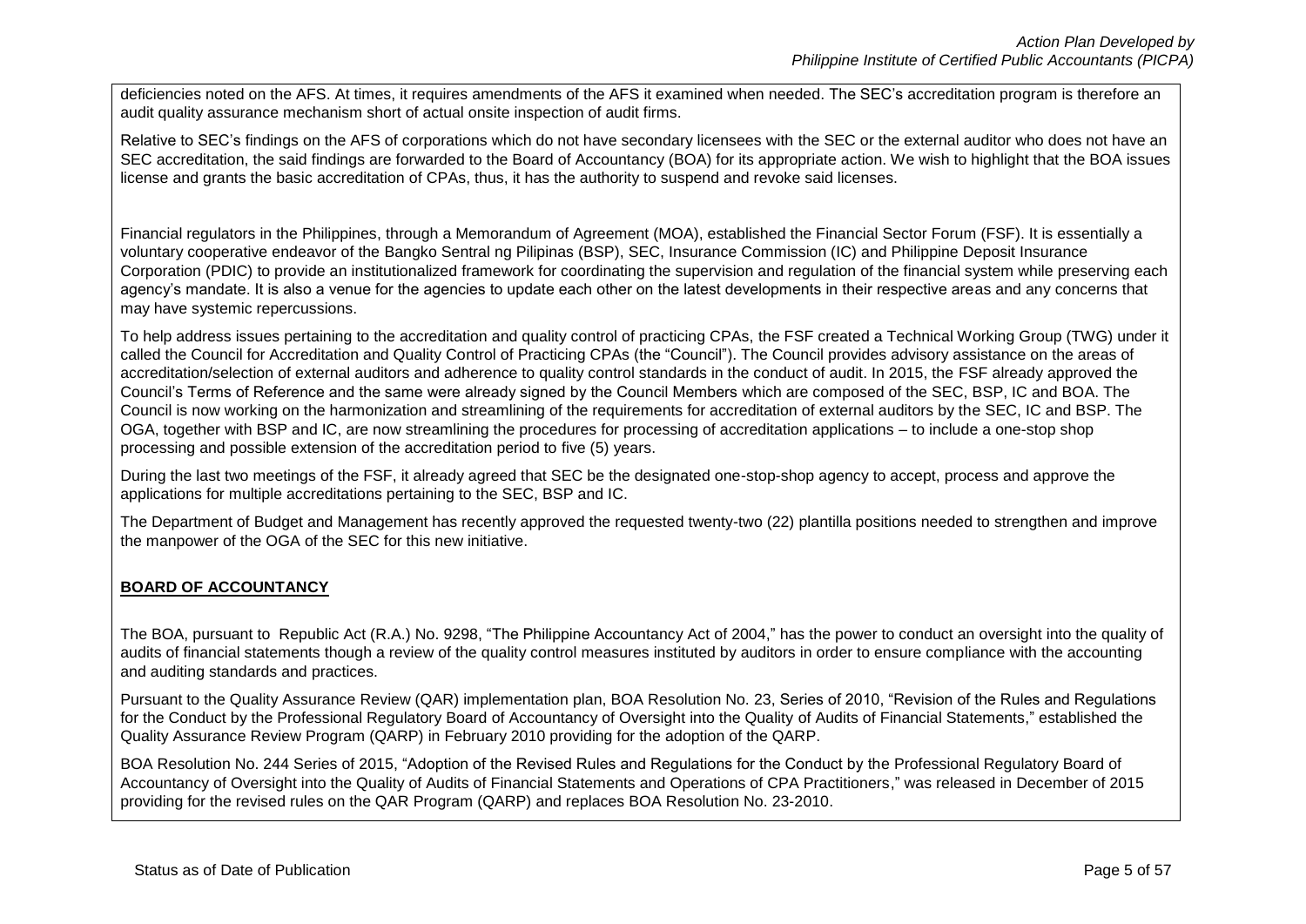deficiencies noted on the AFS. At times, it requires amendments of the AFS it examined when needed. The SEC's accreditation program is therefore an audit quality assurance mechanism short of actual onsite inspection of audit firms.

Relative to SEC's findings on the AFS of corporations which do not have secondary licensees with the SEC or the external auditor who does not have an SEC accreditation, the said findings are forwarded to the Board of Accountancy (BOA) for its appropriate action. We wish to highlight that the BOA issues license and grants the basic accreditation of CPAs, thus, it has the authority to suspend and revoke said licenses.

Financial regulators in the Philippines, through a Memorandum of Agreement (MOA), established the Financial Sector Forum (FSF). It is essentially a voluntary cooperative endeavor of the Bangko Sentral ng Pilipinas (BSP), SEC, Insurance Commission (IC) and Philippine Deposit Insurance Corporation (PDIC) to provide an institutionalized framework for coordinating the supervision and regulation of the financial system while preserving each agency's mandate. It is also a venue for the agencies to update each other on the latest developments in their respective areas and any concerns that may have systemic repercussions.

To help address issues pertaining to the accreditation and quality control of practicing CPAs, the FSF created a Technical Working Group (TWG) under it called the Council for Accreditation and Quality Control of Practicing CPAs (the "Council"). The Council provides advisory assistance on the areas of accreditation/selection of external auditors and adherence to quality control standards in the conduct of audit. In 2015, the FSF already approved the Council's Terms of Reference and the same were already signed by the Council Members which are composed of the SEC, BSP, IC and BOA. The Council is now working on the harmonization and streamlining of the requirements for accreditation of external auditors by the SEC, IC and BSP. The OGA, together with BSP and IC, are now streamlining the procedures for processing of accreditation applications – to include a one-stop shop processing and possible extension of the accreditation period to five (5) years.

During the last two meetings of the FSF, it already agreed that SEC be the designated one-stop-shop agency to accept, process and approve the applications for multiple accreditations pertaining to the SEC, BSP and IC.

The Department of Budget and Management has recently approved the requested twenty-two (22) plantilla positions needed to strengthen and improve the manpower of the OGA of the SEC for this new initiative.

**BOARD OF ACCOUNTANCY**

The BOA, pursuant to Republic Act (R.A.) No. 9298, "The Philippine Accountancy Act of 2004," has the power to conduct an oversight into the quality of audits of financial statements though a review of the quality control measures instituted by auditors in order to ensure compliance with the accounting and auditing standards and practices.

Pursuant to the Quality Assurance Review (QAR) implementation plan, BOA Resolution No. 23, Series of 2010, "Revision of the Rules and Regulations for the Conduct by the Professional Regulatory Board of Accountancy of Oversight into the Quality of Audits of Financial Statements," established the Quality Assurance Review Program (QARP) in February 2010 providing for the adoption of the QARP.

BOA Resolution No. 244 Series of 2015, "Adoption of the Revised Rules and Regulations for the Conduct by the Professional Regulatory Board of Accountancy of Oversight into the Quality of Audits of Financial Statements and Operations of CPA Practitioners," was released in December of 2015 providing for the revised rules on the QAR Program (QARP) and replaces BOA Resolution No. 23-2010.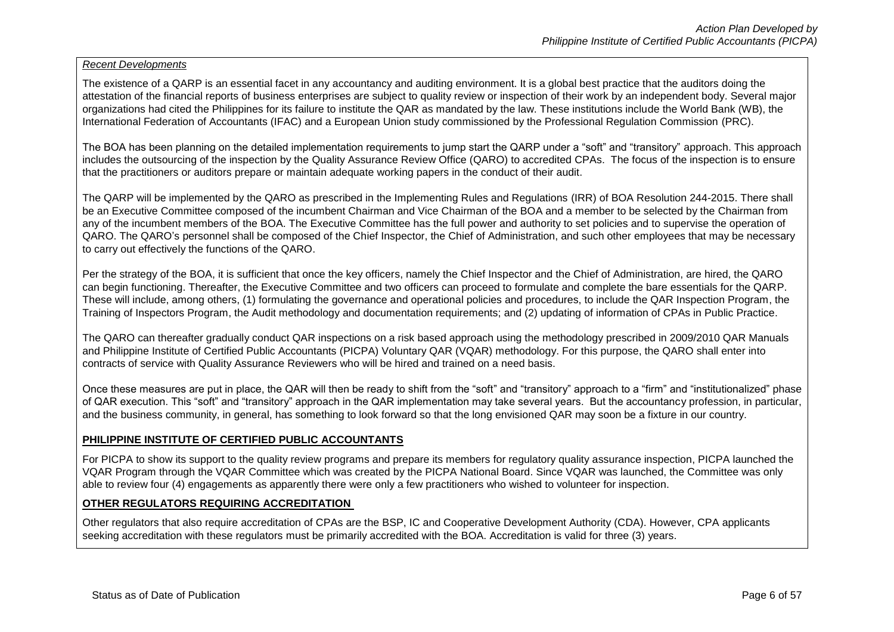*Recent Developments*

The existence of a QARP is an essential facet in any accountancy and auditing environment. It is a global best practice that the auditors doing the attestation of the financial reports of business enterprises are subject to quality review or inspection of their work by an independent body. Several major organizations had cited the Philippines for its failure to institute the QAR as mandated by the law. These institutions include the World Bank (WB), the International Federation of Accountants (IFAC) and a European Union study commissioned by the Professional Regulation Commission (PRC).

The BOA has been planning on the detailed implementation requirements to jump start the QARP under a "soft" and "transitory" approach. This approach includes the outsourcing of the inspection by the Quality Assurance Review Office (QARO) to accredited CPAs. The focus of the inspection is to ensure that the practitioners or auditors prepare or maintain adequate working papers in the conduct of their audit.

The QARP will be implemented by the QARO as prescribed in the Implementing Rules and Regulations (IRR) of BOA Resolution 244-2015. There shall be an Executive Committee composed of the incumbent Chairman and Vice Chairman of the BOA and a member to be selected by the Chairman from any of the incumbent members of the BOA. The Executive Committee has the full power and authority to set policies and to supervise the operation of QARO. The QARO's personnel shall be composed of the Chief Inspector, the Chief of Administration, and such other employees that may be necessary to carry out effectively the functions of the QARO.

Per the strategy of the BOA, it is sufficient that once the key officers, namely the Chief Inspector and the Chief of Administration, are hired, the QARO can begin functioning. Thereafter, the Executive Committee and two officers can proceed to formulate and complete the bare essentials for the QARP. These will include, among others, (1) formulating the governance and operational policies and procedures, to include the QAR Inspection Program, the Training of Inspectors Program, the Audit methodology and documentation requirements; and (2) updating of information of CPAs in Public Practice.

The QARO can thereafter gradually conduct QAR inspections on a risk based approach using the methodology prescribed in 2009/2010 QAR Manuals and Philippine Institute of Certified Public Accountants (PICPA) Voluntary QAR (VQAR) methodology. For this purpose, the QARO shall enter into contracts of service with Quality Assurance Reviewers who will be hired and trained on a need basis.

Once these measures are put in place, the QAR will then be ready to shift from the "soft" and "transitory" approach to a "firm" and "institutionalized" phase of QAR execution. This "soft" and "transitory" approach in the QAR implementation may take several years. But the accountancy profession, in particular, and the business community, in general, has something to look forward so that the long envisioned QAR may soon be a fixture in our country.

**PHILIPPINE INSTITUTE OF CERTIFIED PUBLIC ACCOUNTANTS**

For PICPA to show its support to the quality review programs and prepare its members for regulatory quality assurance inspection, PICPA launched the VQAR Program through the VQAR Committee which was created by the PICPA National Board. Since VQAR was launched, the Committee was only able to review four (4) engagements as apparently there were only a few practitioners who wished to volunteer for inspection.

**OTHER REGULATORS REQUIRING ACCREDITATION**

Other regulators that also require accreditation of CPAs are the BSP, IC and Cooperative Development Authority (CDA). However, CPA applicants seeking accreditation with these regulators must be primarily accredited with the BOA. Accreditation is valid for three (3) years.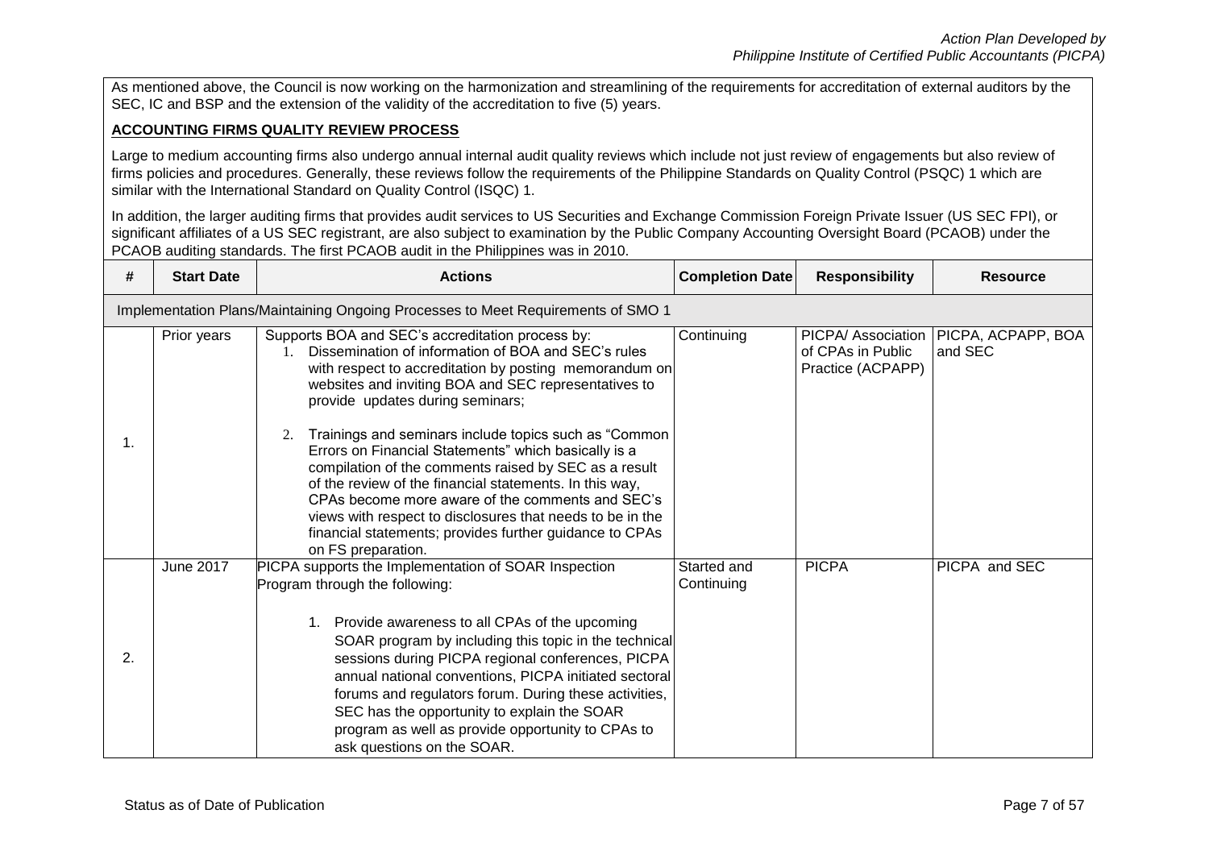As mentioned above, the Council is now working on the harmonization and streamlining of the requirements for accreditation of external auditors by the SEC, IC and BSP and the extension of the validity of the accreditation to five (5) years.

**ACCOUNTING FIRMS QUALITY REVIEW PROCESS**

Large to medium accounting firms also undergo annual internal audit quality reviews which include not just review of engagements but also review of firms policies and procedures. Generally, these reviews follow the requirements of the Philippine Standards on Quality Control (PSQC) 1 which are similar with the International Standard on Quality Control (ISQC) 1.

In addition, the larger auditing firms that provides audit services to US Securities and Exchange Commission Foreign Private Issuer (US SEC FPI), or significant affiliates of a US SEC registrant, are also subject to examination by the Public Company Accounting Oversight Board (PCAOB) under the PCAOB auditing standards. The first PCAOB audit in the Philippines was in 2010.

| # | Start Date | Actions | Completion Date | Responsibility | Resource |
|---|---|---|---|---|---|
| Implementation Plans/Maintaining Ongoing Processes to Meet Requirements of SMO 1 | | | | | |
| 1. | Prior years | Supports BOA and SEC's accreditation process by:<br>1. Dissemination of information of BOA and SEC's rules with respect to accreditation by posting memorandum on websites and inviting BOA and SEC representatives to provide updates during seminars;<br>2. Trainings and seminars include topics such as "Common Errors on Financial Statements" which basically is a compilation of the comments raised by SEC as a result of the review of the financial statements. In this way, CPAs become more aware of the comments and SEC's views with respect to disclosures that needs to be in the financial statements; provides further guidance to CPAs on FS preparation. | Continuing | PICPA/ Association of CPAs in Public Practice (ACPAPP) | PICPA, ACPAPP, BOA and SEC |
| 2. | June 2017 | PICPA supports the Implementation of SOAR Inspection Program through the following:<br>1. Provide awareness to all CPAs of the upcoming SOAR program by including this topic in the technical sessions during PICPA regional conferences, PICPA annual national conventions, PICPA initiated sectoral forums and regulators forum. During these activities, SEC has the opportunity to explain the SOAR program as well as provide opportunity to CPAs to ask questions on the SOAR. | Started and Continuing | PICPA | PICPA and SEC |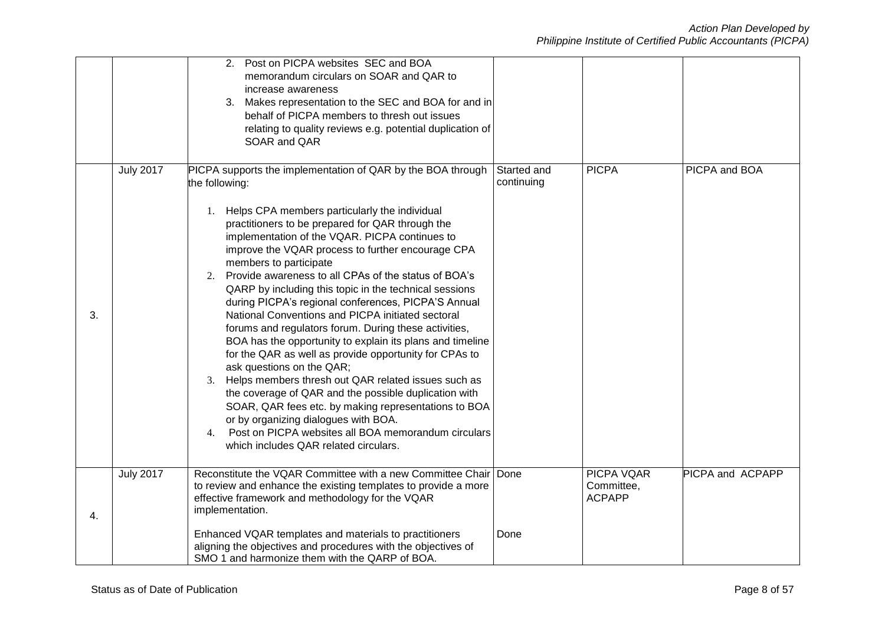| | | | | | |
|---|---|---|---|---|---|
| | | 2. Post on PICPA websites SEC and BOA memorandum circulars on SOAR and QAR to increase awareness<br>3. Makes representation to the SEC and BOA for and in behalf of PICPA members to thresh out issues relating to quality reviews e.g. potential duplication of SOAR and QAR | | | |
| 3. | July 2017 | PICPA supports the implementation of QAR by the BOA through the following:<br><br>1. Helps CPA members particularly the individual practitioners to be prepared for QAR through the implementation of the VQAR. PICPA continues to improve the VQAR process to further encourage CPA members to participate<br>2. Provide awareness to all CPAs of the status of BOA's QARP by including this topic in the technical sessions during PICPA's regional conferences, PICPA'S Annual National Conventions and PICPA initiated sectoral forums and regulators forum. During these activities, BOA has the opportunity to explain its plans and timeline for the QAR as well as provide opportunity for CPAs to ask questions on the QAR;<br>3. Helps members thresh out QAR related issues such as the coverage of QAR and the possible duplication with SOAR, QAR fees etc. by making representations to BOA or by organizing dialogues with BOA.<br>4. Post on PICPA websites all BOA memorandum circulars which includes QAR related circulars. | Started and continuing | PICPA | PICPA and BOA |
| 4. | July 2017 | Reconstitute the VQAR Committee with a new Committee Chair to review and enhance the existing templates to provide a more effective framework and methodology for the VQAR implementation.<br><br>Enhanced VQAR templates and materials to practitioners aligning the objectives and procedures with the objectives of SMO 1 and harmonize them with the QARP of BOA. | Done<br><br>Done | PICPA VQAR Committee, ACPAPP | PICPA and ACPAPP |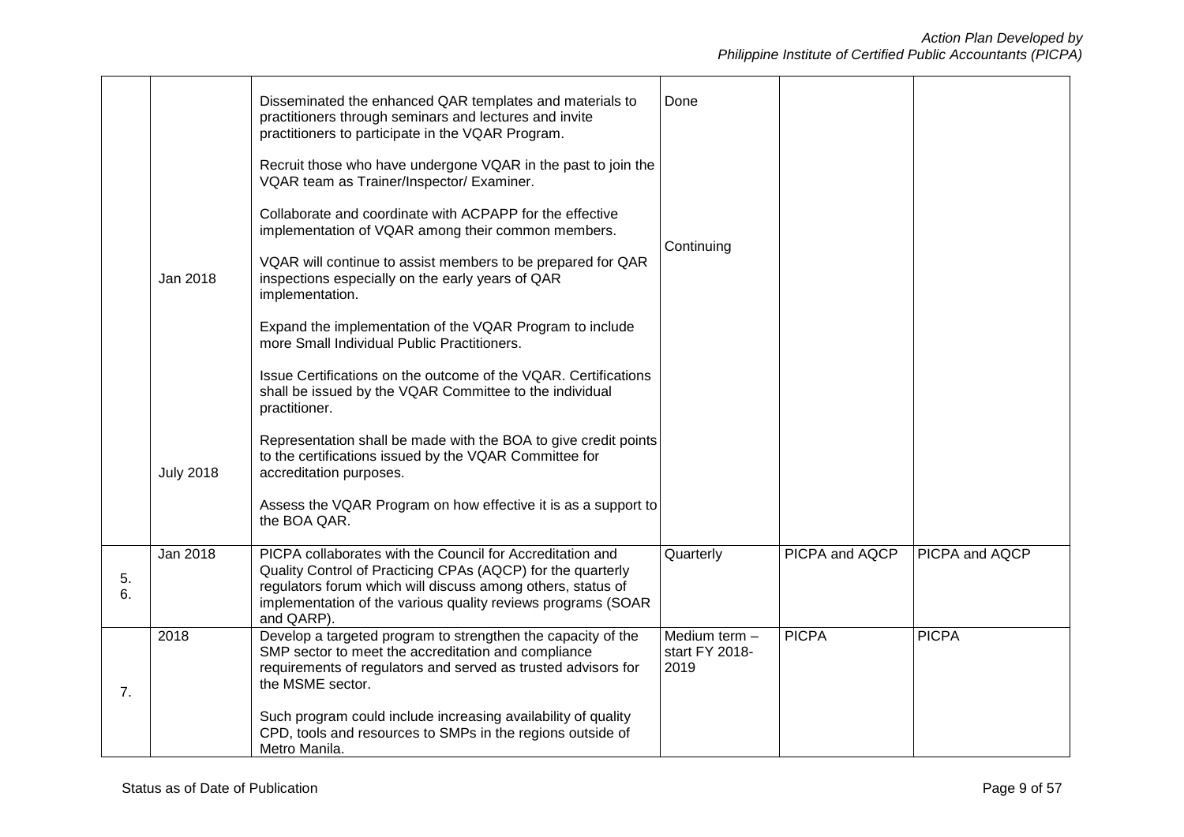| | | | | | |
|---|---|---|---|---|---|
| | Jan 2018<br><br>July 2018 | Disseminated the enhanced QAR templates and materials to practitioners through seminars and lectures and invite practitioners to participate in the VQAR Program.<br><br>Recruit those who have undergone VQAR in the past to join the VQAR team as Trainer/Inspector/ Examiner.<br><br>Collaborate and coordinate with ACPAPP for the effective implementation of VQAR among their common members.<br><br>VQAR will continue to assist members to be prepared for QAR inspections especially on the early years of QAR implementation.<br><br>Expand the implementation of the VQAR Program to include more Small Individual Public Practitioners.<br><br>Issue Certifications on the outcome of the VQAR. Certifications shall be issued by the VQAR Committee to the individual practitioner.<br><br>Representation shall be made with the BOA to give credit points to the certifications issued by the VQAR Committee for accreditation purposes.<br><br>Assess the VQAR Program on how effective it is as a support to the BOA QAR. | Done<br><br>Continuing | | |
| 5.<br>6. | Jan 2018 | PICPA collaborates with the Council for Accreditation and Quality Control of Practicing CPAs (AQCP) for the quarterly regulators forum which will discuss among others, status of implementation of the various quality reviews programs (SOAR and QARP). | Quarterly | PICPA and AQCP | PICPA and AQCP |
| 7. | 2018 | Develop a targeted program to strengthen the capacity of the SMP sector to meet the accreditation and compliance requirements of regulators and served as trusted advisors for the MSME sector.<br><br>Such program could include increasing availability of quality CPD, tools and resources to SMPs in the regions outside of Metro Manila. | Medium term – start FY 2018-2019 | PICPA | PICPA |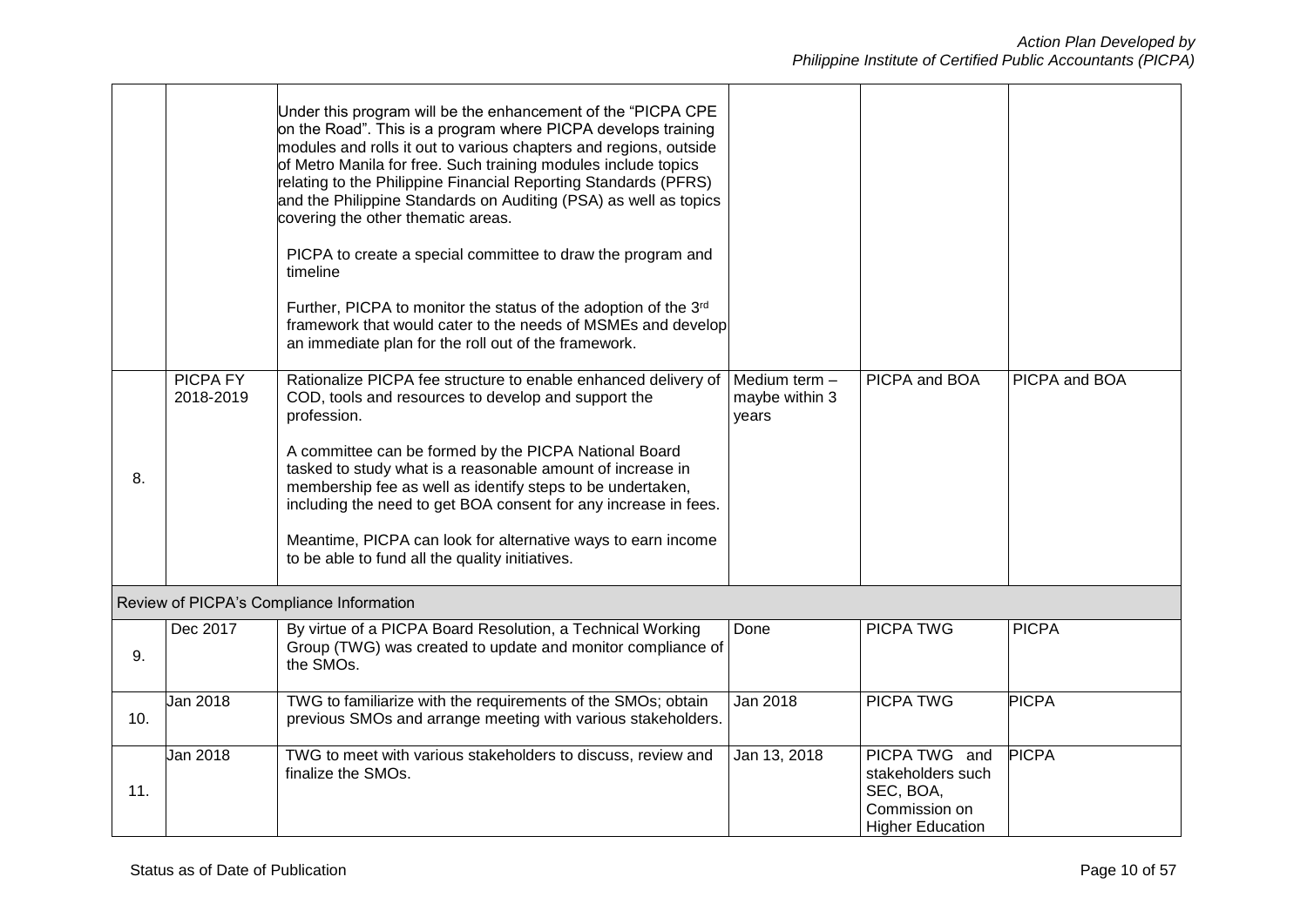| | | | | | |
|---|---|---|---|---|---|
| | | Under this program will be the enhancement of the "PICPA CPE on the Road". This is a program where PICPA develops training modules and rolls it out to various chapters and regions, outside of Metro Manila for free. Such training modules include topics relating to the Philippine Financial Reporting Standards (PFRS) and the Philippine Standards on Auditing (PSA) as well as topics covering the other thematic areas.<br><br>PICPA to create a special committee to draw the program and timeline<br><br>Further, PICPA to monitor the status of the adoption of the 3rd framework that would cater to the needs of MSMEs and develop an immediate plan for the roll out of the framework. | | | |
| 8. | PICPA FY 2018-2019 | Rationalize PICPA fee structure to enable enhanced delivery of COD, tools and resources to develop and support the profession.<br><br>A committee can be formed by the PICPA National Board tasked to study what is a reasonable amount of increase in membership fee as well as identify steps to be undertaken, including the need to get BOA consent for any increase in fees.<br><br>Meantime, PICPA can look for alternative ways to earn income to be able to fund all the quality initiatives. | Medium term – maybe within 3 years | PICPA and BOA | PICPA and BOA |
| **Review of PICPA's Compliance Information** | | | | | |
| 9. | Dec 2017 | By virtue of a PICPA Board Resolution, a Technical Working Group (TWG) was created to update and monitor compliance of the SMOs. | Done | PICPA TWG | PICPA |
| 10. | Jan 2018 | TWG to familiarize with the requirements of the SMOs; obtain previous SMOs and arrange meeting with various stakeholders. | Jan 2018 | PICPA TWG | PICPA |
| 11. | Jan 2018 | TWG to meet with various stakeholders to discuss, review and finalize the SMOs. | Jan 13, 2018 | PICPA TWG and stakeholders such SEC, BOA, Commission on Higher Education | PICPA |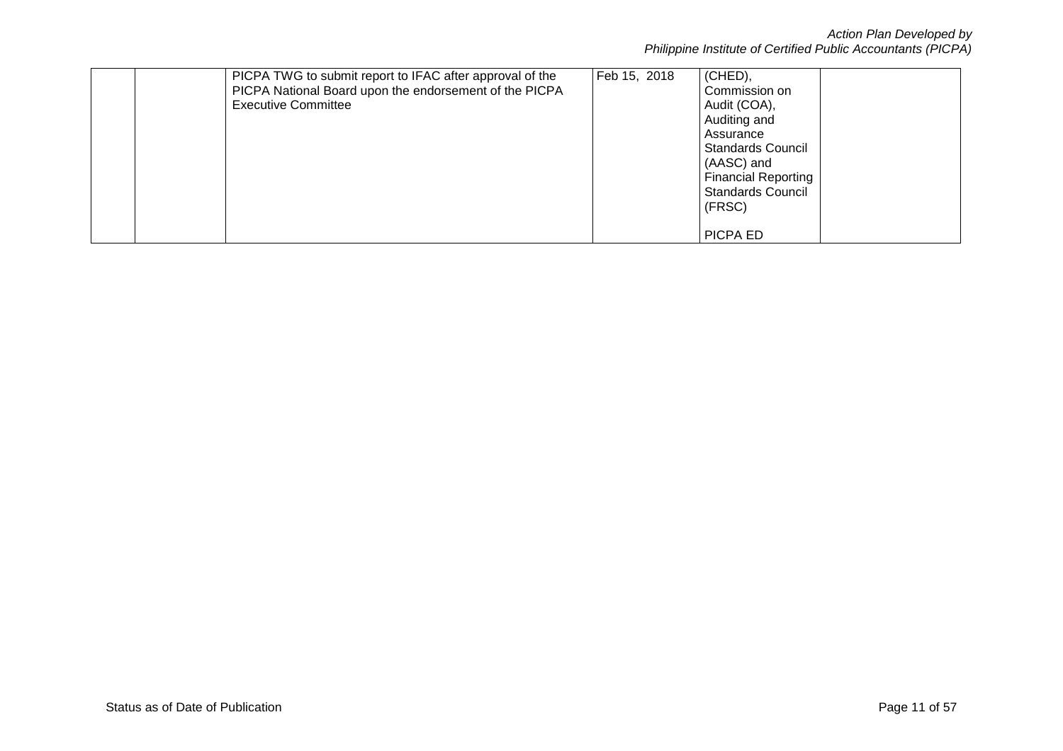|  |  |  |  |  |  |
|---|---|---|---|---|---|
|  |  | PICPA TWG to submit report to IFAC after approval of the PICPA National Board upon the endorsement of the PICPA Executive Committee | Feb 15, 2018 | (CHED), Commission on Audit (COA), Auditing and Assurance Standards Council (AASC) and Financial Reporting Standards Council (FRSC)<br><br>PICPA ED |  |

Status as of Date of Publication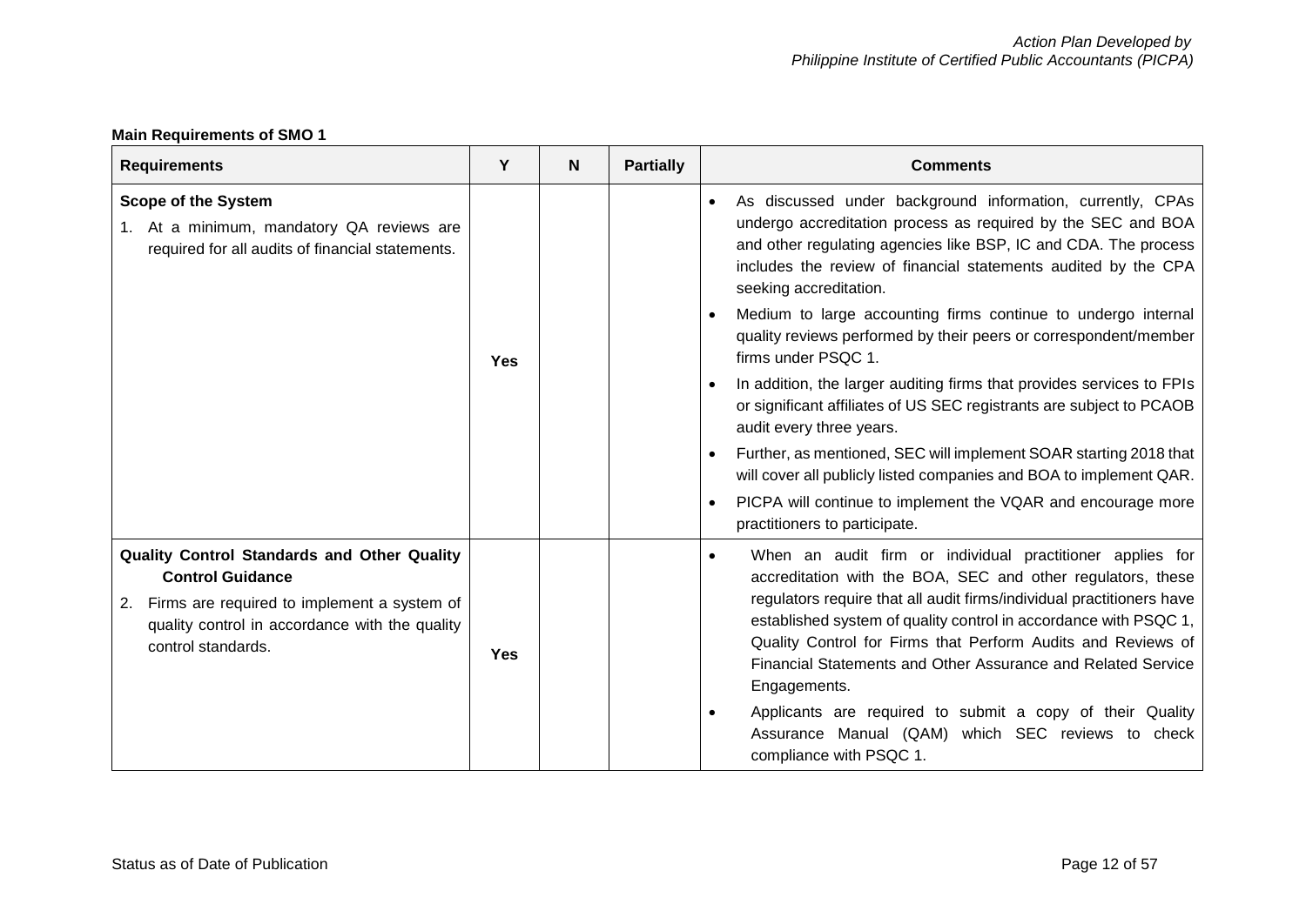**Main Requirements of SMO 1**

| Requirements | Y | N | Partially | Comments |
|---|---|---|---|---|
| **Scope of the System**<br>1. At a minimum, mandatory QA reviews are required for all audits of financial statements. | **Yes** | | | • As discussed under background information, currently, CPAs undergo accreditation process as required by the SEC and BOA and other regulating agencies like BSP, IC and CDA. The process includes the review of financial statements audited by the CPA seeking accreditation.<br>• Medium to large accounting firms continue to undergo internal quality reviews performed by their peers or correspondent/member firms under PSQC 1.<br>• In addition, the larger auditing firms that provides services to FPIs or significant affiliates of US SEC registrants are subject to PCAOB audit every three years.<br>• Further, as mentioned, SEC will implement SOAR starting 2018 that will cover all publicly listed companies and BOA to implement QAR.<br>• PICPA will continue to implement the VQAR and encourage more practitioners to participate. |
| **Quality Control Standards and Other Quality Control Guidance**<br>2. Firms are required to implement a system of quality control in accordance with the quality control standards. | **Yes** | | | • When an audit firm or individual practitioner applies for accreditation with the BOA, SEC and other regulators, these regulators require that all audit firms/individual practitioners have established system of quality control in accordance with PSQC 1, Quality Control for Firms that Perform Audits and Reviews of Financial Statements and Other Assurance and Related Service Engagements.<br>• Applicants are required to submit a copy of their Quality Assurance Manual (QAM) which SEC reviews to check compliance with PSQC 1. |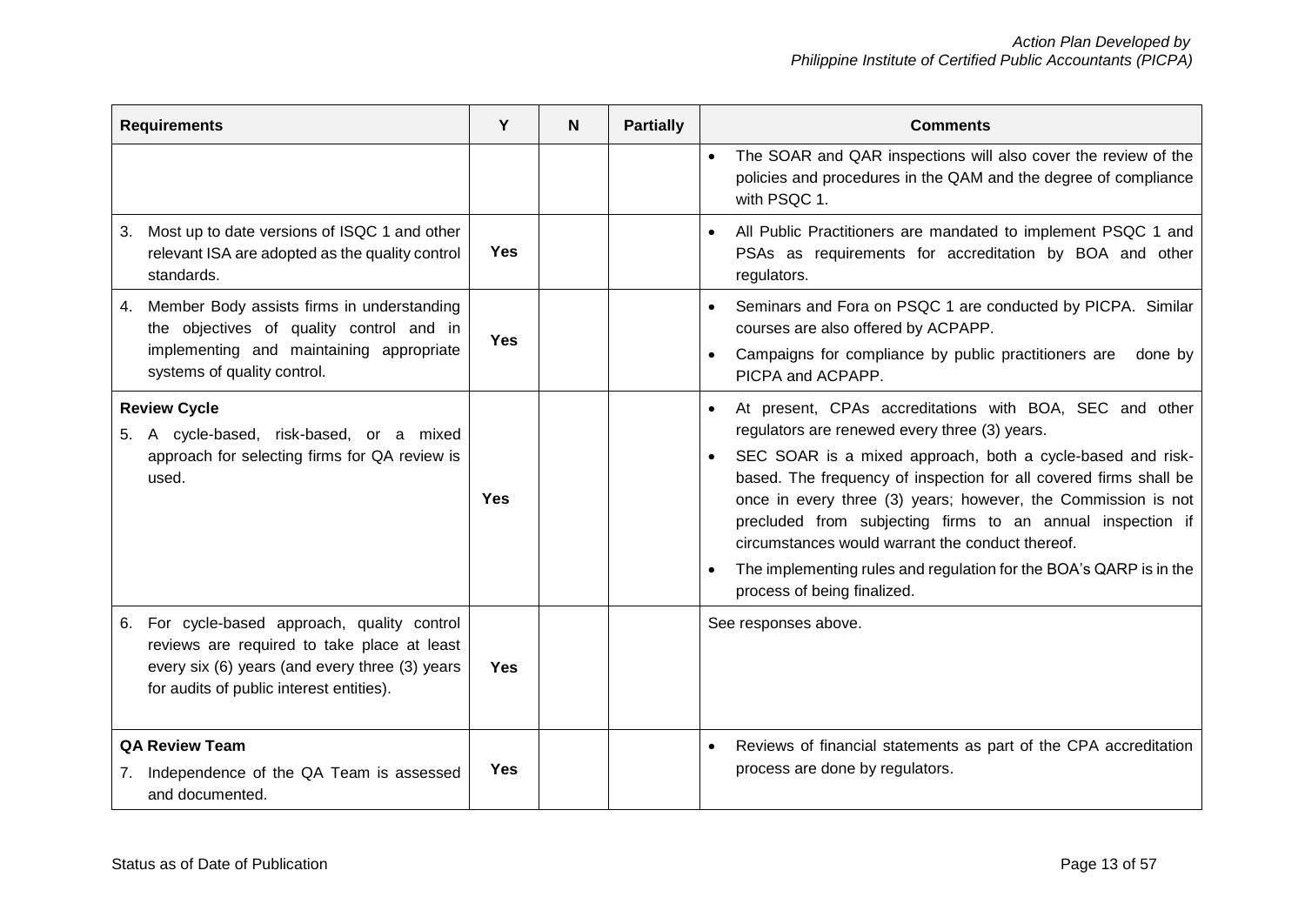| Requirements | Y | N | Partially | Comments |
|---|---|---|---|---|
| | | | | • The SOAR and QAR inspections will also cover the review of the policies and procedures in the QAM and the degree of compliance with PSQC 1. |
| 3. Most up to date versions of ISQC 1 and other relevant ISA are adopted as the quality control standards. | **Yes** | | | • All Public Practitioners are mandated to implement PSQC 1 and PSAs as requirements for accreditation by BOA and other regulators. |
| 4. Member Body assists firms in understanding the objectives of quality control and in implementing and maintaining appropriate systems of quality control. | **Yes** | | | • Seminars and Fora on PSQC 1 are conducted by PICPA. Similar courses are also offered by ACPAPP. <br> • Campaigns for compliance by public practitioners are done by PICPA and ACPAPP. |
| **Review Cycle** <br> 5. A cycle-based, risk-based, or a mixed approach for selecting firms for QA review is used. | **Yes** | | | • At present, CPAs accreditations with BOA, SEC and other regulators are renewed every three (3) years. <br> • SEC SOAR is a mixed approach, both a cycle-based and risk-based. The frequency of inspection for all covered firms shall be once in every three (3) years; however, the Commission is not precluded from subjecting firms to an annual inspection if circumstances would warrant the conduct thereof. <br> • The implementing rules and regulation for the BOA's QARP is in the process of being finalized. |
| 6. For cycle-based approach, quality control reviews are required to take place at least every six (6) years (and every three (3) years for audits of public interest entities). | **Yes** | | | See responses above. |
| **QA Review Team** <br> 7. Independence of the QA Team is assessed and documented. | **Yes** | | | • Reviews of financial statements as part of the CPA accreditation process are done by regulators. |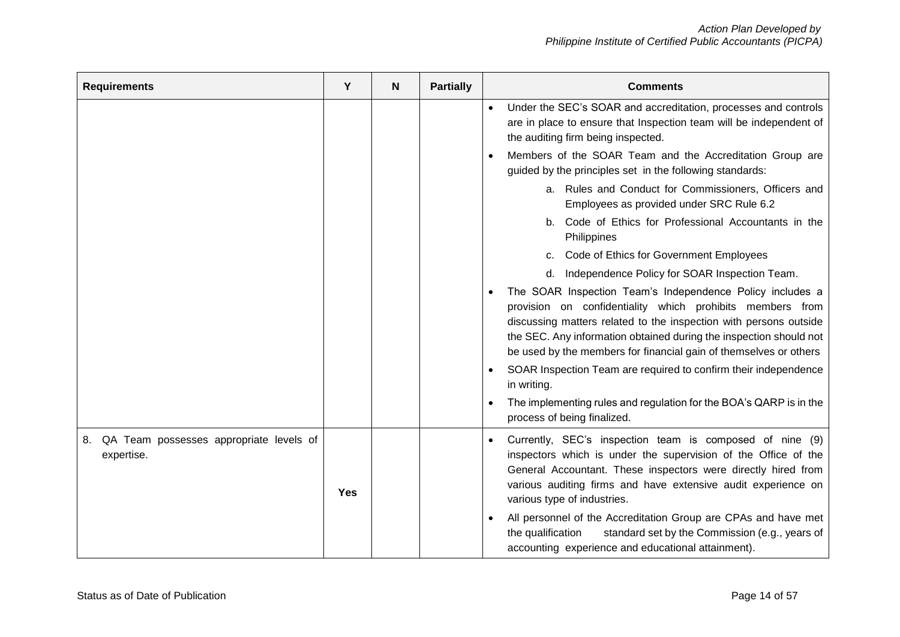| Requirements | Y | N | Partially | Comments |
|---|---|---|---|---|
| | | | | • Under the SEC's SOAR and accreditation, processes and controls are in place to ensure that Inspection team will be independent of the auditing firm being inspected.<br>• Members of the SOAR Team and the Accreditation Group are guided by the principles set in the following standards:<br>a. Rules and Conduct for Commissioners, Officers and Employees as provided under SRC Rule 6.2<br>b. Code of Ethics for Professional Accountants in the Philippines<br>c. Code of Ethics for Government Employees<br>d. Independence Policy for SOAR Inspection Team.<br>• The SOAR Inspection Team's Independence Policy includes a provision on confidentiality which prohibits members from discussing matters related to the inspection with persons outside the SEC. Any information obtained during the inspection should not be used by the members for financial gain of themselves or others<br>• SOAR Inspection Team are required to confirm their independence in writing.<br>• The implementing rules and regulation for the BOA's QARP is in the process of being finalized. |
| 8. QA Team possesses appropriate levels of expertise. | **Yes** | | | • Currently, SEC's inspection team is composed of nine (9) inspectors which is under the supervision of the Office of the General Accountant. These inspectors were directly hired from various auditing firms and have extensive audit experience on various type of industries.<br>• All personnel of the Accreditation Group are CPAs and have met the qualification standard set by the Commission (e.g., years of accounting experience and educational attainment). |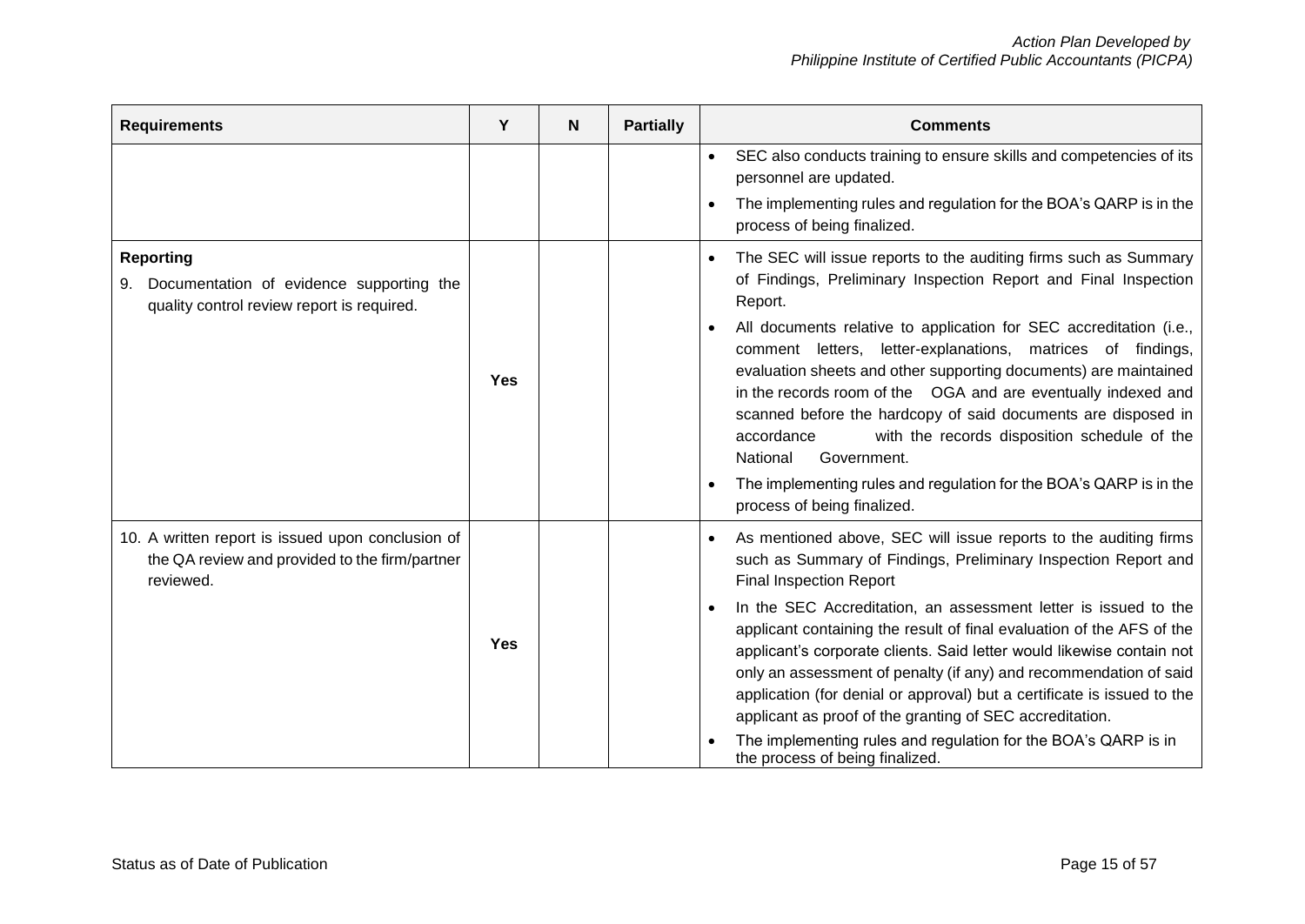| Requirements | Y | N | Partially | Comments |
|---|---|---|---|---|
| | | | | • SEC also conducts training to ensure skills and competencies of its personnel are updated.<br>• The implementing rules and regulation for the BOA's QARP is in the process of being finalized. |
| **Reporting**<br>9. Documentation of evidence supporting the quality control review report is required. | **Yes** | | | • The SEC will issue reports to the auditing firms such as Summary of Findings, Preliminary Inspection Report and Final Inspection Report.<br>• All documents relative to application for SEC accreditation (i.e., comment letters, letter-explanations, matrices of findings, evaluation sheets and other supporting documents) are maintained in the records room of the OGA and are eventually indexed and scanned before the hardcopy of said documents are disposed in accordance with the records disposition schedule of the National Government.<br>• The implementing rules and regulation for the BOA's QARP is in the process of being finalized. |
| 10. A written report is issued upon conclusion of the QA review and provided to the firm/partner reviewed. | **Yes** | | | • As mentioned above, SEC will issue reports to the auditing firms such as Summary of Findings, Preliminary Inspection Report and Final Inspection Report<br>• In the SEC Accreditation, an assessment letter is issued to the applicant containing the result of final evaluation of the AFS of the applicant's corporate clients. Said letter would likewise contain not only an assessment of penalty (if any) and recommendation of said application (for denial or approval) but a certificate is issued to the applicant as proof of the granting of SEC accreditation.<br>• The implementing rules and regulation for the BOA's QARP is in the process of being finalized. |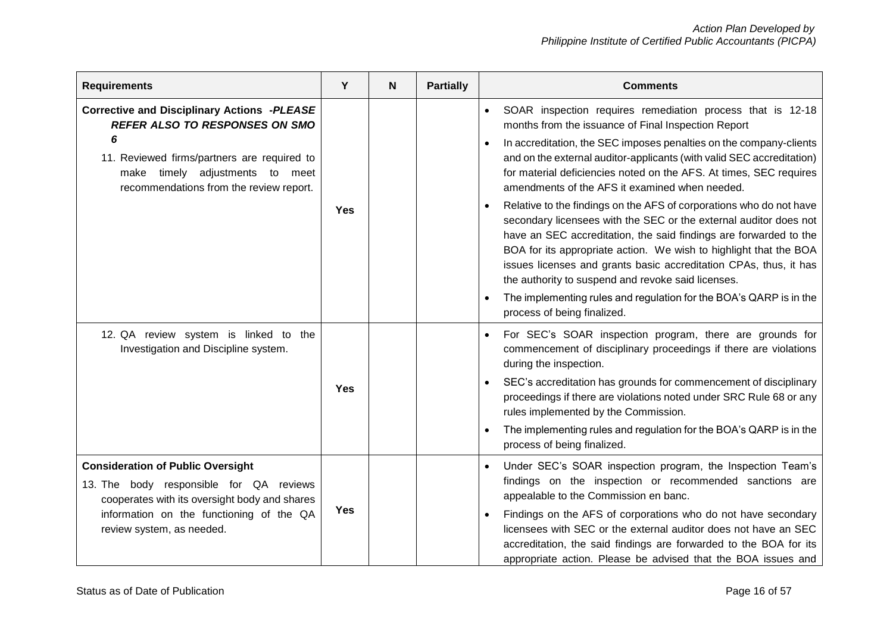| Requirements | Y | N | Partially | Comments |
|---|---|---|---|---|
| **Corrective and Disciplinary Actions** ***-PLEASE REFER ALSO TO RESPONSES ON SMO 6***<br>11. Reviewed firms/partners are required to make timely adjustments to meet recommendations from the review report. | **Yes** | | | • SOAR inspection requires remediation process that is 12-18 months from the issuance of Final Inspection Report<br>• In accreditation, the SEC imposes penalties on the company-clients and on the external auditor-applicants (with valid SEC accreditation) for material deficiencies noted on the AFS. At times, SEC requires amendments of the AFS it examined when needed.<br>• Relative to the findings on the AFS of corporations who do not have secondary licensees with the SEC or the external auditor does not have an SEC accreditation, the said findings are forwarded to the BOA for its appropriate action. We wish to highlight that the BOA issues licenses and grants basic accreditation CPAs, thus, it has the authority to suspend and revoke said licenses.<br>• The implementing rules and regulation for the BOA's QARP is in the process of being finalized. |
| 12. QA review system is linked to the Investigation and Discipline system. | **Yes** | | | • For SEC's SOAR inspection program, there are grounds for commencement of disciplinary proceedings if there are violations during the inspection.<br>• SEC's accreditation has grounds for commencement of disciplinary proceedings if there are violations noted under SRC Rule 68 or any rules implemented by the Commission.<br>• The implementing rules and regulation for the BOA's QARP is in the process of being finalized. |
| **Consideration of Public Oversight**<br>13. The body responsible for QA reviews cooperates with its oversight body and shares information on the functioning of the QA review system, as needed. | **Yes** | | | • Under SEC's SOAR inspection program, the Inspection Team's findings on the inspection or recommended sanctions are appealable to the Commission en banc.<br>• Findings on the AFS of corporations who do not have secondary licensees with SEC or the external auditor does not have an SEC accreditation, the said findings are forwarded to the BOA for its appropriate action. Please be advised that the BOA issues and |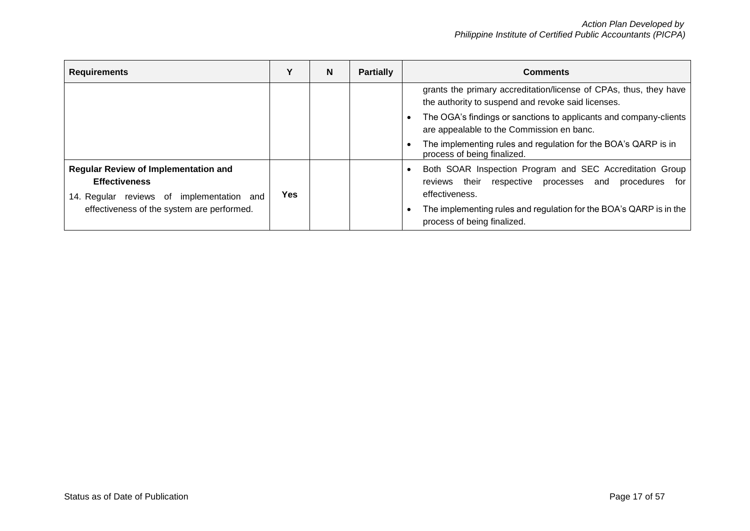| Requirements | Y | N | Partially | Comments |
|---|---|---|---|---|
| | | | | grants the primary accreditation/license of CPAs, thus, they have the authority to suspend and revoke said licenses.<br>• The OGA's findings or sanctions to applicants and company-clients are appealable to the Commission en banc.<br>• The implementing rules and regulation for the BOA's QARP is in process of being finalized. |
| **Regular Review of Implementation and Effectiveness**<br>14. Regular reviews of implementation and effectiveness of the system are performed. | **Yes** | | | • Both SOAR Inspection Program and SEC Accreditation Group reviews their respective processes and procedures for effectiveness.<br>• The implementing rules and regulation for the BOA's QARP is in the process of being finalized. |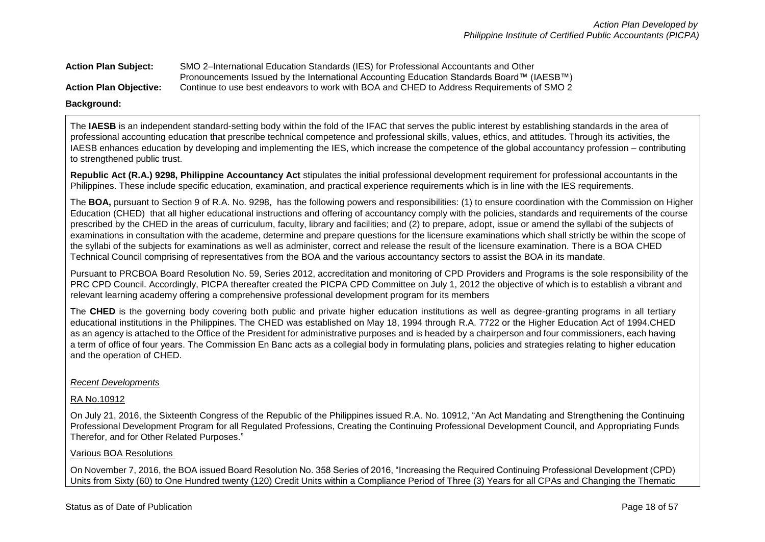**Action Plan Subject:** SMO 2–International Education Standards (IES) for Professional Accountants and Other Pronouncements Issued by the International Accounting Education Standards Board™ (IAESB™)

**Action Plan Objective:** Continue to use best endeavors to work with BOA and CHED to Address Requirements of SMO 2

**Background:**

The **IAESB** is an independent standard-setting body within the fold of the IFAC that serves the public interest by establishing standards in the area of professional accounting education that prescribe technical competence and professional skills, values, ethics, and attitudes. Through its activities, the IAESB enhances education by developing and implementing the IES, which increase the competence of the global accountancy profession – contributing to strengthened public trust.

**Republic Act (R.A.) 9298, Philippine Accountancy Act** stipulates the initial professional development requirement for professional accountants in the Philippines. These include specific education, examination, and practical experience requirements which is in line with the IES requirements.

The **BOA,** pursuant to Section 9 of R.A. No. 9298, has the following powers and responsibilities: (1) to ensure coordination with the Commission on Higher Education (CHED) that all higher educational instructions and offering of accountancy comply with the policies, standards and requirements of the course prescribed by the CHED in the areas of curriculum, faculty, library and facilities; and (2) to prepare, adopt, issue or amend the syllabi of the subjects of examinations in consultation with the academe, determine and prepare questions for the licensure examinations which shall strictly be within the scope of the syllabi of the subjects for examinations as well as administer, correct and release the result of the licensure examination. There is a BOA CHED Technical Council comprising of representatives from the BOA and the various accountancy sectors to assist the BOA in its mandate.

Pursuant to PRCBOA Board Resolution No. 59, Series 2012, accreditation and monitoring of CPD Providers and Programs is the sole responsibility of the PRC CPD Council. Accordingly, PICPA thereafter created the PICPA CPD Committee on July 1, 2012 the objective of which is to establish a vibrant and relevant learning academy offering a comprehensive professional development program for its members

The **CHED** is the governing body covering both public and private higher education institutions as well as degree-granting programs in all tertiary educational institutions in the Philippines. The CHED was established on May 18, 1994 through R.A. 7722 or the Higher Education Act of 1994.CHED as an agency is attached to the Office of the President for administrative purposes and is headed by a chairperson and four commissioners, each having a term of office of four years. The Commission En Banc acts as a collegial body in formulating plans, policies and strategies relating to higher education and the operation of CHED.

*Recent Developments*

RA No.10912

On July 21, 2016, the Sixteenth Congress of the Republic of the Philippines issued R.A. No. 10912, "An Act Mandating and Strengthening the Continuing Professional Development Program for all Regulated Professions, Creating the Continuing Professional Development Council, and Appropriating Funds Therefor, and for Other Related Purposes."

Various BOA Resolutions

On November 7, 2016, the BOA issued Board Resolution No. 358 Series of 2016, "Increasing the Required Continuing Professional Development (CPD) Units from Sixty (60) to One Hundred twenty (120) Credit Units within a Compliance Period of Three (3) Years for all CPAs and Changing the Thematic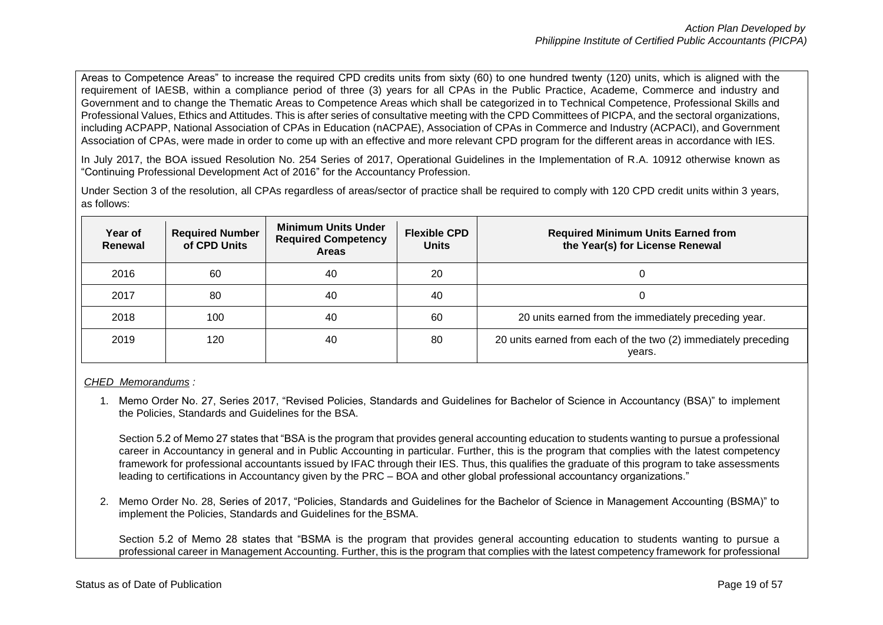Areas to Competence Areas" to increase the required CPD credits units from sixty (60) to one hundred twenty (120) units, which is aligned with the requirement of IAESB, within a compliance period of three (3) years for all CPAs in the Public Practice, Academe, Commerce and industry and Government and to change the Thematic Areas to Competence Areas which shall be categorized in to Technical Competence, Professional Skills and Professional Values, Ethics and Attitudes. This is after series of consultative meeting with the CPD Committees of PICPA, and the sectoral organizations, including ACPAPP, National Association of CPAs in Education (nACPAE), Association of CPAs in Commerce and Industry (ACPACI), and Government Association of CPAs, were made in order to come up with an effective and more relevant CPD program for the different areas in accordance with IES.

In July 2017, the BOA issued Resolution No. 254 Series of 2017, Operational Guidelines in the Implementation of R.A. 10912 otherwise known as "Continuing Professional Development Act of 2016" for the Accountancy Profession.

Under Section 3 of the resolution, all CPAs regardless of areas/sector of practice shall be required to comply with 120 CPD credit units within 3 years, as follows:

| Year of Renewal | Required Number of CPD Units | Minimum Units Under Required Competency Areas | Flexible CPD Units | Required Minimum Units Earned from the Year(s) for License Renewal |
|---|---|---|---|---|
| 2016 | 60 | 40 | 20 | 0 |
| 2017 | 80 | 40 | 40 | 0 |
| 2018 | 100 | 40 | 60 | 20 units earned from the immediately preceding year. |
| 2019 | 120 | 40 | 80 | 20 units earned from each of the two (2) immediately preceding years. |

*CHED Memorandums :*

1. Memo Order No. 27, Series 2017, "Revised Policies, Standards and Guidelines for Bachelor of Science in Accountancy (BSA)" to implement the Policies, Standards and Guidelines for the BSA.

   Section 5.2 of Memo 27 states that "BSA is the program that provides general accounting education to students wanting to pursue a professional career in Accountancy in general and in Public Accounting in particular. Further, this is the program that complies with the latest competency framework for professional accountants issued by IFAC through their IES. Thus, this qualifies the graduate of this program to take assessments leading to certifications in Accountancy given by the PRC – BOA and other global professional accountancy organizations."

2. Memo Order No. 28, Series of 2017, "Policies, Standards and Guidelines for the Bachelor of Science in Management Accounting (BSMA)" to implement the Policies, Standards and Guidelines for the BSMA.

   Section 5.2 of Memo 28 states that "BSMA is the program that provides general accounting education to students wanting to pursue a professional career in Management Accounting. Further, this is the program that complies with the latest competency framework for professional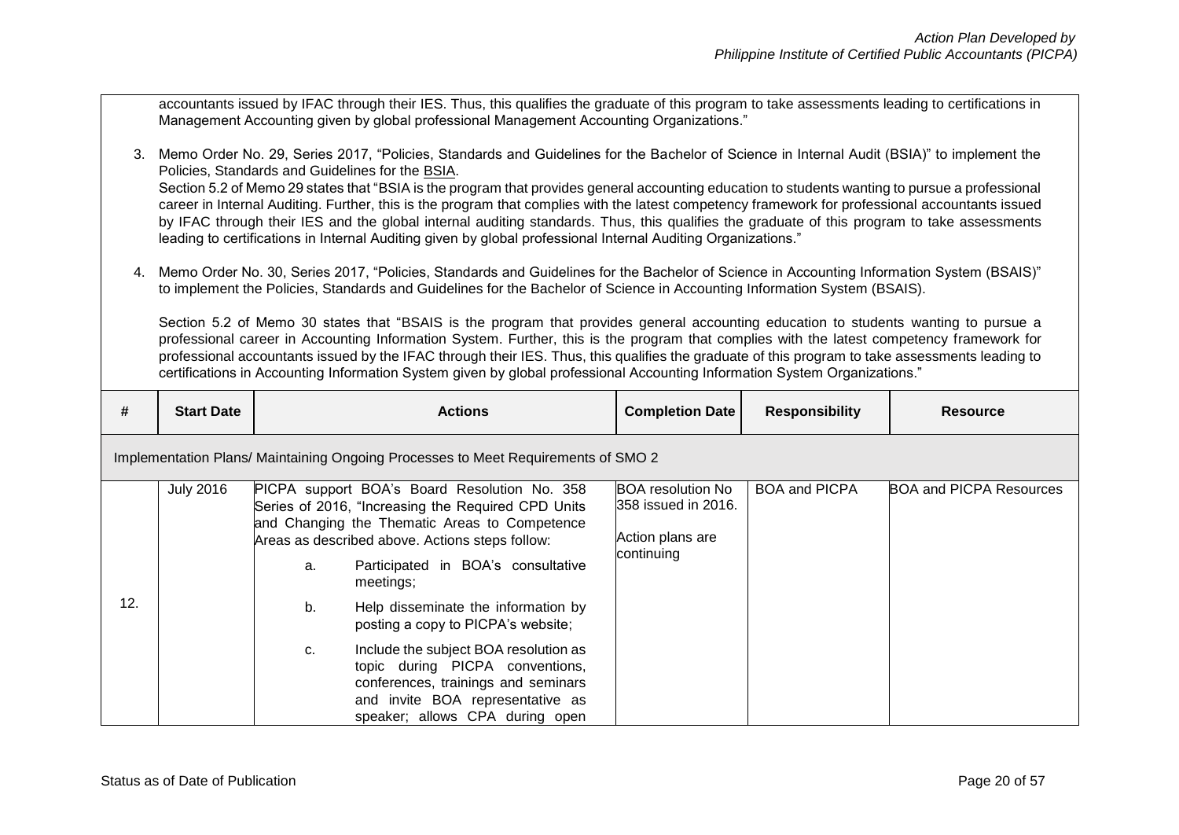accountants issued by IFAC through their IES. Thus, this qualifies the graduate of this program to take assessments leading to certifications in Management Accounting given by global professional Management Accounting Organizations."

3. Memo Order No. 29, Series 2017, "Policies, Standards and Guidelines for the Bachelor of Science in Internal Audit (BSIA)" to implement the Policies, Standards and Guidelines for the BSIA.
   Section 5.2 of Memo 29 states that "BSIA is the program that provides general accounting education to students wanting to pursue a professional career in Internal Auditing. Further, this is the program that complies with the latest competency framework for professional accountants issued by IFAC through their IES and the global internal auditing standards. Thus, this qualifies the graduate of this program to take assessments leading to certifications in Internal Auditing given by global professional Internal Auditing Organizations."

4. Memo Order No. 30, Series 2017, "Policies, Standards and Guidelines for the Bachelor of Science in Accounting Information System (BSAIS)" to implement the Policies, Standards and Guidelines for the Bachelor of Science in Accounting Information System (BSAIS).

   Section 5.2 of Memo 30 states that "BSAIS is the program that provides general accounting education to students wanting to pursue a professional career in Accounting Information System. Further, this is the program that complies with the latest competency framework for professional accountants issued by the IFAC through their IES. Thus, this qualifies the graduate of this program to take assessments leading to certifications in Accounting Information System given by global professional Accounting Information System Organizations."

| # | Start Date | Actions | Completion Date | Responsibility | Resource |
|---|---|---|---|---|---|
| Implementation Plans/ Maintaining Ongoing Processes to Meet Requirements of SMO 2 | | | | | |
| 12. | July 2016 | PICPA support BOA's Board Resolution No. 358 Series of 2016, "Increasing the Required CPD Units and Changing the Thematic Areas to Competence Areas as described above. Actions steps follow:<br>a. Participated in BOA's consultative meetings;<br>b. Help disseminate the information by posting a copy to PICPA's website;<br>c. Include the subject BOA resolution as topic during PICPA conventions, conferences, trainings and seminars and invite BOA representative as speaker; allows CPA during open | BOA resolution No 358 issued in 2016.<br><br>Action plans are continuing | BOA and PICPA | BOA and PICPA Resources |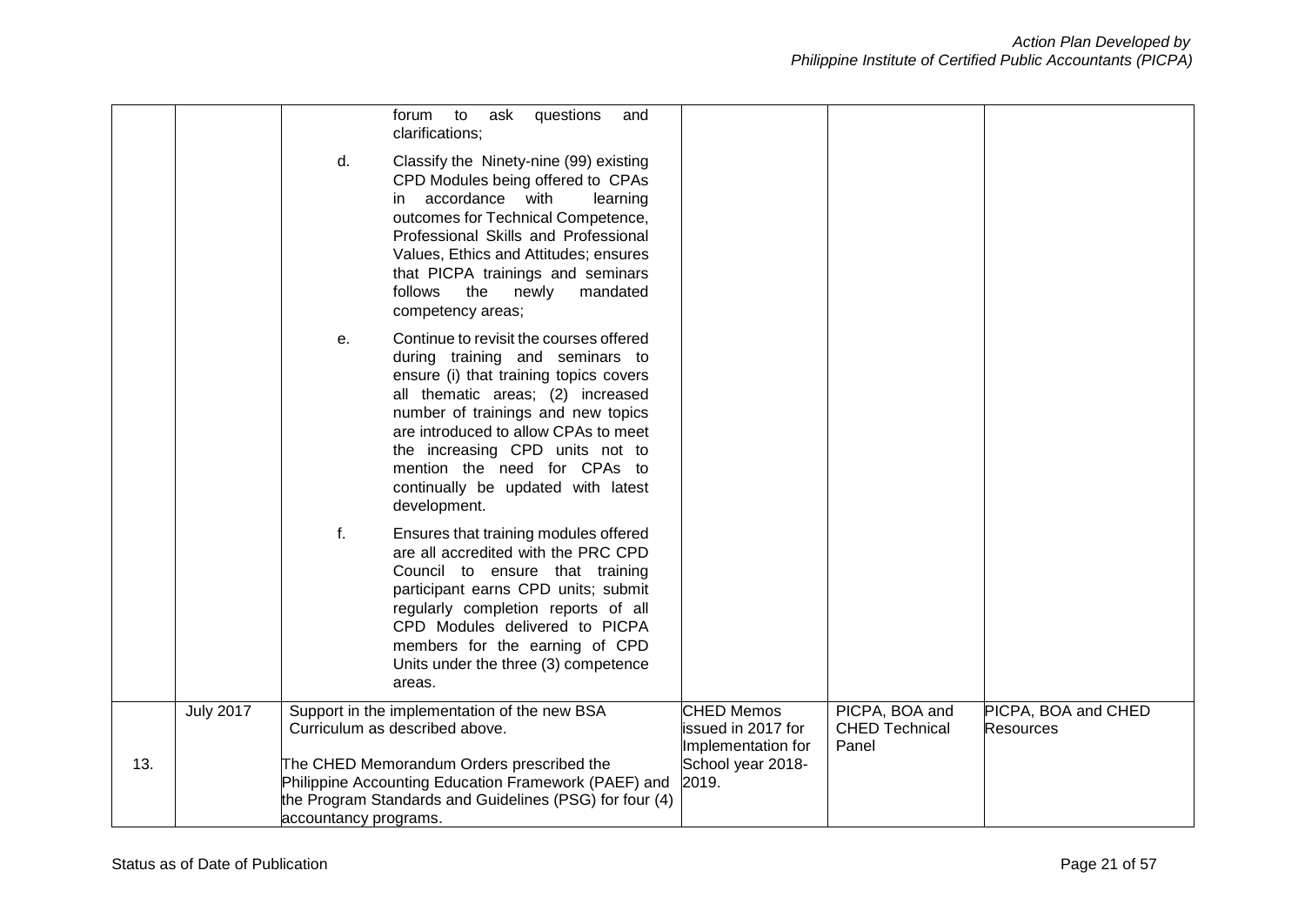| | | | | | |
|---|---|---|---|---|---|
| | | forum to ask questions and clarifications;<br><br>d. Classify the Ninety-nine (99) existing CPD Modules being offered to CPAs in accordance with learning outcomes for Technical Competence, Professional Skills and Professional Values, Ethics and Attitudes; ensures that PICPA trainings and seminars follows the newly mandated competency areas;<br><br>e. Continue to revisit the courses offered during training and seminars to ensure (i) that training topics covers all thematic areas; (2) increased number of trainings and new topics are introduced to allow CPAs to meet the increasing CPD units not to mention the need for CPAs to continually be updated with latest development.<br><br>f. Ensures that training modules offered are all accredited with the PRC CPD Council to ensure that training participant earns CPD units; submit regularly completion reports of all CPD Modules delivered to PICPA members for the earning of CPD Units under the three (3) competence areas. | | | |
| 13. | July 2017 | Support in the implementation of the new BSA Curriculum as described above.<br><br>The CHED Memorandum Orders prescribed the Philippine Accounting Education Framework (PAEF) and the Program Standards and Guidelines (PSG) for four (4) accountancy programs. | CHED Memos issued in 2017 for Implementation for School year 2018-2019. | PICPA, BOA and CHED Technical Panel | PICPA, BOA and CHED Resources |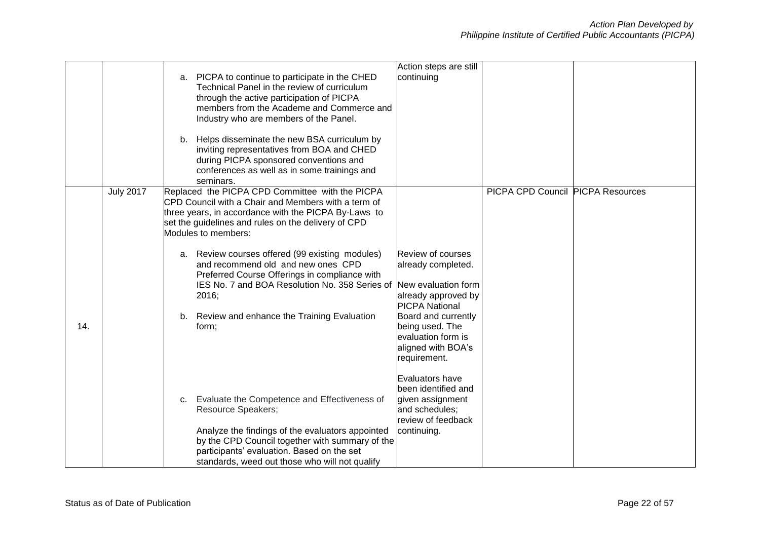| | | | | | |
|---|---|---|---|---|---|
| | | a. PICPA to continue to participate in the CHED Technical Panel in the review of curriculum through the active participation of PICPA members from the Academe and Commerce and Industry who are members of the Panel.<br><br>b. Helps disseminate the new BSA curriculum by inviting representatives from BOA and CHED during PICPA sponsored conventions and conferences as well as in some trainings and seminars. | Action steps are still continuing | | |
| 14. | July 2017 | Replaced the PICPA CPD Committee with the PICPA CPD Council with a Chair and Members with a term of three years, in accordance with the PICPA By-Laws to set the guidelines and rules on the delivery of CPD Modules to members:<br><br>a. Review courses offered (99 existing modules) and recommend old and new ones CPD Preferred Course Offerings in compliance with IES No. 7 and BOA Resolution No. 358 Series of 2016;<br><br>b. Review and enhance the Training Evaluation form;<br><br>c. Evaluate the Competence and Effectiveness of Resource Speakers;<br><br>Analyze the findings of the evaluators appointed by the CPD Council together with summary of the participants' evaluation. Based on the set standards, weed out those who will not qualify | Review of courses already completed.<br><br>New evaluation form already approved by PICPA National Board and currently being used. The evaluation form is aligned with BOA's requirement.<br><br>Evaluators have been identified and given assignment and schedules; review of feedback continuing. | PICPA CPD Council | PICPA Resources |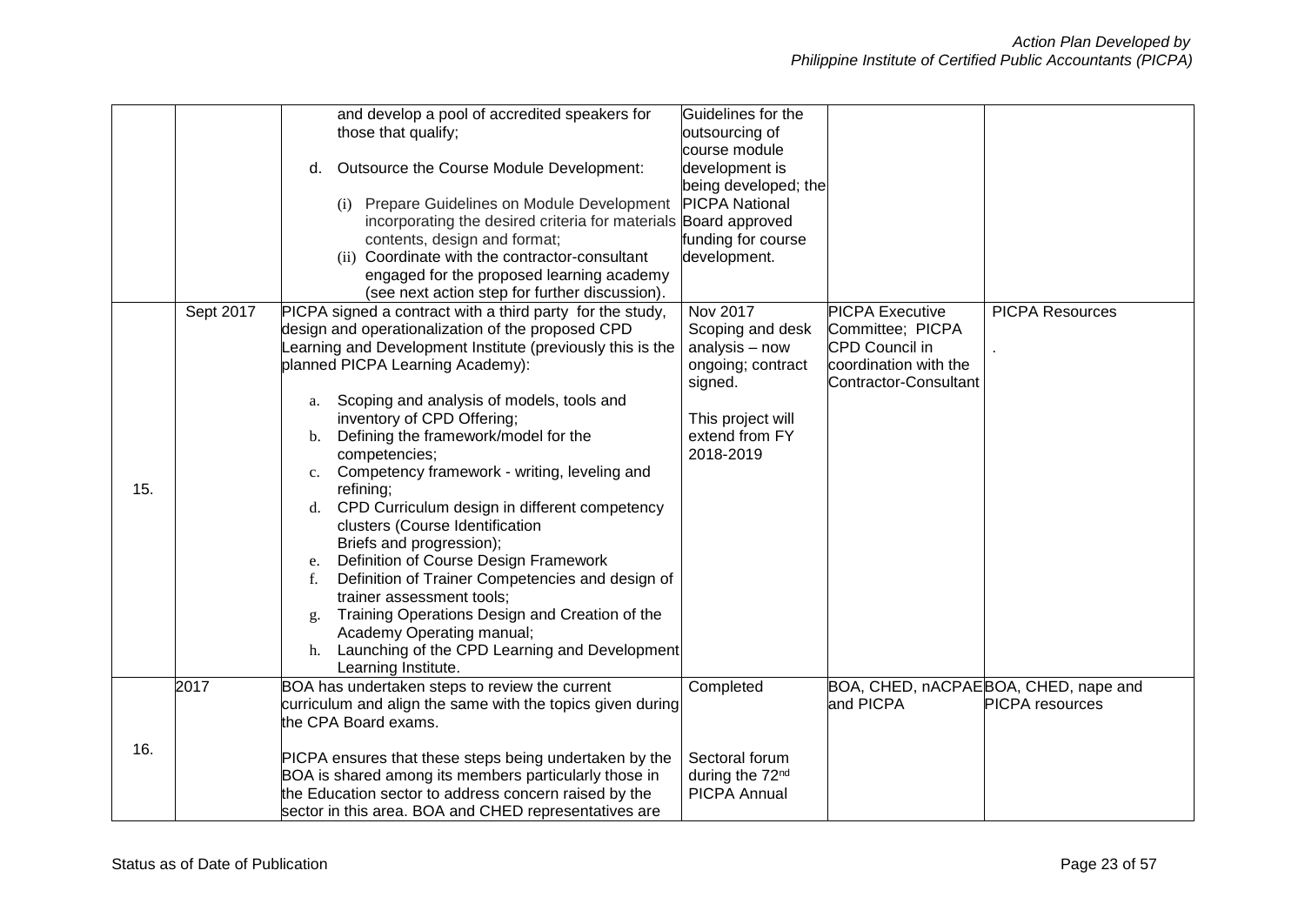| | | | | | |
|---|---|---|---|---|---|
| | | and develop a pool of accredited speakers for those that qualify;<br><br>d. Outsource the Course Module Development:<br><br>(i) Prepare Guidelines on Module Development incorporating the desired criteria for materials contents, design and format;<br>(ii) Coordinate with the contractor-consultant engaged for the proposed learning academy (see next action step for further discussion). | Guidelines for the outsourcing of course module development is being developed; the PICPA National Board approved funding for course development. | | |
| 15. | Sept 2017 | PICPA signed a contract with a third party for the study, design and operationalization of the proposed CPD Learning and Development Institute (previously this is the planned PICPA Learning Academy):<br><br>a. Scoping and analysis of models, tools and inventory of CPD Offering;<br>b. Defining the framework/model for the competencies;<br>c. Competency framework - writing, leveling and refining;<br>d. CPD Curriculum design in different competency clusters (Course Identification Briefs and progression);<br>e. Definition of Course Design Framework<br>f. Definition of Trainer Competencies and design of trainer assessment tools;<br>g. Training Operations Design and Creation of the Academy Operating manual;<br>h. Launching of the CPD Learning and Development Learning Institute. | Nov 2017 Scoping and desk analysis – now ongoing; contract signed.<br><br>This project will extend from FY 2018-2019 | PICPA Executive Committee; PICPA CPD Council in coordination with the Contractor-Consultant | PICPA Resources<br><br>. |
| 16. | 2017 | BOA has undertaken steps to review the current curriculum and align the same with the topics given during the CPA Board exams.<br><br>PICPA ensures that these steps being undertaken by the BOA is shared among its members particularly those in the Education sector to address concern raised by the sector in this area. BOA and CHED representatives are | Completed<br><br><br>Sectoral forum during the 72nd PICPA Annual | BOA, CHED, nACPAE and PICPA | BOA, CHED, nape and PICPA resources |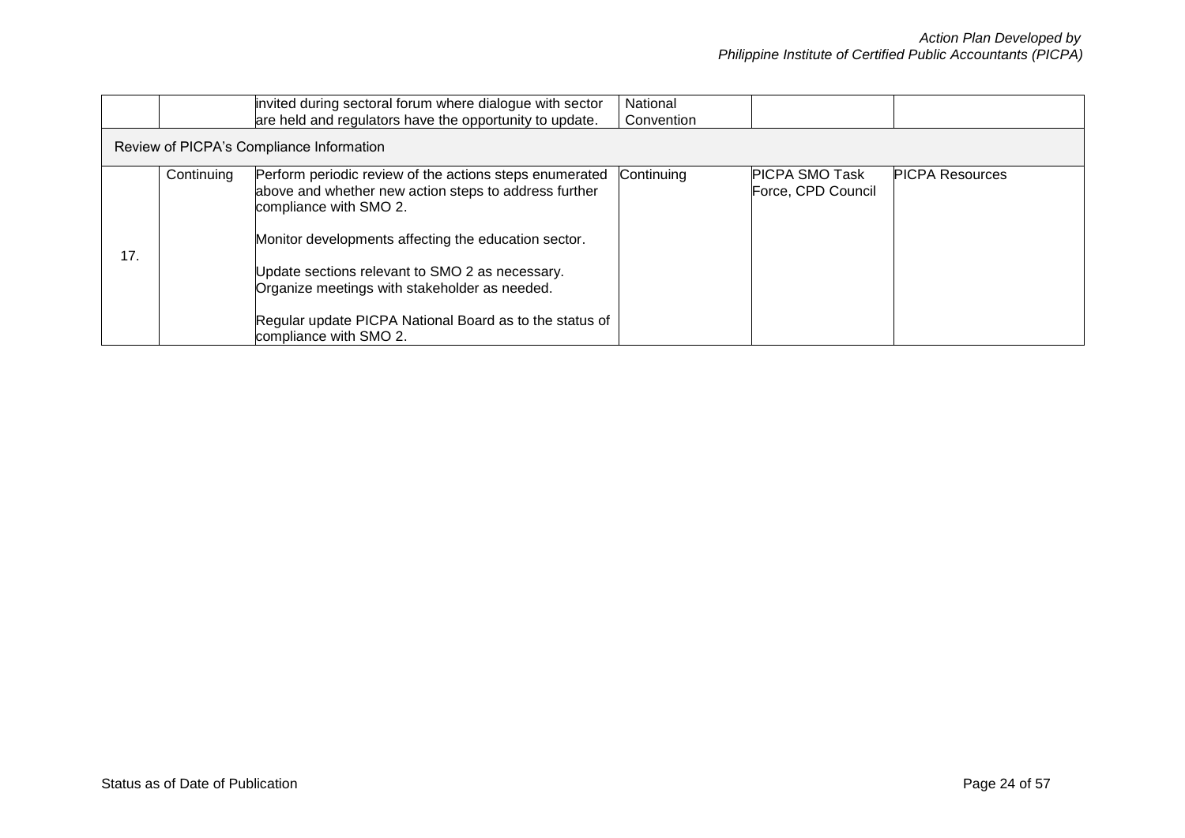| | | | | | |
|---|---|---|---|---|---|
| | | invited during sectoral forum where dialogue with sector are held and regulators have the opportunity to update. | National Convention | | |
| Review of PICPA's Compliance Information | | | | | |
| 17. | Continuing | Perform periodic review of the actions steps enumerated above and whether new action steps to address further compliance with SMO 2.<br><br>Monitor developments affecting the education sector.<br><br>Update sections relevant to SMO 2 as necessary.<br>Organize meetings with stakeholder as needed.<br><br>Regular update PICPA National Board as to the status of compliance with SMO 2. | Continuing | PICPA SMO Task Force, CPD Council | PICPA Resources |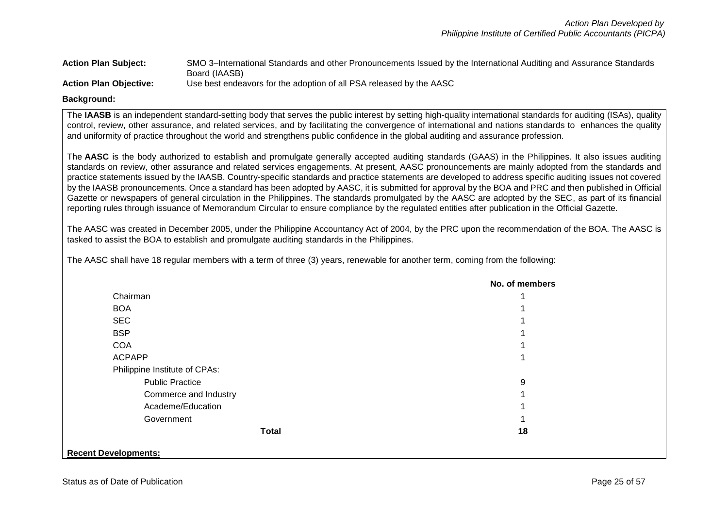**Action Plan Subject:** SMO 3–International Standards and other Pronouncements Issued by the International Auditing and Assurance Standards Board (IAASB)

**Action Plan Objective:** Use best endeavors for the adoption of all PSA released by the AASC

**Background:**

The **IAASB** is an independent standard-setting body that serves the public interest by setting high-quality international standards for auditing (ISAs), quality control, review, other assurance, and related services, and by facilitating the convergence of international and nations standards to enhances the quality and uniformity of practice throughout the world and strengthens public confidence in the global auditing and assurance profession.

The **AASC** is the body authorized to establish and promulgate generally accepted auditing standards (GAAS) in the Philippines. It also issues auditing standards on review, other assurance and related services engagements. At present, AASC pronouncements are mainly adopted from the standards and practice statements issued by the IAASB. Country-specific standards and practice statements are developed to address specific auditing issues not covered by the IAASB pronouncements. Once a standard has been adopted by AASC, it is submitted for approval by the BOA and PRC and then published in Official Gazette or newspapers of general circulation in the Philippines. The standards promulgated by the AASC are adopted by the SEC, as part of its financial reporting rules through issuance of Memorandum Circular to ensure compliance by the regulated entities after publication in the Official Gazette.

The AASC was created in December 2005, under the Philippine Accountancy Act of 2004, by the PRC upon the recommendation of the BOA. The AASC is tasked to assist the BOA to establish and promulgate auditing standards in the Philippines.

The AASC shall have 18 regular members with a term of three (3) years, renewable for another term, coming from the following:

| | No. of members |
|---|---|
| Chairman | 1 |
| BOA | 1 |
| SEC | 1 |
| BSP | 1 |
| COA | 1 |
| ACPAPP | 1 |
| Philippine Institute of CPAs: | |
| Public Practice | 9 |
| Commerce and Industry | 1 |
| Academe/Education | 1 |
| Government | 1 |
| **Total** | **18** |

**Recent Developments:**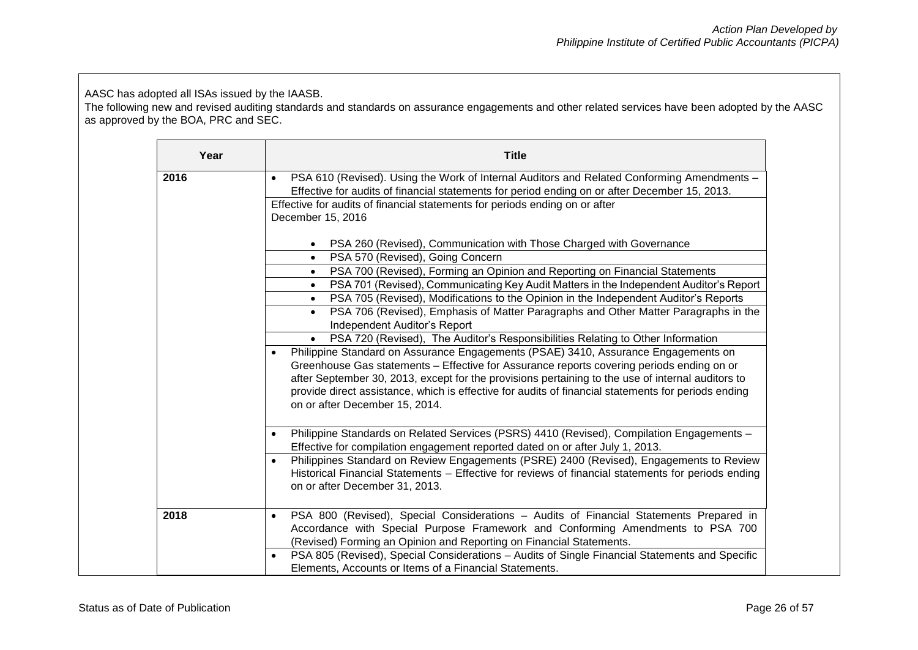AASC has adopted all ISAs issued by the IAASB.
The following new and revised auditing standards and standards on assurance engagements and other related services have been adopted by the AASC as approved by the BOA, PRC and SEC.

| Year | Title |
|---|---|
| **2016** | • PSA 610 (Revised). Using the Work of Internal Auditors and Related Conforming Amendments – Effective for audits of financial statements for period ending on or after December 15, 2013. |
| | Effective for audits of financial statements for periods ending on or after December 15, 2016<br><br>• PSA 260 (Revised), Communication with Those Charged with Governance |
| | • PSA 570 (Revised), Going Concern |
| | • PSA 700 (Revised), Forming an Opinion and Reporting on Financial Statements |
| | • PSA 701 (Revised), Communicating Key Audit Matters in the Independent Auditor's Report |
| | • PSA 705 (Revised), Modifications to the Opinion in the Independent Auditor's Reports |
| | • PSA 706 (Revised), Emphasis of Matter Paragraphs and Other Matter Paragraphs in the Independent Auditor's Report |
| | • PSA 720 (Revised), The Auditor's Responsibilities Relating to Other Information |
| | • Philippine Standard on Assurance Engagements (PSAE) 3410, Assurance Engagements on Greenhouse Gas statements – Effective for Assurance reports covering periods ending on or after September 30, 2013, except for the provisions pertaining to the use of internal auditors to provide direct assistance, which is effective for audits of financial statements for periods ending on or after December 15, 2014. |
| | • Philippine Standards on Related Services (PSRS) 4410 (Revised), Compilation Engagements – Effective for compilation engagement reported dated on or after July 1, 2013. |
| | • Philippines Standard on Review Engagements (PSRE) 2400 (Revised), Engagements to Review Historical Financial Statements – Effective for reviews of financial statements for periods ending on or after December 31, 2013. |
| **2018** | • PSA 800 (Revised), Special Considerations – Audits of Financial Statements Prepared in Accordance with Special Purpose Framework and Conforming Amendments to PSA 700 (Revised) Forming an Opinion and Reporting on Financial Statements. |
| | • PSA 805 (Revised), Special Considerations – Audits of Single Financial Statements and Specific Elements, Accounts or Items of a Financial Statements. |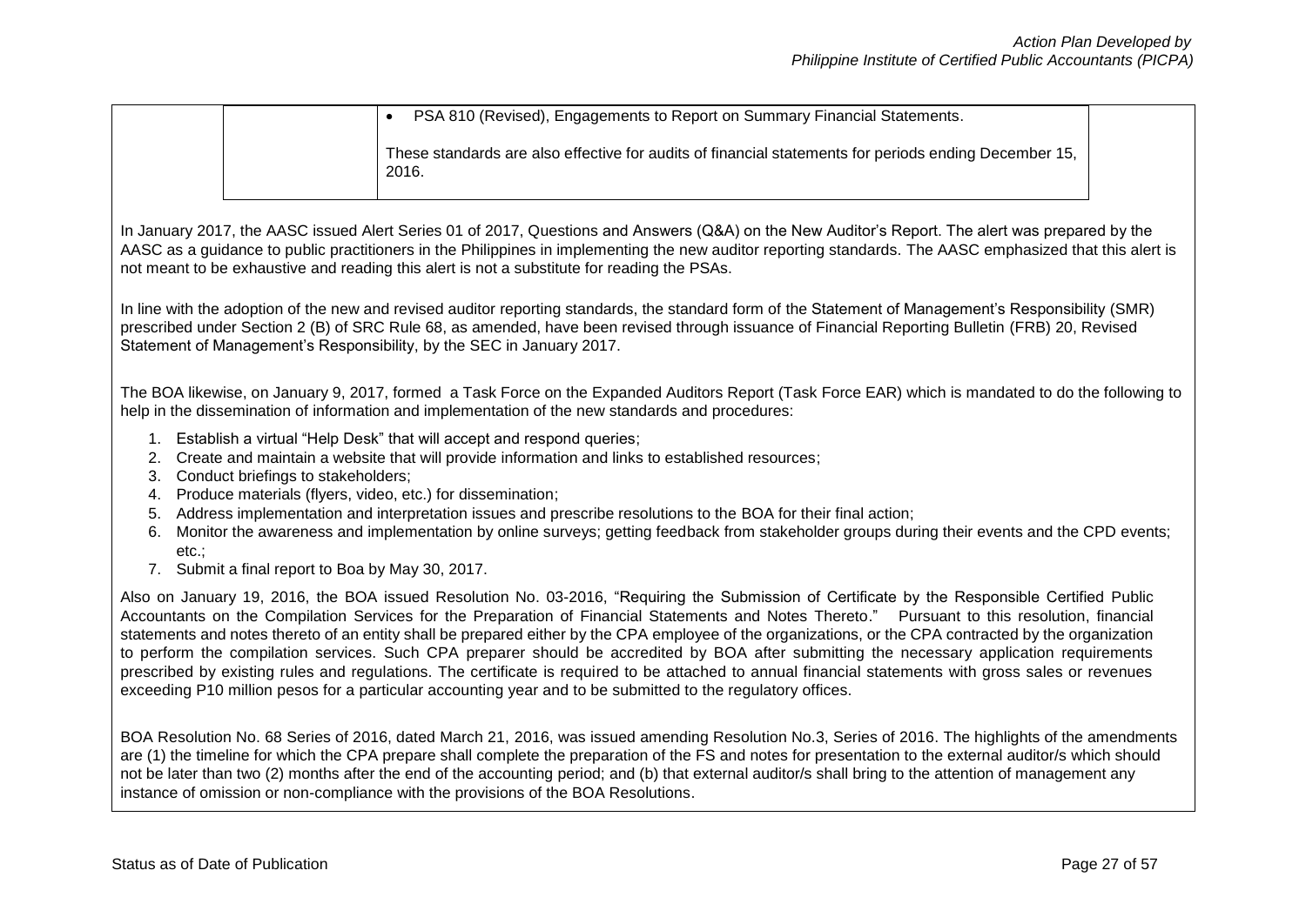| | | |
|---|---|---|
| | | • PSA 810 (Revised), Engagements to Report on Summary Financial Statements.<br><br>These standards are also effective for audits of financial statements for periods ending December 15, 2016. |

In January 2017, the AASC issued Alert Series 01 of 2017, Questions and Answers (Q&A) on the New Auditor's Report. The alert was prepared by the AASC as a guidance to public practitioners in the Philippines in implementing the new auditor reporting standards. The AASC emphasized that this alert is not meant to be exhaustive and reading this alert is not a substitute for reading the PSAs.

In line with the adoption of the new and revised auditor reporting standards, the standard form of the Statement of Management's Responsibility (SMR) prescribed under Section 2 (B) of SRC Rule 68, as amended, have been revised through issuance of Financial Reporting Bulletin (FRB) 20, Revised Statement of Management's Responsibility, by the SEC in January 2017.

The BOA likewise, on January 9, 2017, formed a Task Force on the Expanded Auditors Report (Task Force EAR) which is mandated to do the following to help in the dissemination of information and implementation of the new standards and procedures:

1. Establish a virtual "Help Desk" that will accept and respond queries;
2. Create and maintain a website that will provide information and links to established resources;
3. Conduct briefings to stakeholders;
4. Produce materials (flyers, video, etc.) for dissemination;
5. Address implementation and interpretation issues and prescribe resolutions to the BOA for their final action;
6. Monitor the awareness and implementation by online surveys; getting feedback from stakeholder groups during their events and the CPD events; etc.;
7. Submit a final report to Boa by May 30, 2017.

Also on January 19, 2016, the BOA issued Resolution No. 03-2016, "Requiring the Submission of Certificate by the Responsible Certified Public Accountants on the Compilation Services for the Preparation of Financial Statements and Notes Thereto." Pursuant to this resolution, financial statements and notes thereto of an entity shall be prepared either by the CPA employee of the organizations, or the CPA contracted by the organization to perform the compilation services. Such CPA preparer should be accredited by BOA after submitting the necessary application requirements prescribed by existing rules and regulations. The certificate is required to be attached to annual financial statements with gross sales or revenues exceeding P10 million pesos for a particular accounting year and to be submitted to the regulatory offices.

BOA Resolution No. 68 Series of 2016, dated March 21, 2016, was issued amending Resolution No.3, Series of 2016. The highlights of the amendments are (1) the timeline for which the CPA prepare shall complete the preparation of the FS and notes for presentation to the external auditor/s which should not be later than two (2) months after the end of the accounting period; and (b) that external auditor/s shall bring to the attention of management any instance of omission or non-compliance with the provisions of the BOA Resolutions.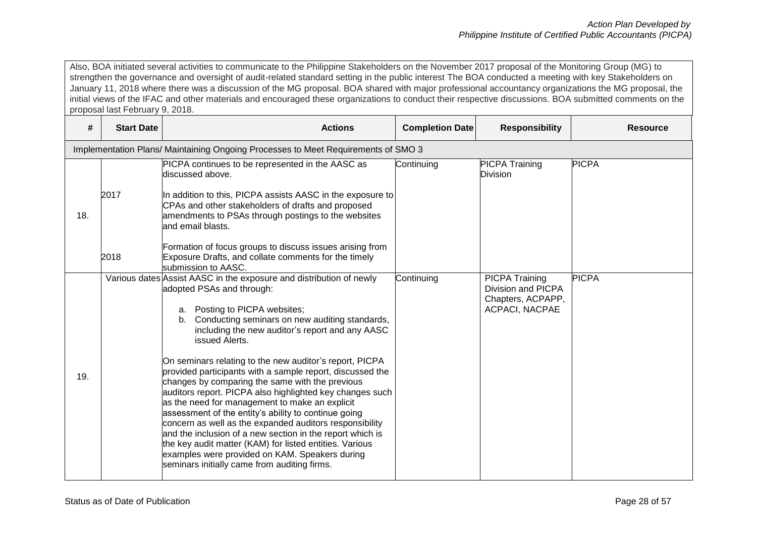Also, BOA initiated several activities to communicate to the Philippine Stakeholders on the November 2017 proposal of the Monitoring Group (MG) to strengthen the governance and oversight of audit-related standard setting in the public interest The BOA conducted a meeting with key Stakeholders on January 11, 2018 where there was a discussion of the MG proposal. BOA shared with major professional accountancy organizations the MG proposal, the initial views of the IFAC and other materials and encouraged these organizations to conduct their respective discussions. BOA submitted comments on the proposal last February 9, 2018.

| # | Start Date | Actions | Completion Date | Responsibility | Resource |
|---|---|---|---|---|---|
| Implementation Plans/ Maintaining Ongoing Processes to Meet Requirements of SMO 3 | | | | | |
| 18. | <br><br>2017<br><br><br><br>2018 | PICPA continues to be represented in the AASC as discussed above.<br><br>In addition to this, PICPA assists AASC in the exposure to CPAs and other stakeholders of drafts and proposed amendments to PSAs through postings to the websites and email blasts.<br><br>Formation of focus groups to discuss issues arising from Exposure Drafts, and collate comments for the timely submission to AASC. | Continuing | PICPA Training Division | PICPA |
| 19. | Various dates | Assist AASC in the exposure and distribution of newly adopted PSAs and through:<br><br>a. Posting to PICPA websites;<br>b. Conducting seminars on new auditing standards, including the new auditor's report and any AASC issued Alerts.<br><br>On seminars relating to the new auditor's report, PICPA provided participants with a sample report, discussed the changes by comparing the same with the previous auditors report. PICPA also highlighted key changes such as the need for management to make an explicit assessment of the entity's ability to continue going concern as well as the expanded auditors responsibility and the inclusion of a new section in the report which is the key audit matter (KAM) for listed entities. Various examples were provided on KAM. Speakers during seminars initially came from auditing firms. | Continuing | PICPA Training Division and PICPA Chapters, ACPAPP, ACPACI, NACPAE | PICPA |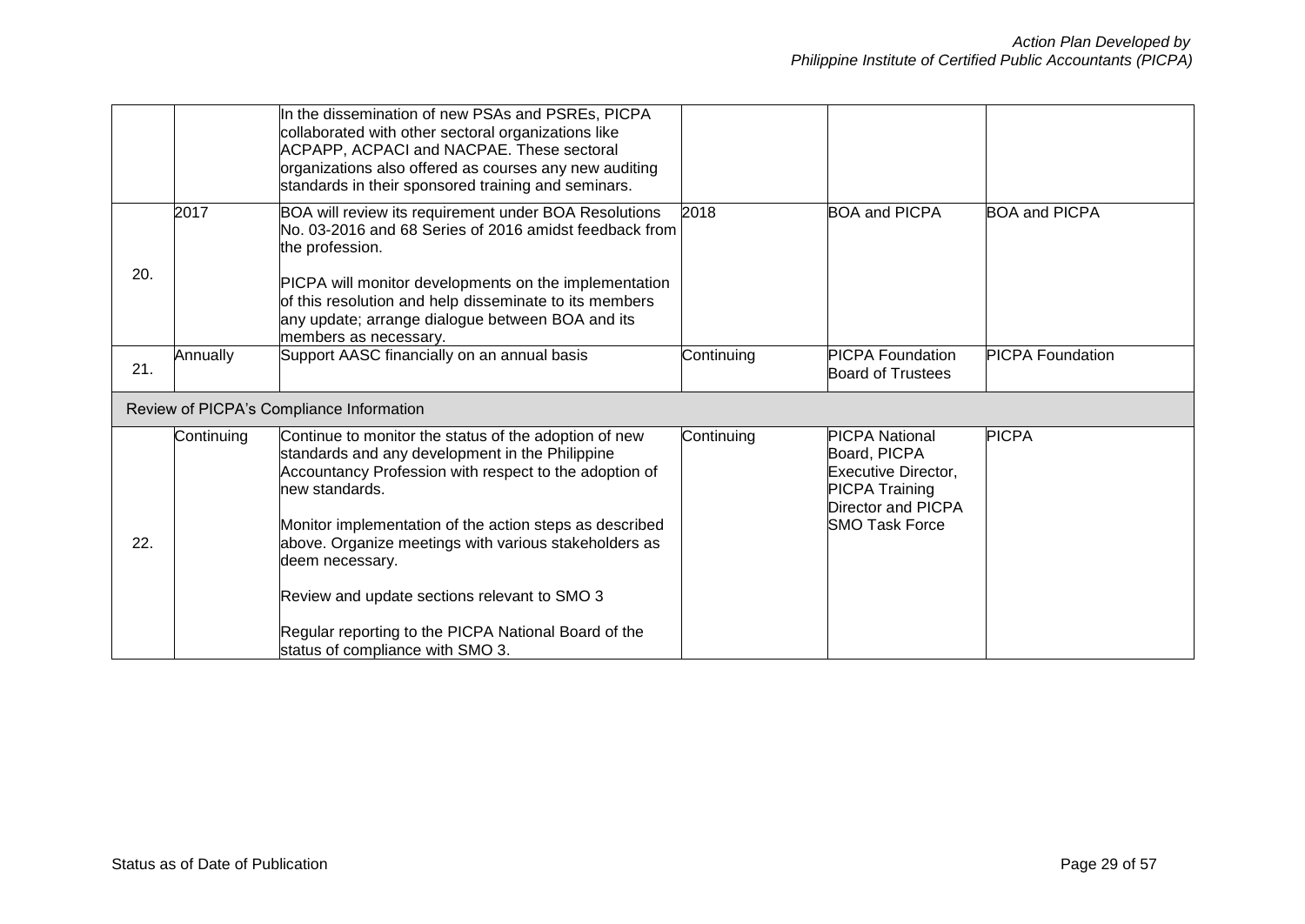| | | | | | |
|---|---|---|---|---|---|
| | | In the dissemination of new PSAs and PSREs, PICPA collaborated with other sectoral organizations like ACPAPP, ACPACI and NACPAE. These sectoral organizations also offered as courses any new auditing standards in their sponsored training and seminars. | | | |
| 20. | 2017 | BOA will review its requirement under BOA Resolutions No. 03-2016 and 68 Series of 2016 amidst feedback from the profession.<br><br>PICPA will monitor developments on the implementation of this resolution and help disseminate to its members any update; arrange dialogue between BOA and its members as necessary. | 2018 | BOA and PICPA | BOA and PICPA |
| 21. | Annually | Support AASC financially on an annual basis | Continuing | PICPA Foundation Board of Trustees | PICPA Foundation |
| Review of PICPA's Compliance Information | | | | | |
| 22. | Continuing | Continue to monitor the status of the adoption of new standards and any development in the Philippine Accountancy Profession with respect to the adoption of new standards.<br><br>Monitor implementation of the action steps as described above. Organize meetings with various stakeholders as deem necessary.<br><br>Review and update sections relevant to SMO 3<br><br>Regular reporting to the PICPA National Board of the status of compliance with SMO 3. | Continuing | PICPA National Board, PICPA Executive Director, PICPA Training Director and PICPA SMO Task Force | PICPA |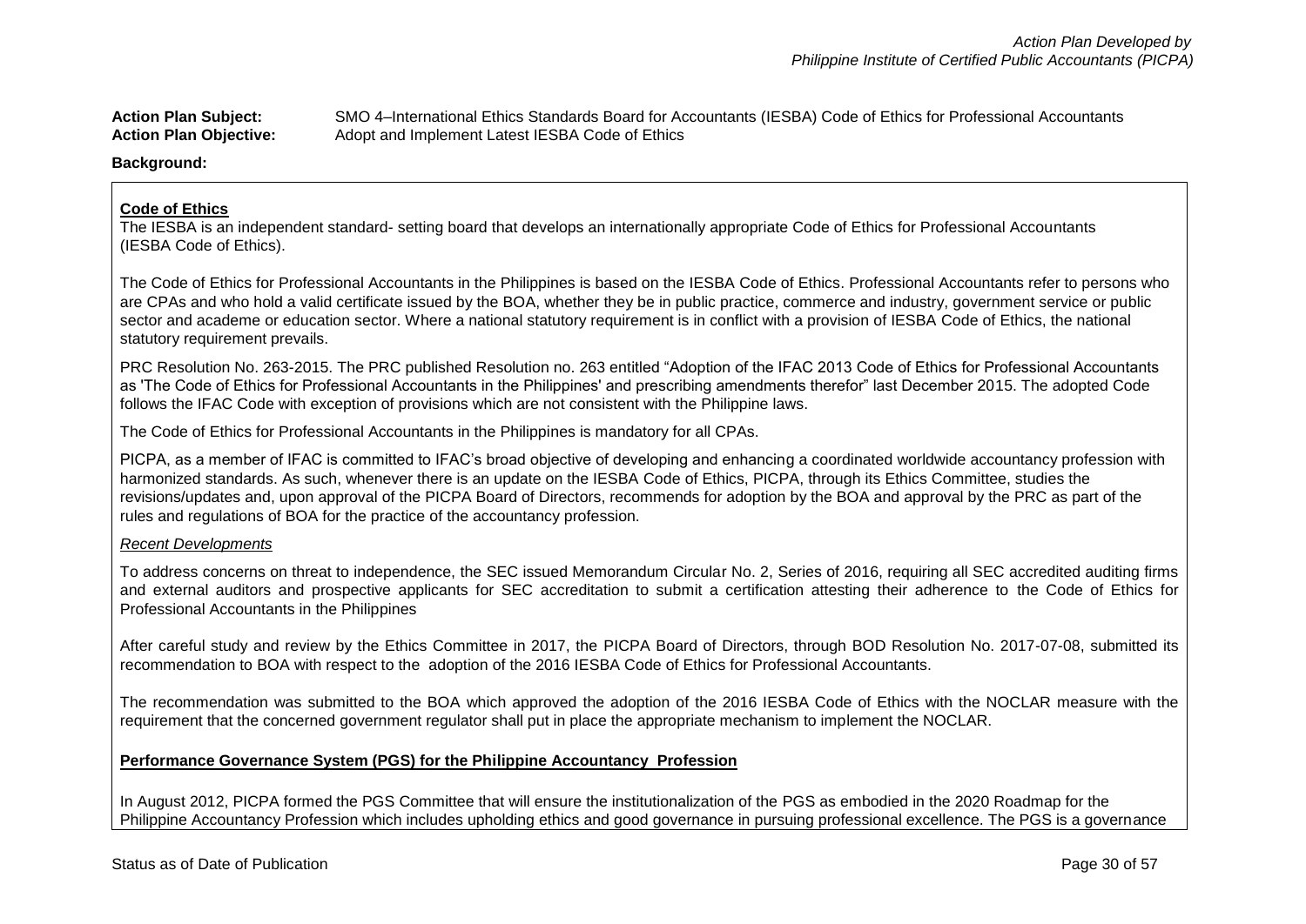**Action Plan Subject:** SMO 4–International Ethics Standards Board for Accountants (IESBA) Code of Ethics for Professional Accountants
**Action Plan Objective:** Adopt and Implement Latest IESBA Code of Ethics

**Background:**

**Code of Ethics**

The IESBA is an independent standard- setting board that develops an internationally appropriate Code of Ethics for Professional Accountants (IESBA Code of Ethics).

The Code of Ethics for Professional Accountants in the Philippines is based on the IESBA Code of Ethics. Professional Accountants refer to persons who are CPAs and who hold a valid certificate issued by the BOA, whether they be in public practice, commerce and industry, government service or public sector and academe or education sector. Where a national statutory requirement is in conflict with a provision of IESBA Code of Ethics, the national statutory requirement prevails.

PRC Resolution No. 263-2015. The PRC published Resolution no. 263 entitled "Adoption of the IFAC 2013 Code of Ethics for Professional Accountants as 'The Code of Ethics for Professional Accountants in the Philippines' and prescribing amendments therefor" last December 2015. The adopted Code follows the IFAC Code with exception of provisions which are not consistent with the Philippine laws.

The Code of Ethics for Professional Accountants in the Philippines is mandatory for all CPAs.

PICPA, as a member of IFAC is committed to IFAC's broad objective of developing and enhancing a coordinated worldwide accountancy profession with harmonized standards. As such, whenever there is an update on the IESBA Code of Ethics, PICPA, through its Ethics Committee, studies the revisions/updates and, upon approval of the PICPA Board of Directors, recommends for adoption by the BOA and approval by the PRC as part of the rules and regulations of BOA for the practice of the accountancy profession.

*Recent Developments*

To address concerns on threat to independence, the SEC issued Memorandum Circular No. 2, Series of 2016, requiring all SEC accredited auditing firms and external auditors and prospective applicants for SEC accreditation to submit a certification attesting their adherence to the Code of Ethics for Professional Accountants in the Philippines

After careful study and review by the Ethics Committee in 2017, the PICPA Board of Directors, through BOD Resolution No. 2017-07-08, submitted its recommendation to BOA with respect to the adoption of the 2016 IESBA Code of Ethics for Professional Accountants.

The recommendation was submitted to the BOA which approved the adoption of the 2016 IESBA Code of Ethics with the NOCLAR measure with the requirement that the concerned government regulator shall put in place the appropriate mechanism to implement the NOCLAR.

**Performance Governance System (PGS) for the Philippine Accountancy Profession**

In August 2012, PICPA formed the PGS Committee that will ensure the institutionalization of the PGS as embodied in the 2020 Roadmap for the Philippine Accountancy Profession which includes upholding ethics and good governance in pursuing professional excellence. The PGS is a governance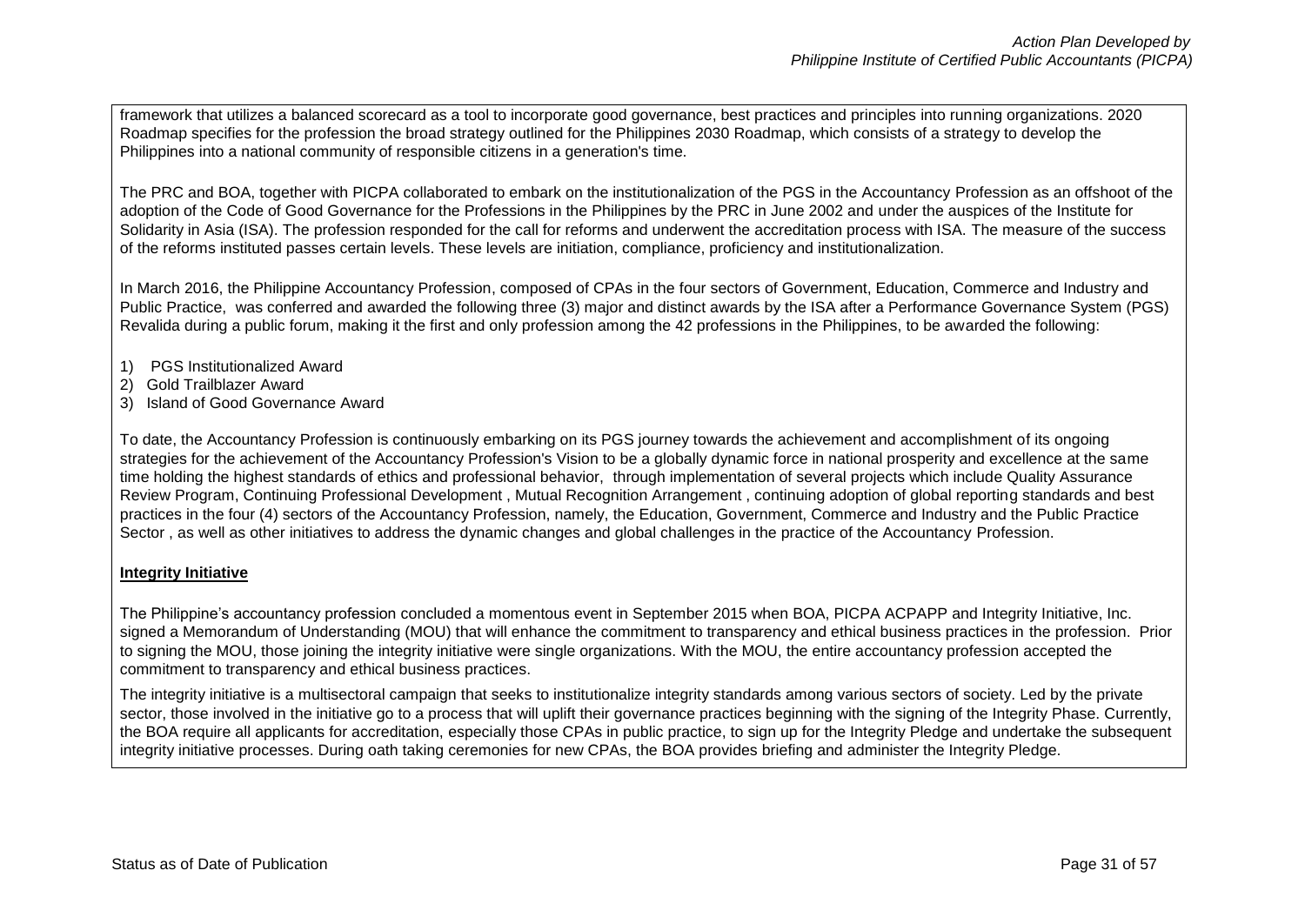framework that utilizes a balanced scorecard as a tool to incorporate good governance, best practices and principles into running organizations. 2020 Roadmap specifies for the profession the broad strategy outlined for the Philippines 2030 Roadmap, which consists of a strategy to develop the Philippines into a national community of responsible citizens in a generation's time.

The PRC and BOA, together with PICPA collaborated to embark on the institutionalization of the PGS in the Accountancy Profession as an offshoot of the adoption of the Code of Good Governance for the Professions in the Philippines by the PRC in June 2002 and under the auspices of the Institute for Solidarity in Asia (ISA). The profession responded for the call for reforms and underwent the accreditation process with ISA. The measure of the success of the reforms instituted passes certain levels. These levels are initiation, compliance, proficiency and institutionalization.

In March 2016, the Philippine Accountancy Profession, composed of CPAs in the four sectors of Government, Education, Commerce and Industry and Public Practice, was conferred and awarded the following three (3) major and distinct awards by the ISA after a Performance Governance System (PGS) Revalida during a public forum, making it the first and only profession among the 42 professions in the Philippines, to be awarded the following:

1) PGS Institutionalized Award
2) Gold Trailblazer Award
3) Island of Good Governance Award

To date, the Accountancy Profession is continuously embarking on its PGS journey towards the achievement and accomplishment of its ongoing strategies for the achievement of the Accountancy Profession's Vision to be a globally dynamic force in national prosperity and excellence at the same time holding the highest standards of ethics and professional behavior, through implementation of several projects which include Quality Assurance Review Program, Continuing Professional Development , Mutual Recognition Arrangement , continuing adoption of global reporting standards and best practices in the four (4) sectors of the Accountancy Profession, namely, the Education, Government, Commerce and Industry and the Public Practice Sector , as well as other initiatives to address the dynamic changes and global challenges in the practice of the Accountancy Profession.

**Integrity Initiative**

The Philippine's accountancy profession concluded a momentous event in September 2015 when BOA, PICPA ACPAPP and Integrity Initiative, Inc. signed a Memorandum of Understanding (MOU) that will enhance the commitment to transparency and ethical business practices in the profession. Prior to signing the MOU, those joining the integrity initiative were single organizations. With the MOU, the entire accountancy profession accepted the commitment to transparency and ethical business practices.

The integrity initiative is a multisectoral campaign that seeks to institutionalize integrity standards among various sectors of society. Led by the private sector, those involved in the initiative go to a process that will uplift their governance practices beginning with the signing of the Integrity Phase. Currently, the BOA require all applicants for accreditation, especially those CPAs in public practice, to sign up for the Integrity Pledge and undertake the subsequent integrity initiative processes. During oath taking ceremonies for new CPAs, the BOA provides briefing and administer the Integrity Pledge.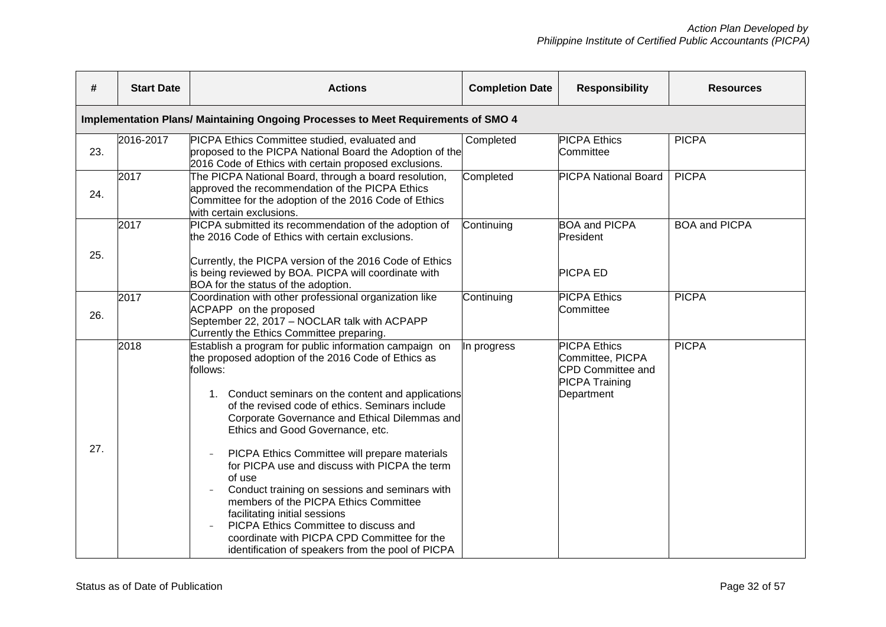| # | Start Date | Actions | Completion Date | Responsibility | Resources |
|---|---|---|---|---|---|
| **Implementation Plans/ Maintaining Ongoing Processes to Meet Requirements of SMO 4** | | | | | |
| 23. | 2016-2017 | PICPA Ethics Committee studied, evaluated and proposed to the PICPA National Board the Adoption of the 2016 Code of Ethics with certain proposed exclusions. | Completed | PICPA Ethics Committee | PICPA |
| 24. | 2017 | The PICPA National Board, through a board resolution, approved the recommendation of the PICPA Ethics Committee for the adoption of the 2016 Code of Ethics with certain exclusions. | Completed | PICPA National Board | PICPA |
| 25. | 2017 | PICPA submitted its recommendation of the adoption of the 2016 Code of Ethics with certain exclusions.<br><br>Currently, the PICPA version of the 2016 Code of Ethics is being reviewed by BOA. PICPA will coordinate with BOA for the status of the adoption. | Continuing | BOA and PICPA President<br><br>PICPA ED | BOA and PICPA |
| 26. | 2017 | Coordination with other professional organization like ACPAPP on the proposed<br>September 22, 2017 – NOCLAR talk with ACPAPP<br>Currently the Ethics Committee preparing. | Continuing | PICPA Ethics Committee | PICPA |
| 27. | 2018 | Establish a program for public information campaign on the proposed adoption of the 2016 Code of Ethics as follows:<br><br>1. Conduct seminars on the content and applications of the revised code of ethics. Seminars include Corporate Governance and Ethical Dilemmas and Ethics and Good Governance, etc.<br><br>- PICPA Ethics Committee will prepare materials for PICPA use and discuss with PICPA the term of use<br>- Conduct training on sessions and seminars with members of the PICPA Ethics Committee facilitating initial sessions<br>- PICPA Ethics Committee to discuss and coordinate with PICPA CPD Committee for the identification of speakers from the pool of PICPA | In progress | PICPA Ethics Committee, PICPA CPD Committee and PICPA Training Department | PICPA |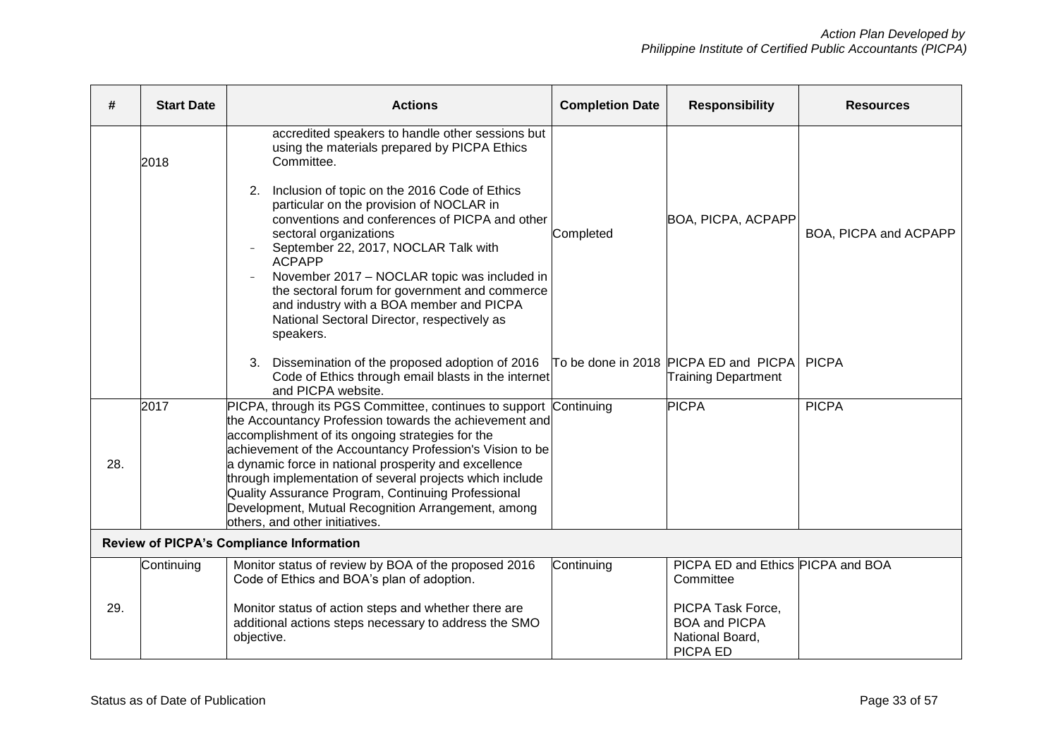| # | Start Date | Actions | Completion Date | Responsibility | Resources |
|---|---|---|---|---|---|
| | 2018 | accredited speakers to handle other sessions but using the materials prepared by PICPA Ethics Committee.<br><br>2. Inclusion of topic on the 2016 Code of Ethics particular on the provision of NOCLAR in conventions and conferences of PICPA and other sectoral organizations<br>- September 22, 2017, NOCLAR Talk with ACPAPP<br>- November 2017 – NOCLAR topic was included in the sectoral forum for government and commerce and industry with a BOA member and PICPA National Sectoral Director, respectively as speakers.<br><br>3. Dissemination of the proposed adoption of 2016 Code of Ethics through email blasts in the internet and PICPA website. | Completed<br><br>To be done in 2018 | BOA, PICPA, ACPAPP<br><br>PICPA ED and PICPA Training Department | BOA, PICPA and ACPAPP<br><br>PICPA |
| 28. | 2017 | PICPA, through its PGS Committee, continues to support the Accountancy Profession towards the achievement and accomplishment of its ongoing strategies for the achievement of the Accountancy Profession's Vision to be a dynamic force in national prosperity and excellence through implementation of several projects which include Quality Assurance Program, Continuing Professional Development, Mutual Recognition Arrangement, among others, and other initiatives. | Continuing | PICPA | PICPA |
| **Review of PICPA's Compliance Information** | | | | | |
| 29. | Continuing | Monitor status of review by BOA of the proposed 2016 Code of Ethics and BOA's plan of adoption.<br><br>Monitor status of action steps and whether there are additional actions steps necessary to address the SMO objective. | Continuing | PICPA ED and Ethics Committee<br><br>PICPA Task Force, BOA and PICPA National Board, PICPA ED | PICPA and BOA |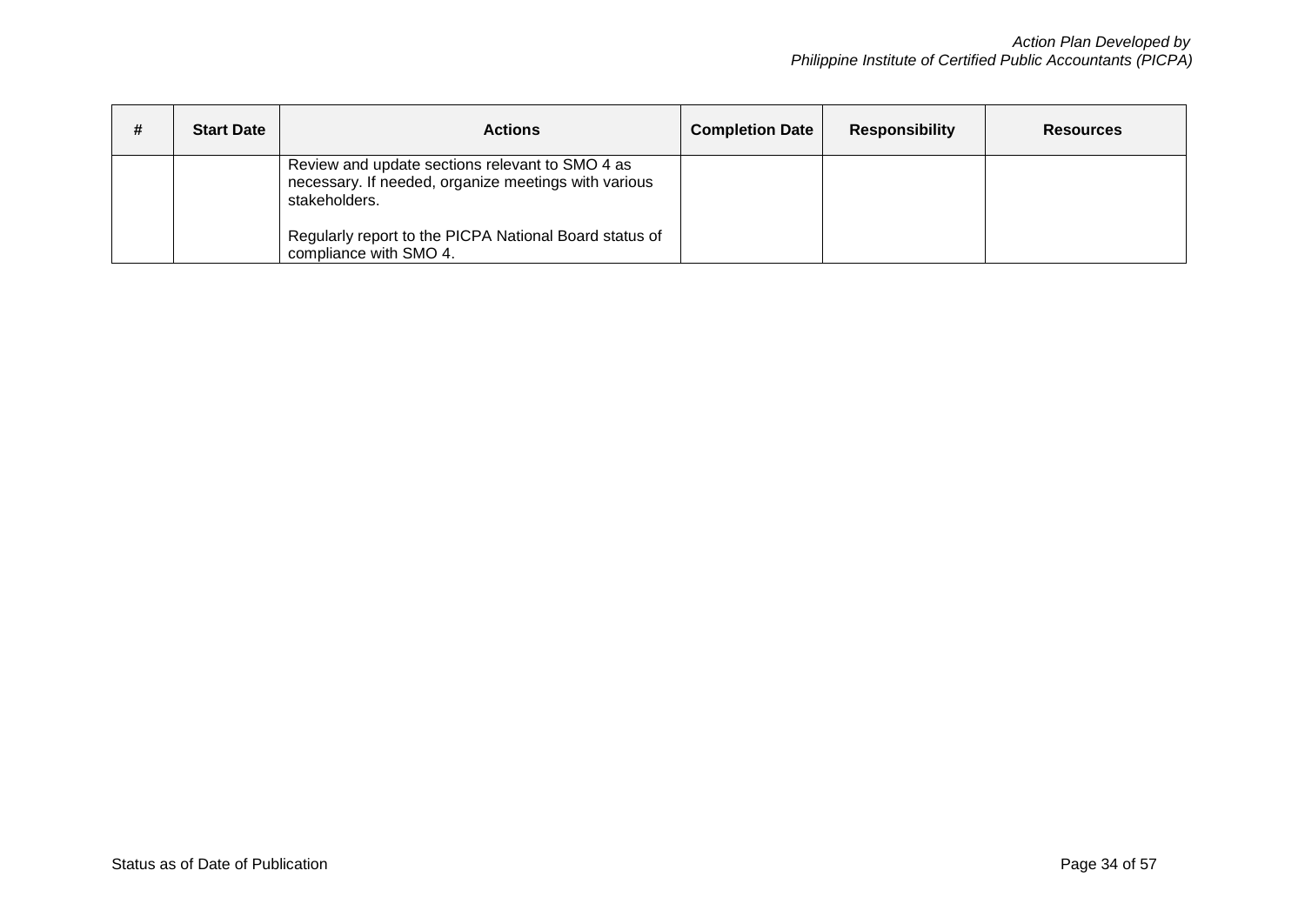| # | Start Date | Actions | Completion Date | Responsibility | Resources |
|---|---|---|---|---|---|
| | | Review and update sections relevant to SMO 4 as necessary. If needed, organize meetings with various stakeholders.<br><br>Regularly report to the PICPA National Board status of compliance with SMO 4. | | | |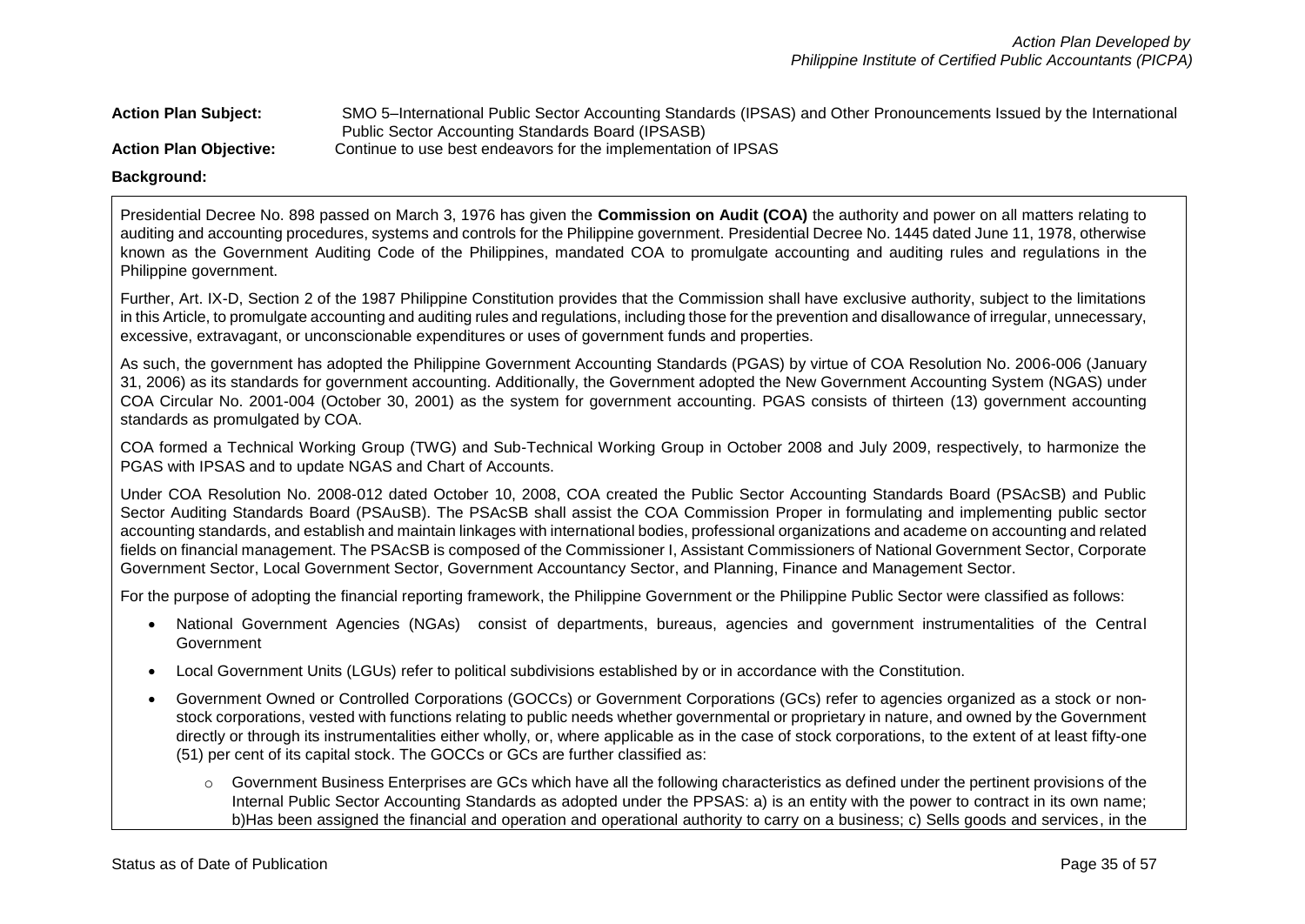**Action Plan Subject:** SMO 5–International Public Sector Accounting Standards (IPSAS) and Other Pronouncements Issued by the International Public Sector Accounting Standards Board (IPSASB)

**Action Plan Objective:** Continue to use best endeavors for the implementation of IPSAS

**Background:**

Presidential Decree No. 898 passed on March 3, 1976 has given the **Commission on Audit (COA)** the authority and power on all matters relating to auditing and accounting procedures, systems and controls for the Philippine government. Presidential Decree No. 1445 dated June 11, 1978, otherwise known as the Government Auditing Code of the Philippines, mandated COA to promulgate accounting and auditing rules and regulations in the Philippine government.

Further, Art. IX-D, Section 2 of the 1987 Philippine Constitution provides that the Commission shall have exclusive authority, subject to the limitations in this Article, to promulgate accounting and auditing rules and regulations, including those for the prevention and disallowance of irregular, unnecessary, excessive, extravagant, or unconscionable expenditures or uses of government funds and properties.

As such, the government has adopted the Philippine Government Accounting Standards (PGAS) by virtue of COA Resolution No. 2006-006 (January 31, 2006) as its standards for government accounting. Additionally, the Government adopted the New Government Accounting System (NGAS) under COA Circular No. 2001-004 (October 30, 2001) as the system for government accounting. PGAS consists of thirteen (13) government accounting standards as promulgated by COA.

COA formed a Technical Working Group (TWG) and Sub-Technical Working Group in October 2008 and July 2009, respectively, to harmonize the PGAS with IPSAS and to update NGAS and Chart of Accounts.

Under COA Resolution No. 2008-012 dated October 10, 2008, COA created the Public Sector Accounting Standards Board (PSAcSB) and Public Sector Auditing Standards Board (PSAuSB). The PSAcSB shall assist the COA Commission Proper in formulating and implementing public sector accounting standards, and establish and maintain linkages with international bodies, professional organizations and academe on accounting and related fields on financial management. The PSAcSB is composed of the Commissioner I, Assistant Commissioners of National Government Sector, Corporate Government Sector, Local Government Sector, Government Accountancy Sector, and Planning, Finance and Management Sector.

For the purpose of adopting the financial reporting framework, the Philippine Government or the Philippine Public Sector were classified as follows:

- National Government Agencies (NGAs) consist of departments, bureaus, agencies and government instrumentalities of the Central Government
- Local Government Units (LGUs) refer to political subdivisions established by or in accordance with the Constitution.
- Government Owned or Controlled Corporations (GOCCs) or Government Corporations (GCs) refer to agencies organized as a stock or non-stock corporations, vested with functions relating to public needs whether governmental or proprietary in nature, and owned by the Government directly or through its instrumentalities either wholly, or, where applicable as in the case of stock corporations, to the extent of at least fifty-one (51) per cent of its capital stock. The GOCCs or GCs are further classified as:
  - Government Business Enterprises are GCs which have all the following characteristics as defined under the pertinent provisions of the Internal Public Sector Accounting Standards as adopted under the PPSAS: a) is an entity with the power to contract in its own name; b)Has been assigned the financial and operation and operational authority to carry on a business; c) Sells goods and services, in the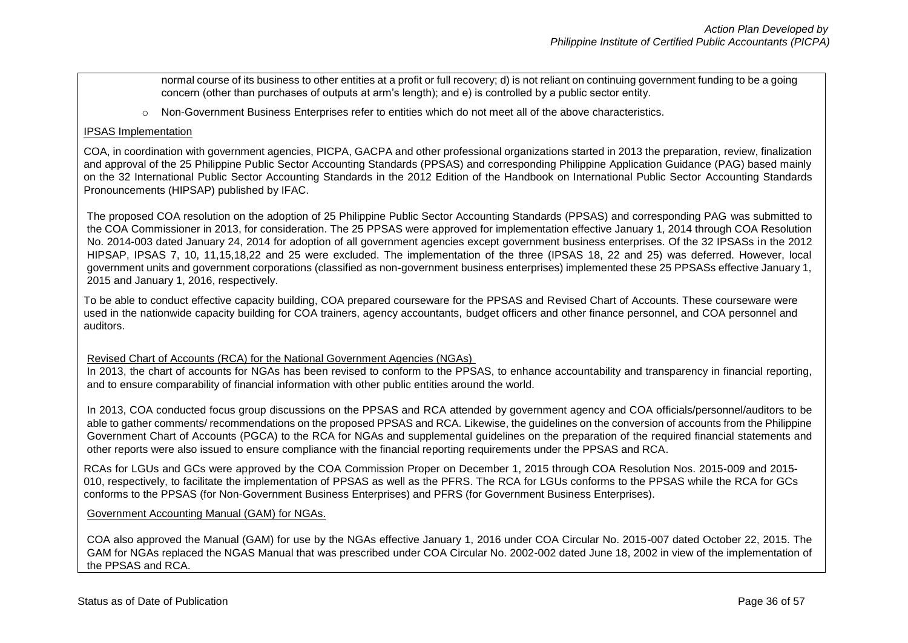normal course of its business to other entities at a profit or full recovery; d) is not reliant on continuing government funding to be a going concern (other than purchases of outputs at arm's length); and e) is controlled by a public sector entity.

- Non-Government Business Enterprises refer to entities which do not meet all of the above characteristics.

IPSAS Implementation

COA, in coordination with government agencies, PICPA, GACPA and other professional organizations started in 2013 the preparation, review, finalization and approval of the 25 Philippine Public Sector Accounting Standards (PPSAS) and corresponding Philippine Application Guidance (PAG) based mainly on the 32 International Public Sector Accounting Standards in the 2012 Edition of the Handbook on International Public Sector Accounting Standards Pronouncements (HIPSAP) published by IFAC.

The proposed COA resolution on the adoption of 25 Philippine Public Sector Accounting Standards (PPSAS) and corresponding PAG was submitted to the COA Commissioner in 2013, for consideration. The 25 PPSAS were approved for implementation effective January 1, 2014 through COA Resolution No. 2014-003 dated January 24, 2014 for adoption of all government agencies except government business enterprises. Of the 32 IPSASs in the 2012 HIPSAP, IPSAS 7, 10, 11,15,18,22 and 25 were excluded. The implementation of the three (IPSAS 18, 22 and 25) was deferred. However, local government units and government corporations (classified as non-government business enterprises) implemented these 25 PPSASs effective January 1, 2015 and January 1, 2016, respectively.

To be able to conduct effective capacity building, COA prepared courseware for the PPSAS and Revised Chart of Accounts. These courseware were used in the nationwide capacity building for COA trainers, agency accountants, budget officers and other finance personnel, and COA personnel and auditors.

Revised Chart of Accounts (RCA) for the National Government Agencies (NGAs)

In 2013, the chart of accounts for NGAs has been revised to conform to the PPSAS, to enhance accountability and transparency in financial reporting, and to ensure comparability of financial information with other public entities around the world.

In 2013, COA conducted focus group discussions on the PPSAS and RCA attended by government agency and COA officials/personnel/auditors to be able to gather comments/ recommendations on the proposed PPSAS and RCA. Likewise, the guidelines on the conversion of accounts from the Philippine Government Chart of Accounts (PGCA) to the RCA for NGAs and supplemental guidelines on the preparation of the required financial statements and other reports were also issued to ensure compliance with the financial reporting requirements under the PPSAS and RCA.

RCAs for LGUs and GCs were approved by the COA Commission Proper on December 1, 2015 through COA Resolution Nos. 2015-009 and 2015-010, respectively, to facilitate the implementation of PPSAS as well as the PFRS. The RCA for LGUs conforms to the PPSAS while the RCA for GCs conforms to the PPSAS (for Non-Government Business Enterprises) and PFRS (for Government Business Enterprises).

Government Accounting Manual (GAM) for NGAs.

COA also approved the Manual (GAM) for use by the NGAs effective January 1, 2016 under COA Circular No. 2015-007 dated October 22, 2015. The GAM for NGAs replaced the NGAS Manual that was prescribed under COA Circular No. 2002-002 dated June 18, 2002 in view of the implementation of the PPSAS and RCA.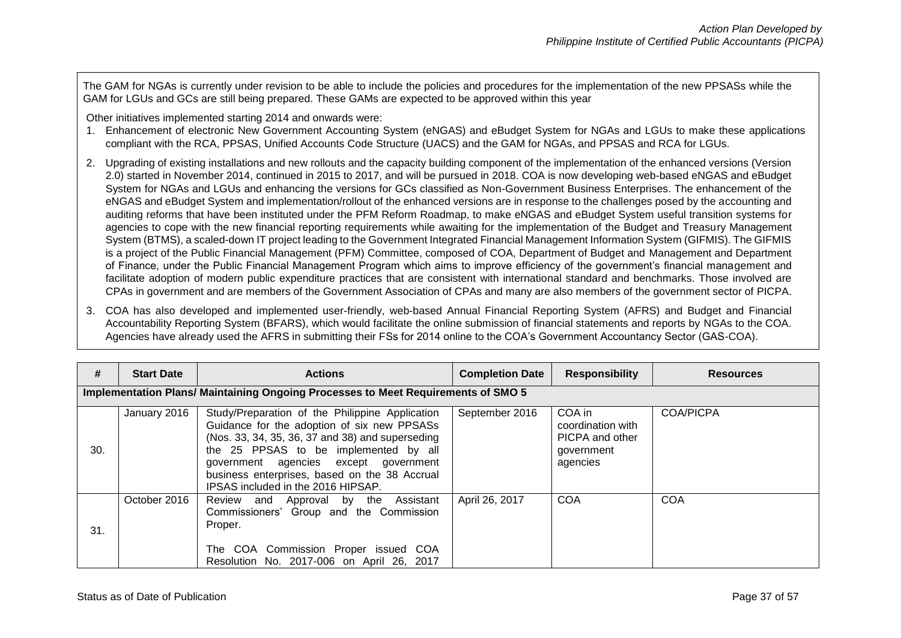The GAM for NGAs is currently under revision to be able to include the policies and procedures for the implementation of the new PPSASs while the GAM for LGUs and GCs are still being prepared. These GAMs are expected to be approved within this year

Other initiatives implemented starting 2014 and onwards were:

1. Enhancement of electronic New Government Accounting System (eNGAS) and eBudget System for NGAs and LGUs to make these applications compliant with the RCA, PPSAS, Unified Accounts Code Structure (UACS) and the GAM for NGAs, and PPSAS and RCA for LGUs.
2. Upgrading of existing installations and new rollouts and the capacity building component of the implementation of the enhanced versions (Version 2.0) started in November 2014, continued in 2015 to 2017, and will be pursued in 2018. COA is now developing web-based eNGAS and eBudget System for NGAs and LGUs and enhancing the versions for GCs classified as Non-Government Business Enterprises. The enhancement of the eNGAS and eBudget System and implementation/rollout of the enhanced versions are in response to the challenges posed by the accounting and auditing reforms that have been instituted under the PFM Reform Roadmap, to make eNGAS and eBudget System useful transition systems for agencies to cope with the new financial reporting requirements while awaiting for the implementation of the Budget and Treasury Management System (BTMS), a scaled-down IT project leading to the Government Integrated Financial Management Information System (GIFMIS). The GIFMIS is a project of the Public Financial Management (PFM) Committee, composed of COA, Department of Budget and Management and Department of Finance, under the Public Financial Management Program which aims to improve efficiency of the government's financial management and facilitate adoption of modern public expenditure practices that are consistent with international standard and benchmarks. Those involved are CPAs in government and are members of the Government Association of CPAs and many are also members of the government sector of PICPA.
3. COA has also developed and implemented user-friendly, web-based Annual Financial Reporting System (AFRS) and Budget and Financial Accountability Reporting System (BFARS), which would facilitate the online submission of financial statements and reports by NGAs to the COA. Agencies have already used the AFRS in submitting their FSs for 2014 online to the COA's Government Accountancy Sector (GAS-COA).

| # | Start Date | Actions | Completion Date | Responsibility | Resources |
|---|---|---|---|---|---|
| **Implementation Plans/ Maintaining Ongoing Processes to Meet Requirements of SMO 5** | | | | | |
| 30. | January 2016 | Study/Preparation of the Philippine Application Guidance for the adoption of six new PPSASs (Nos. 33, 34, 35, 36, 37 and 38) and superseding the 25 PPSAS to be implemented by all government agencies except government business enterprises, based on the 38 Accrual IPSAS included in the 2016 HIPSAP. | September 2016 | COA in coordination with PICPA and other government agencies | COA/PICPA |
| 31. | October 2016 | Review and Approval by the Assistant Commissioners' Group and the Commission Proper.<br><br>The COA Commission Proper issued COA Resolution No. 2017-006 on April 26, 2017 | April 26, 2017 | COA | COA |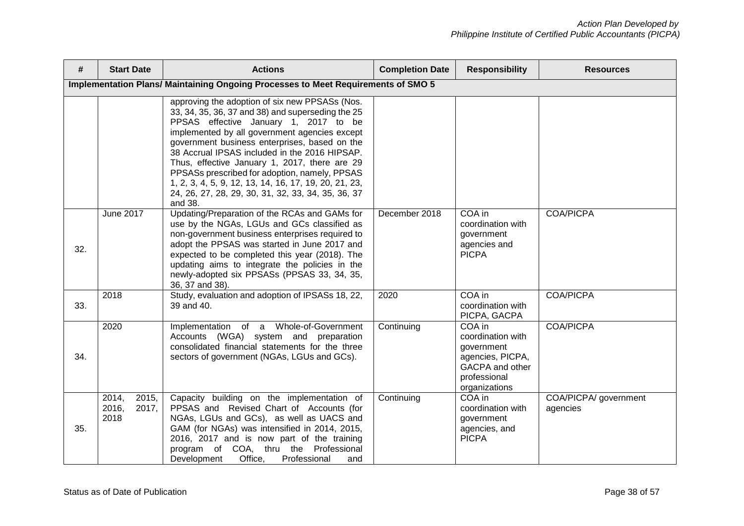| # | Start Date | Actions | Completion Date | Responsibility | Resources |
|---|---|---|---|---|---|
| **Implementation Plans/ Maintaining Ongoing Processes to Meet Requirements of SMO 5** | | | | | |
| | | approving the adoption of six new PPSASs (Nos. 33, 34, 35, 36, 37 and 38) and superseding the 25 PPSAS effective January 1, 2017 to be implemented by all government agencies except government business enterprises, based on the 38 Accrual IPSAS included in the 2016 HIPSAP. Thus, effective January 1, 2017, there are 29 PPSASs prescribed for adoption, namely, PPSAS 1, 2, 3, 4, 5, 9, 12, 13, 14, 16, 17, 19, 20, 21, 23, 24, 26, 27, 28, 29, 30, 31, 32, 33, 34, 35, 36, 37 and 38. | | | |
| 32. | June 2017 | Updating/Preparation of the RCAs and GAMs for use by the NGAs, LGUs and GCs classified as non-government business enterprises required to adopt the PPSAS was started in June 2017 and expected to be completed this year (2018). The updating aims to integrate the policies in the newly-adopted six PPSASs (PPSAS 33, 34, 35, 36, 37 and 38). | December 2018 | COA in coordination with government agencies and PICPA | COA/PICPA |
| 33. | 2018 | Study, evaluation and adoption of IPSASs 18, 22, 39 and 40. | 2020 | COA in coordination with PICPA, GACPA | COA/PICPA |
| 34. | 2020 | Implementation of a Whole-of-Government Accounts (WGA) system and preparation consolidated financial statements for the three sectors of government (NGAs, LGUs and GCs). | Continuing | COA in coordination with government agencies, PICPA, GACPA and other professional organizations | COA/PICPA |
| 35. | 2014, 2015, 2016, 2017, 2018 | Capacity building on the implementation of PPSAS and Revised Chart of Accounts (for NGAs, LGUs and GCs), as well as UACS and GAM (for NGAs) was intensified in 2014, 2015, 2016, 2017 and is now part of the training program of COA, thru the Professional Development Office, Professional and | Continuing | COA in coordination with government agencies, and PICPA | COA/PICPA/ government agencies |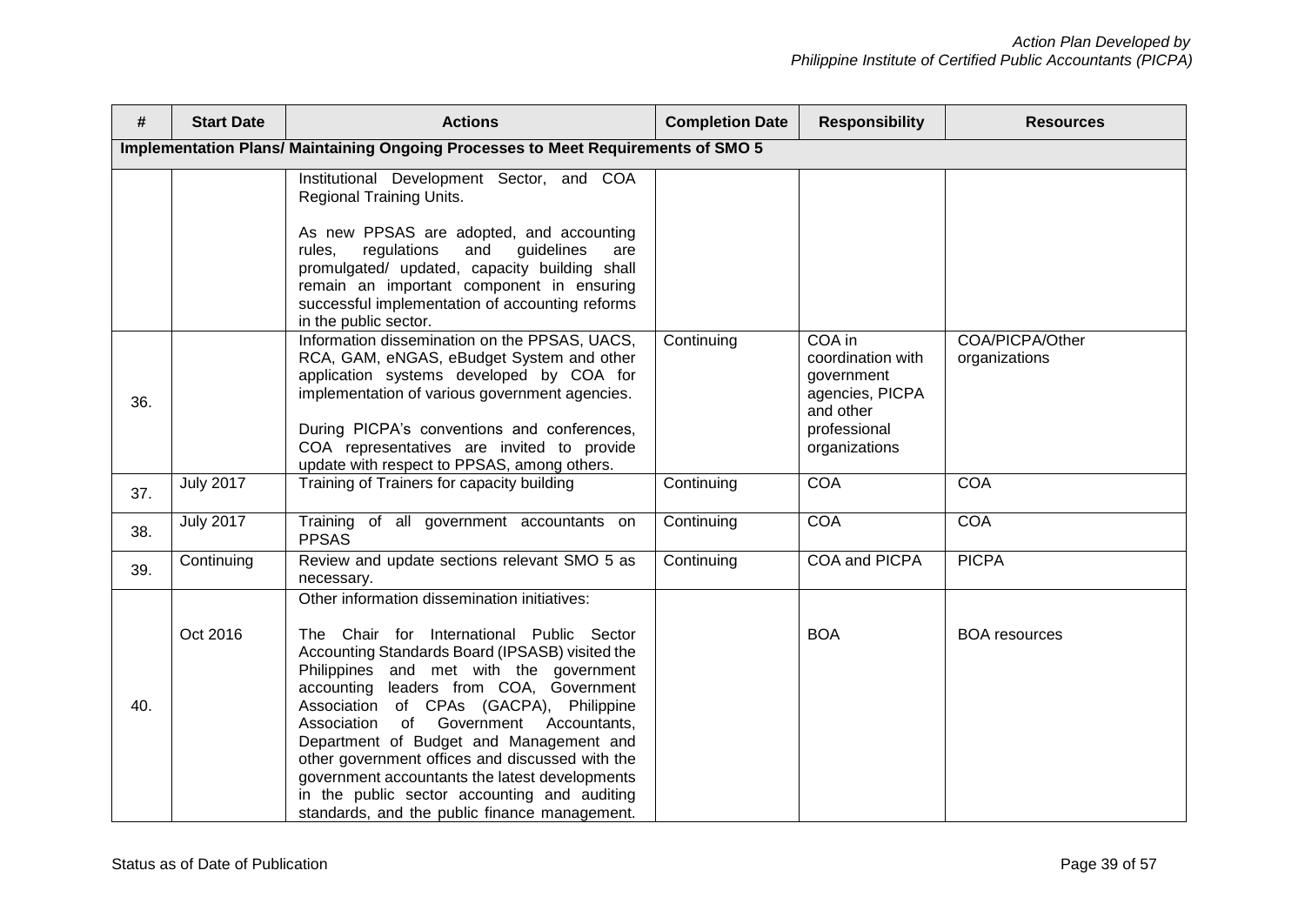| # | Start Date | Actions | Completion Date | Responsibility | Resources |
|---|---|---|---|---|---|
| **Implementation Plans/ Maintaining Ongoing Processes to Meet Requirements of SMO 5** | | | | | |
| | | Institutional Development Sector, and COA Regional Training Units.<br><br>As new PPSAS are adopted, and accounting rules, regulations and guidelines are promulgated/ updated, capacity building shall remain an important component in ensuring successful implementation of accounting reforms in the public sector. | | | |
| 36. | | Information dissemination on the PPSAS, UACS, RCA, GAM, eNGAS, eBudget System and other application systems developed by COA for implementation of various government agencies.<br><br>During PICPA's conventions and conferences, COA representatives are invited to provide update with respect to PPSAS, among others. | Continuing | COA in coordination with government agencies, PICPA and other professional organizations | COA/PICPA/Other organizations |
| 37. | July 2017 | Training of Trainers for capacity building | Continuing | COA | COA |
| 38. | July 2017 | Training of all government accountants on PPSAS | Continuing | COA | COA |
| 39. | Continuing | Review and update sections relevant SMO 5 as necessary. | Continuing | COA and PICPA | PICPA |
| 40. | Oct 2016 | Other information dissemination initiatives:<br><br>The Chair for International Public Sector Accounting Standards Board (IPSASB) visited the Philippines and met with the government accounting leaders from COA, Government Association of CPAs (GACPA), Philippine Association of Government Accountants, Department of Budget and Management and other government offices and discussed with the government accountants the latest developments in the public sector accounting and auditing standards, and the public finance management. | | BOA | BOA resources |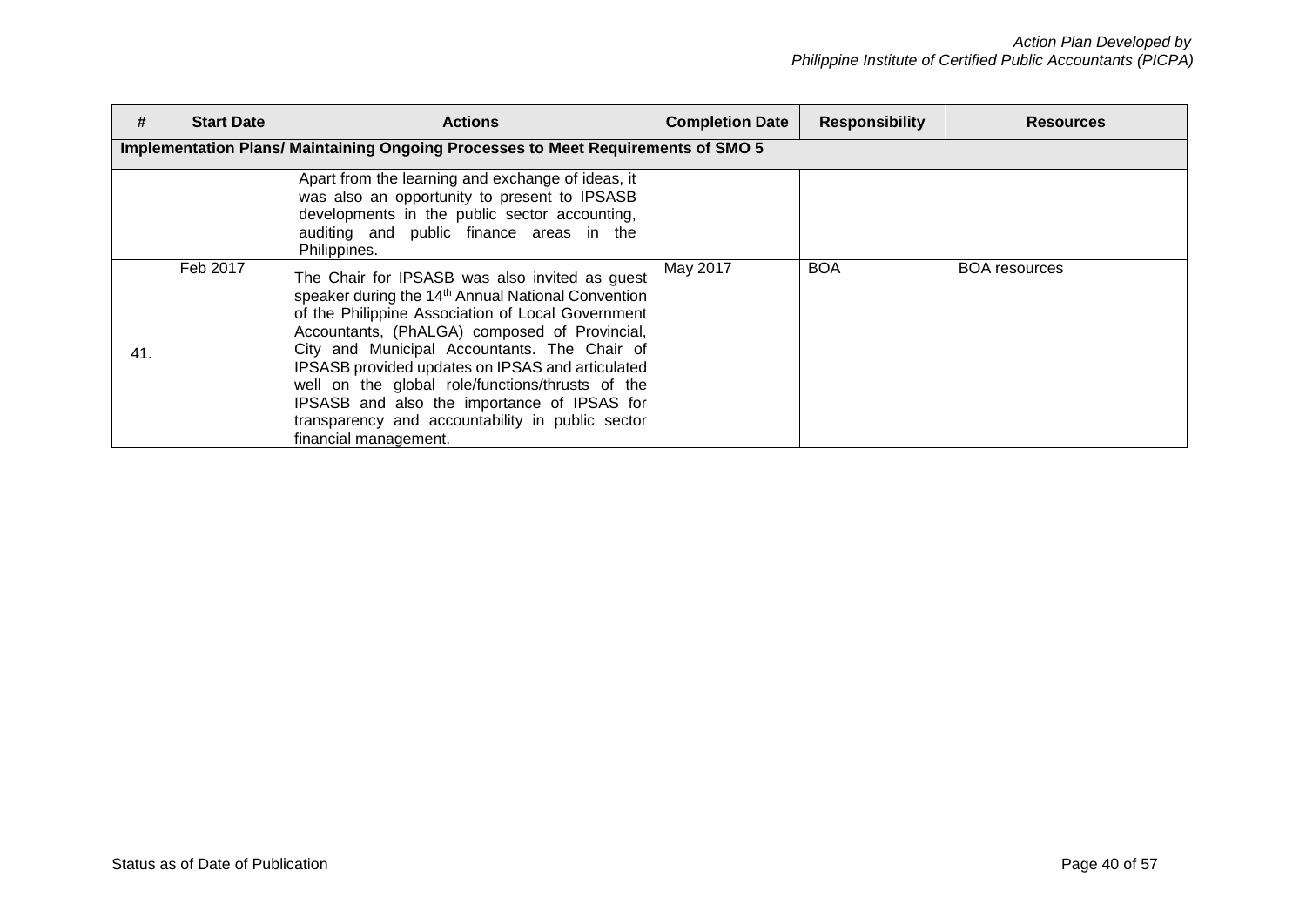| # | Start Date | Actions | Completion Date | Responsibility | Resources |
|---|---|---|---|---|---|
| **Implementation Plans/ Maintaining Ongoing Processes to Meet Requirements of SMO 5** | | | | | |
| | | Apart from the learning and exchange of ideas, it was also an opportunity to present to IPSASB developments in the public sector accounting, auditing and public finance areas in the Philippines. | | | |
| 41. | Feb 2017 | The Chair for IPSASB was also invited as guest speaker during the 14th Annual National Convention of the Philippine Association of Local Government Accountants, (PhALGA) composed of Provincial, City and Municipal Accountants. The Chair of IPSASB provided updates on IPSAS and articulated well on the global role/functions/thrusts of the IPSASB and also the importance of IPSAS for transparency and accountability in public sector financial management. | May 2017 | BOA | BOA resources |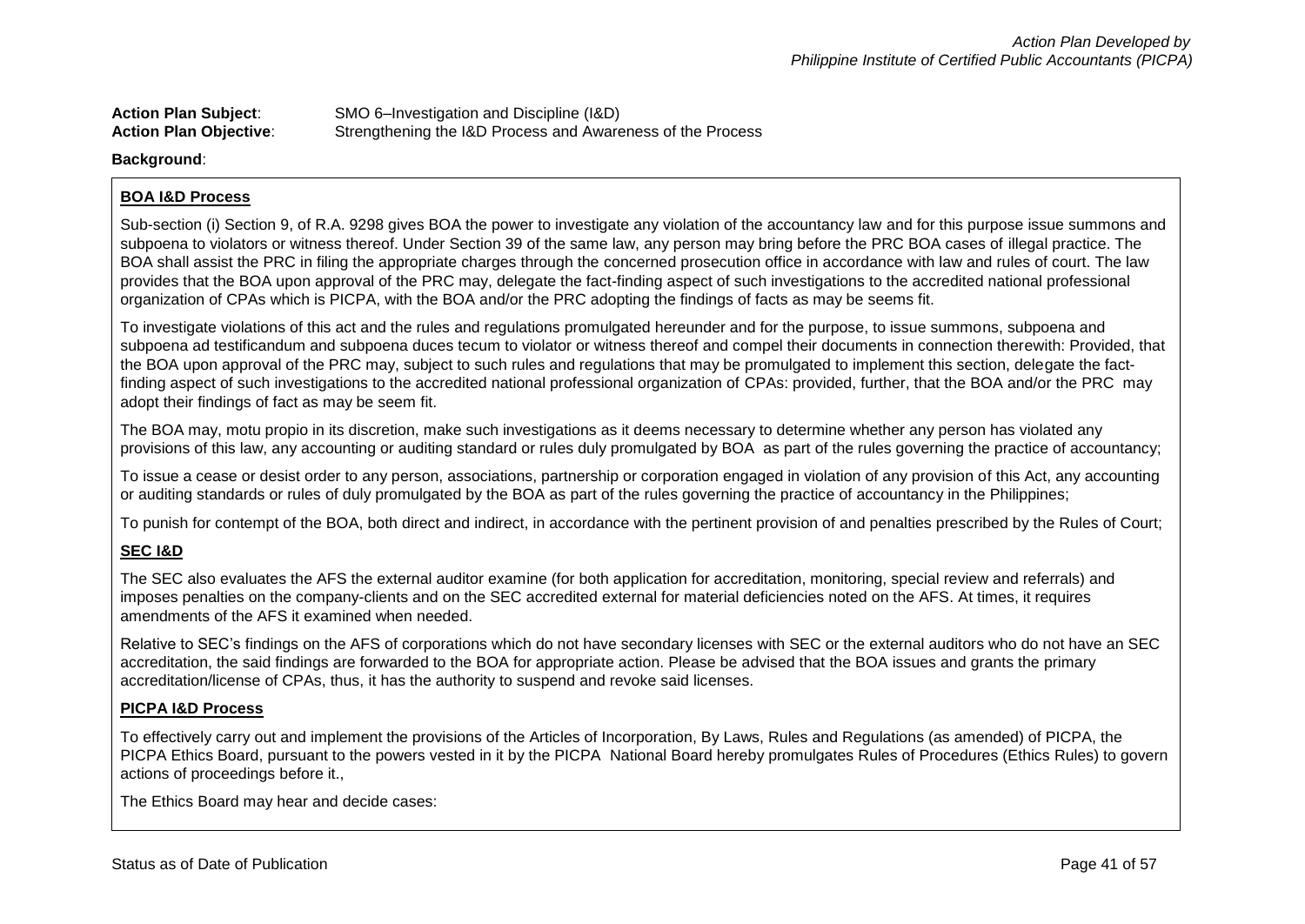**Action Plan Subject**: SMO 6–Investigation and Discipline (I&D)
**Action Plan Objective**: Strengthening the I&D Process and Awareness of the Process

**Background**:

**BOA I&D Process**

Sub-section (i) Section 9, of R.A. 9298 gives BOA the power to investigate any violation of the accountancy law and for this purpose issue summons and subpoena to violators or witness thereof. Under Section 39 of the same law, any person may bring before the PRC BOA cases of illegal practice. The BOA shall assist the PRC in filing the appropriate charges through the concerned prosecution office in accordance with law and rules of court. The law provides that the BOA upon approval of the PRC may, delegate the fact-finding aspect of such investigations to the accredited national professional organization of CPAs which is PICPA, with the BOA and/or the PRC adopting the findings of facts as may be seems fit.

To investigate violations of this act and the rules and regulations promulgated hereunder and for the purpose, to issue summons, subpoena and subpoena ad testificandum and subpoena duces tecum to violator or witness thereof and compel their documents in connection therewith: Provided, that the BOA upon approval of the PRC may, subject to such rules and regulations that may be promulgated to implement this section, delegate the fact-finding aspect of such investigations to the accredited national professional organization of CPAs: provided, further, that the BOA and/or the PRC may adopt their findings of fact as may be seem fit.

The BOA may, motu propio in its discretion, make such investigations as it deems necessary to determine whether any person has violated any provisions of this law, any accounting or auditing standard or rules duly promulgated by BOA as part of the rules governing the practice of accountancy;

To issue a cease or desist order to any person, associations, partnership or corporation engaged in violation of any provision of this Act, any accounting or auditing standards or rules of duly promulgated by the BOA as part of the rules governing the practice of accountancy in the Philippines;

To punish for contempt of the BOA, both direct and indirect, in accordance with the pertinent provision of and penalties prescribed by the Rules of Court;

**SEC I&D**

The SEC also evaluates the AFS the external auditor examine (for both application for accreditation, monitoring, special review and referrals) and imposes penalties on the company-clients and on the SEC accredited external for material deficiencies noted on the AFS. At times, it requires amendments of the AFS it examined when needed.

Relative to SEC's findings on the AFS of corporations which do not have secondary licenses with SEC or the external auditors who do not have an SEC accreditation, the said findings are forwarded to the BOA for appropriate action. Please be advised that the BOA issues and grants the primary accreditation/license of CPAs, thus, it has the authority to suspend and revoke said licenses.

**PICPA I&D Process**

To effectively carry out and implement the provisions of the Articles of Incorporation, By Laws, Rules and Regulations (as amended) of PICPA, the PICPA Ethics Board, pursuant to the powers vested in it by the PICPA National Board hereby promulgates Rules of Procedures (Ethics Rules) to govern actions of proceedings before it.,

The Ethics Board may hear and decide cases: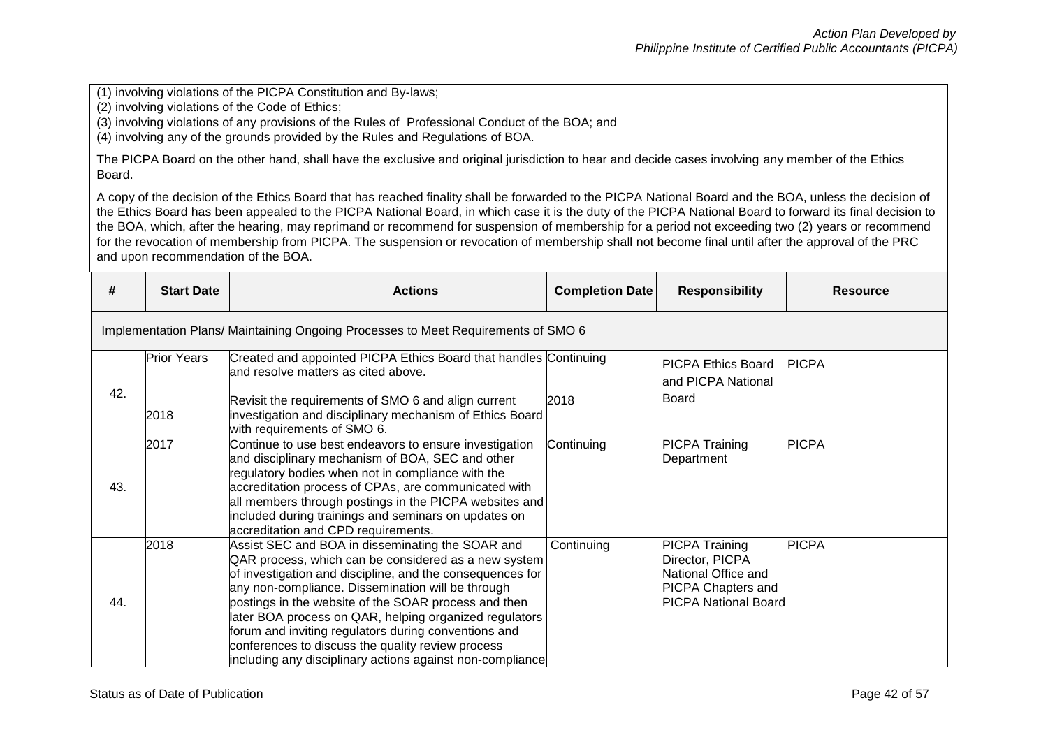(1) involving violations of the PICPA Constitution and By-laws;
(2) involving violations of the Code of Ethics;
(3) involving violations of any provisions of the Rules of Professional Conduct of the BOA; and
(4) involving any of the grounds provided by the Rules and Regulations of BOA.

The PICPA Board on the other hand, shall have the exclusive and original jurisdiction to hear and decide cases involving any member of the Ethics Board.

A copy of the decision of the Ethics Board that has reached finality shall be forwarded to the PICPA National Board and the BOA, unless the decision of the Ethics Board has been appealed to the PICPA National Board, in which case it is the duty of the PICPA National Board to forward its final decision to the BOA, which, after the hearing, may reprimand or recommend for suspension of membership for a period not exceeding two (2) years or recommend for the revocation of membership from PICPA. The suspension or revocation of membership shall not become final until after the approval of the PRC and upon recommendation of the BOA.

| # | Start Date | Actions | Completion Date | Responsibility | Resource |
|---|---|---|---|---|---|
| Implementation Plans/ Maintaining Ongoing Processes to Meet Requirements of SMO 6 | | | | | |
| 42. | Prior Years<br><br>2018 | Created and appointed PICPA Ethics Board that handles and resolve matters as cited above.<br><br>Revisit the requirements of SMO 6 and align current investigation and disciplinary mechanism of Ethics Board with requirements of SMO 6. | Continuing<br><br>2018 | PICPA Ethics Board and PICPA National Board | PICPA |
| 43. | 2017 | Continue to use best endeavors to ensure investigation and disciplinary mechanism of BOA, SEC and other regulatory bodies when not in compliance with the accreditation process of CPAs, are communicated with all members through postings in the PICPA websites and included during trainings and seminars on updates on accreditation and CPD requirements. | Continuing | PICPA Training Department | PICPA |
| 44. | 2018 | Assist SEC and BOA in disseminating the SOAR and QAR process, which can be considered as a new system of investigation and discipline, and the consequences for any non-compliance. Dissemination will be through postings in the website of the SOAR process and then later BOA process on QAR, helping organized regulators forum and inviting regulators during conventions and conferences to discuss the quality review process including any disciplinary actions against non-compliance | Continuing | PICPA Training Director, PICPA National Office and PICPA Chapters and PICPA National Board | PICPA |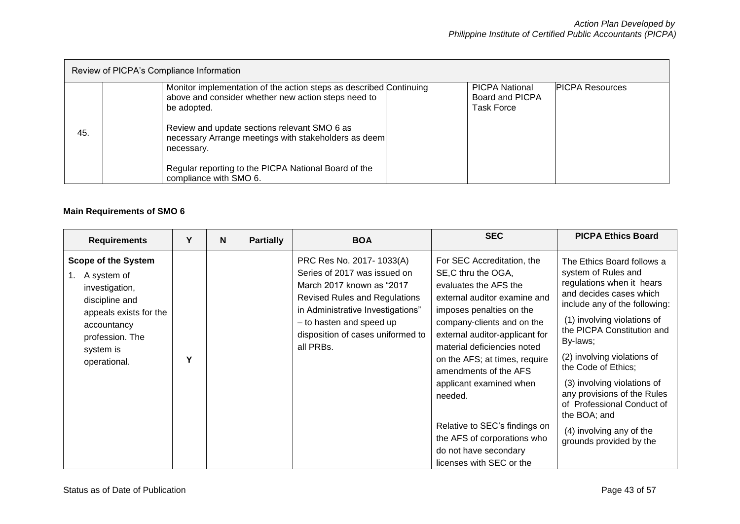| Review of PICPA's Compliance Information | | | | | |
|---|---|---|---|---|---|
| 45. | | Monitor implementation of the action steps as described above and consider whether new action steps need to be adopted.<br><br>Review and update sections relevant SMO 6 as necessary Arrange meetings with stakeholders as deem necessary.<br><br>Regular reporting to the PICPA National Board of the compliance with SMO 6. | Continuing | PICPA National Board and PICPA Task Force | PICPA Resources |

#### Main Requirements of SMO 6

| Requirements | Y | N | Partially | BOA | SEC | PICPA Ethics Board |
|---|---|---|---|---|---|---|
| **Scope of the System**<br>1. A system of investigation, discipline and appeals exists for the accountancy profession. The system is operational. | **Y** | | | PRC Res No. 2017- 1033(A) Series of 2017 was issued on March 2017 known as "2017 Revised Rules and Regulations in Administrative Investigations" – to hasten and speed up disposition of cases uniformed to all PRBs. | For SEC Accreditation, the SE,C thru the OGA, evaluates the AFS the external auditor examine and imposes penalties on the company-clients and on the external auditor-applicant for material deficiencies noted on the AFS; at times, require amendments of the AFS applicant examined when needed.<br><br>Relative to SEC's findings on the AFS of corporations who do not have secondary licenses with SEC or the | The Ethics Board follows a system of Rules and regulations when it hears and decides cases which include any of the following:<br><br>(1) involving violations of the PICPA Constitution and By-laws;<br><br>(2) involving violations of the Code of Ethics;<br><br>(3) involving violations of any provisions of the Rules of Professional Conduct of the BOA; and<br><br>(4) involving any of the grounds provided by the |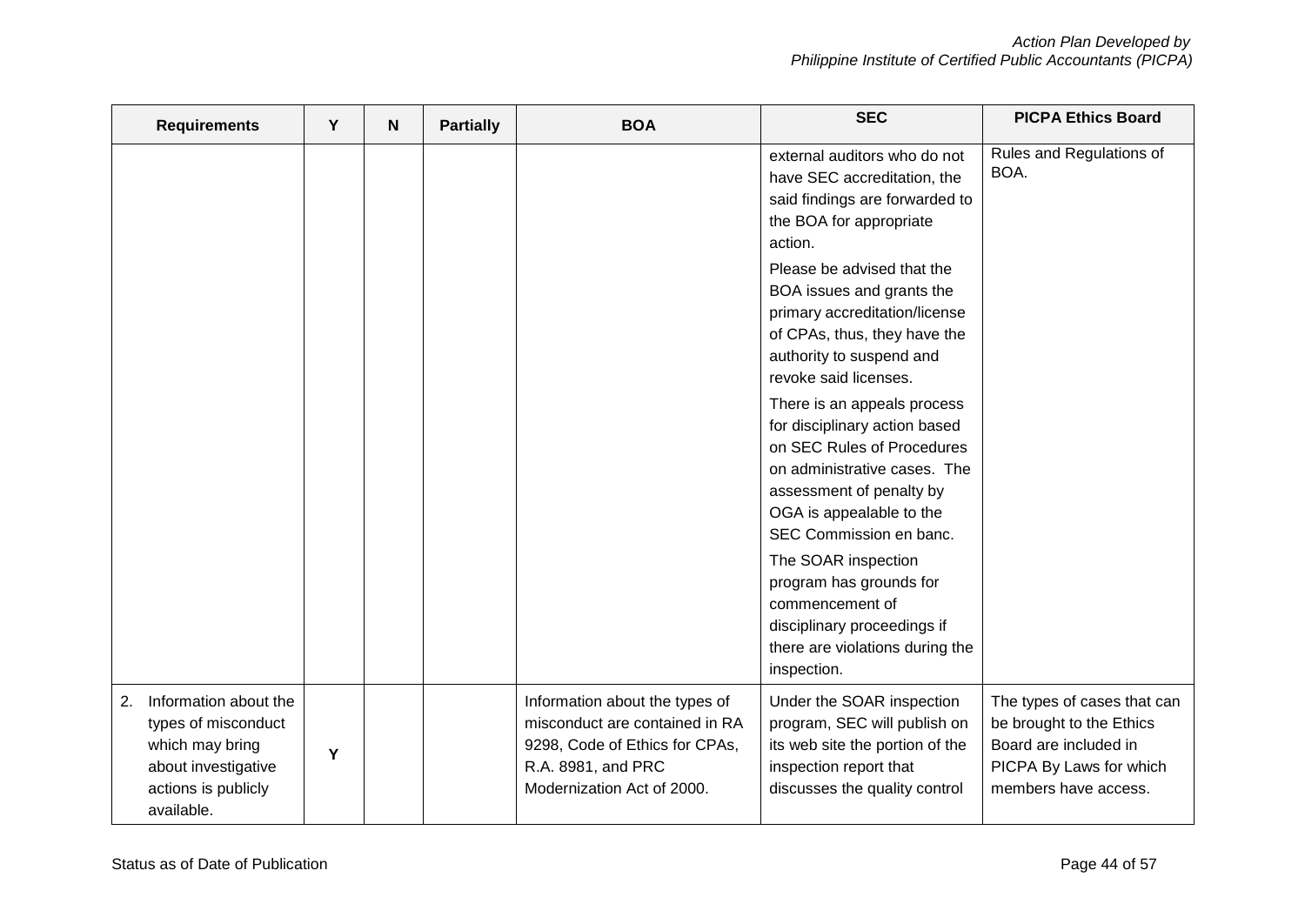| Requirements | Y | N | Partially | BOA | SEC | PICPA Ethics Board |
|---|---|---|---|---|---|---|
| | | | | | external auditors who do not have SEC accreditation, the said findings are forwarded to the BOA for appropriate action. Please be advised that the BOA issues and grants the primary accreditation/license of CPAs, thus, they have the authority to suspend and revoke said licenses. There is an appeals process for disciplinary action based on SEC Rules of Procedures on administrative cases. The assessment of penalty by OGA is appealable to the SEC Commission en banc. The SOAR inspection program has grounds for commencement of disciplinary proceedings if there are violations during the inspection. | Rules and Regulations of BOA. |
| 2. Information about the types of misconduct which may bring about investigative actions is publicly available. | Y | | | Information about the types of misconduct are contained in RA 9298, Code of Ethics for CPAs, R.A. 8981, and PRC Modernization Act of 2000. | Under the SOAR inspection program, SEC will publish on its web site the portion of the inspection report that discusses the quality control | The types of cases that can be brought to the Ethics Board are included in PICPA By Laws for which members have access. |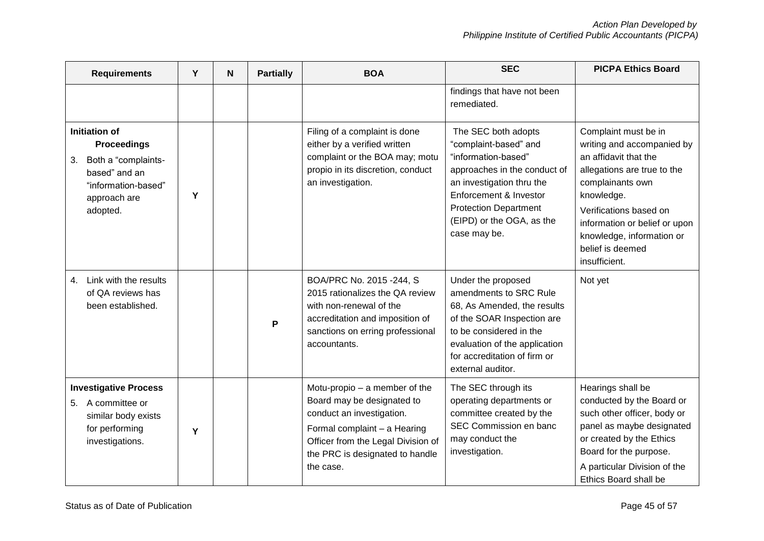| Requirements | Y | N | Partially | BOA | SEC | PICPA Ethics Board |
|---|---|---|---|---|---|---|
| | | | | | findings that have not been remediated. | |
| **Initiation of Proceedings** 3. Both a "complaints-based" and an "information-based" approach are adopted. | Y | | | Filing of a complaint is done either by a verified written complaint or the BOA may; motu propio in its discretion, conduct an investigation. | The SEC both adopts "complaint-based" and "information-based" approaches in the conduct of an investigation thru the Enforcement & Investor Protection Department (EIPD) or the OGA, as the case may be. | Complaint must be in writing and accompanied by an affidavit that the allegations are true to the complainants own knowledge. Verifications based on information or belief or upon knowledge, information or belief is deemed insufficient. |
| 4. Link with the results of QA reviews has been established. | | | P | BOA/PRC No. 2015 -244, S 2015 rationalizes the QA review with non-renewal of the accreditation and imposition of sanctions on erring professional accountants. | Under the proposed amendments to SRC Rule 68, As Amended, the results of the SOAR Inspection are to be considered in the evaluation of the application for accreditation of firm or external auditor. | Not yet |
| **Investigative Process** 5. A committee or similar body exists for performing investigations. | Y | | | Motu-propio – a member of the Board may be designated to conduct an investigation. Formal complaint – a Hearing Officer from the Legal Division of the PRC is designated to handle the case. | The SEC through its operating departments or committee created by the SEC Commission en banc may conduct the investigation. | Hearings shall be conducted by the Board or such other officer, body or panel as maybe designated or created by the Ethics Board for the purpose. A particular Division of the Ethics Board shall be |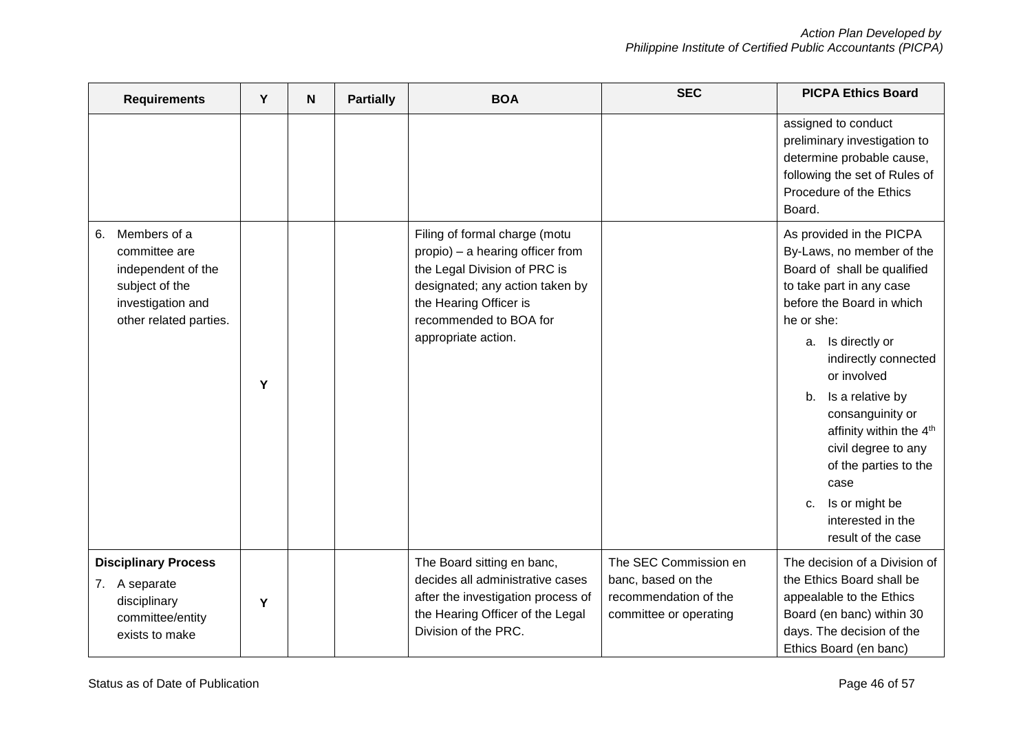| Requirements | Y | N | Partially | BOA | SEC | PICPA Ethics Board |
|---|---|---|---|---|---|---|
| | | | | | | assigned to conduct preliminary investigation to determine probable cause, following the set of Rules of Procedure of the Ethics Board. |
| 6. Members of a committee are independent of the subject of the investigation and other related parties. | Y | | | Filing of formal charge (motu propio) – a hearing officer from the Legal Division of PRC is designated; any action taken by the Hearing Officer is recommended to BOA for appropriate action. | | As provided in the PICPA By-Laws, no member of the Board of shall be qualified to take part in any case before the Board in which he or she: a. Is directly or indirectly connected or involved b. Is a relative by consanguinity or affinity within the 4th civil degree to any of the parties to the case c. Is or might be interested in the result of the case |
| **Disciplinary Process** 7. A separate disciplinary committee/entity exists to make | Y | | | The Board sitting en banc, decides all administrative cases after the investigation process of the Hearing Officer of the Legal Division of the PRC. | The SEC Commission en banc, based on the recommendation of the committee or operating | The decision of a Division of the Ethics Board shall be appealable to the Ethics Board (en banc) within 30 days. The decision of the Ethics Board (en banc) |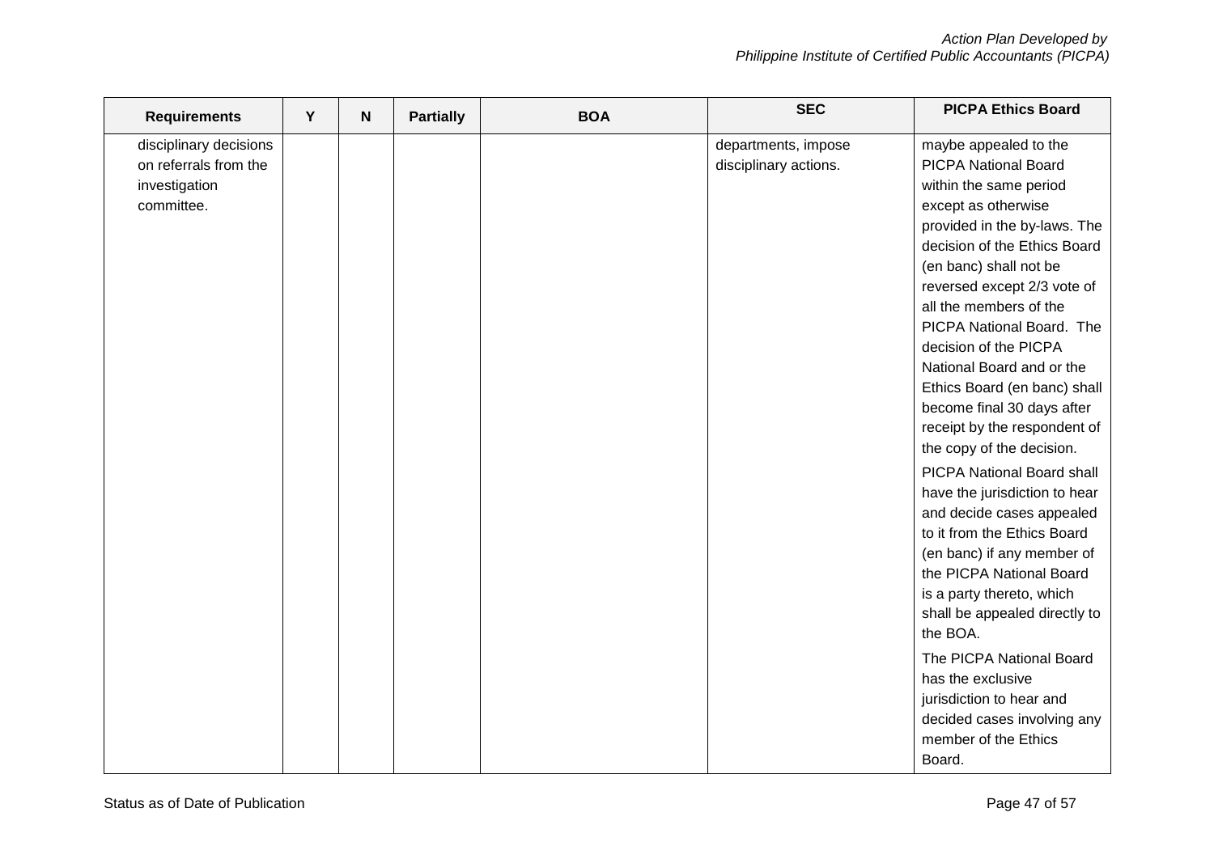| Requirements | Y | N | Partially | BOA | SEC | PICPA Ethics Board |
|---|---|---|---|---|---|---|
| disciplinary decisions on referrals from the investigation committee. | | | | | departments, impose disciplinary actions. | maybe appealed to the PICPA National Board within the same period except as otherwise provided in the by-laws. The decision of the Ethics Board (en banc) shall not be reversed except 2/3 vote of all the members of the PICPA National Board. The decision of the PICPA National Board and or the Ethics Board (en banc) shall become final 30 days after receipt by the respondent of the copy of the decision.<br><br>PICPA National Board shall have the jurisdiction to hear and decide cases appealed to it from the Ethics Board (en banc) if any member of the PICPA National Board is a party thereto, which shall be appealed directly to the BOA.<br><br>The PICPA National Board has the exclusive jurisdiction to hear and decided cases involving any member of the Ethics Board. |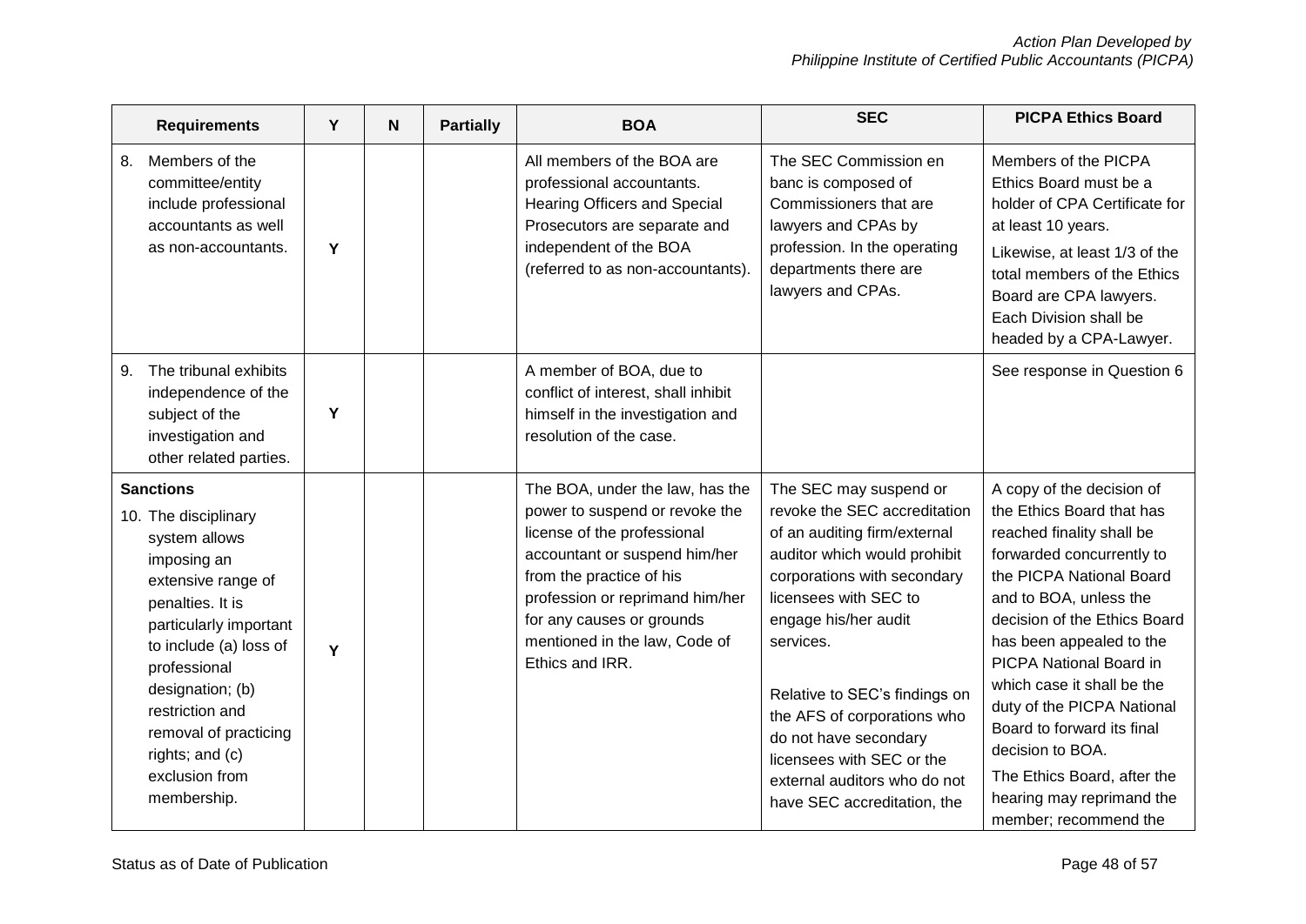| Requirements | Y | N | Partially | BOA | SEC | PICPA Ethics Board |
|---|---|---|---|---|---|---|
| 8. Members of the committee/entity include professional accountants as well as non-accountants. | Y | | | All members of the BOA are professional accountants. Hearing Officers and Special Prosecutors are separate and independent of the BOA (referred to as non-accountants). | The SEC Commission en banc is composed of Commissioners that are lawyers and CPAs by profession. In the operating departments there are lawyers and CPAs. | Members of the PICPA Ethics Board must be a holder of CPA Certificate for at least 10 years.<br><br>Likewise, at least 1/3 of the total members of the Ethics Board are CPA lawyers. Each Division shall be headed by a CPA-Lawyer. |
| 9. The tribunal exhibits independence of the subject of the investigation and other related parties. | Y | | | A member of BOA, due to conflict of interest, shall inhibit himself in the investigation and resolution of the case. | | See response in Question 6 |
| **Sanctions**<br>10. The disciplinary system allows imposing an extensive range of penalties. It is particularly important to include (a) loss of professional designation; (b) restriction and removal of practicing rights; and (c) exclusion from membership. | Y | | | The BOA, under the law, has the power to suspend or revoke the license of the professional accountant or suspend him/her from the practice of his profession or reprimand him/her for any causes or grounds mentioned in the law, Code of Ethics and IRR. | The SEC may suspend or revoke the SEC accreditation of an auditing firm/external auditor which would prohibit corporations with secondary licensees with SEC to engage his/her audit services.<br><br>Relative to SEC's findings on the AFS of corporations who do not have secondary licensees with SEC or the external auditors who do not have SEC accreditation, the | A copy of the decision of the Ethics Board that has reached finality shall be forwarded concurrently to the PICPA National Board and to BOA, unless the decision of the Ethics Board has been appealed to the PICPA National Board in which case it shall be the duty of the PICPA National Board to forward its final decision to BOA.<br><br>The Ethics Board, after the hearing may reprimand the member; recommend the |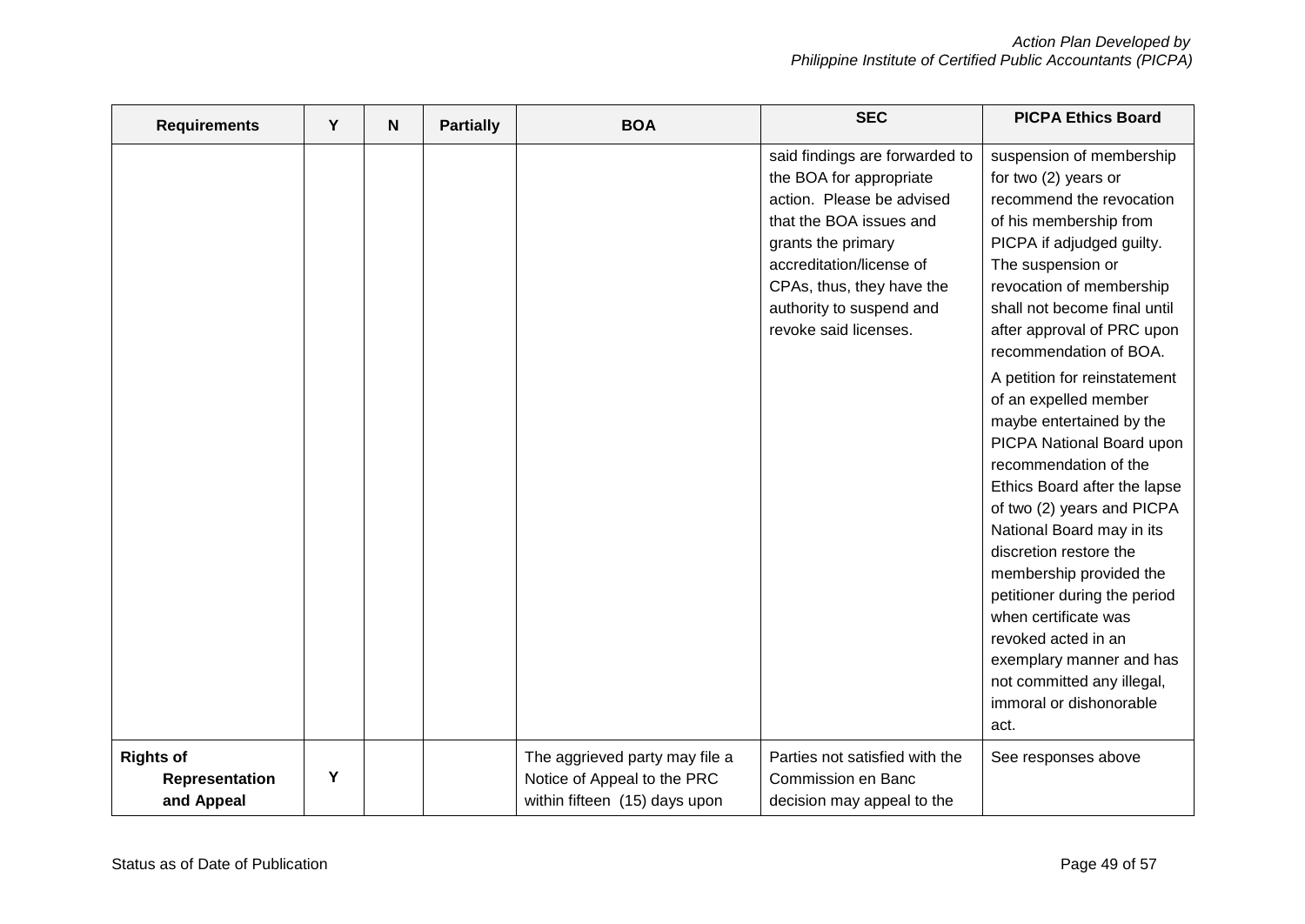| Requirements | Y | N | Partially | BOA | SEC | PICPA Ethics Board |
|---|---|---|---|---|---|---|
| | | | | | said findings are forwarded to the BOA for appropriate action. Please be advised that the BOA issues and grants the primary accreditation/license of CPAs, thus, they have the authority to suspend and revoke said licenses. | suspension of membership for two (2) years or recommend the revocation of his membership from PICPA if adjudged guilty. The suspension or revocation of membership shall not become final until after approval of PRC upon recommendation of BOA.<br><br>A petition for reinstatement of an expelled member maybe entertained by the PICPA National Board upon recommendation of the Ethics Board after the lapse of two (2) years and PICPA National Board may in its discretion restore the membership provided the petitioner during the period when certificate was revoked acted in an exemplary manner and has not committed any illegal, immoral or dishonorable act. |
| **Rights of Representation and Appeal** | Y | | | The aggrieved party may file a Notice of Appeal to the PRC within fifteen (15) days upon | Parties not satisfied with the Commission en Banc decision may appeal to the | See responses above |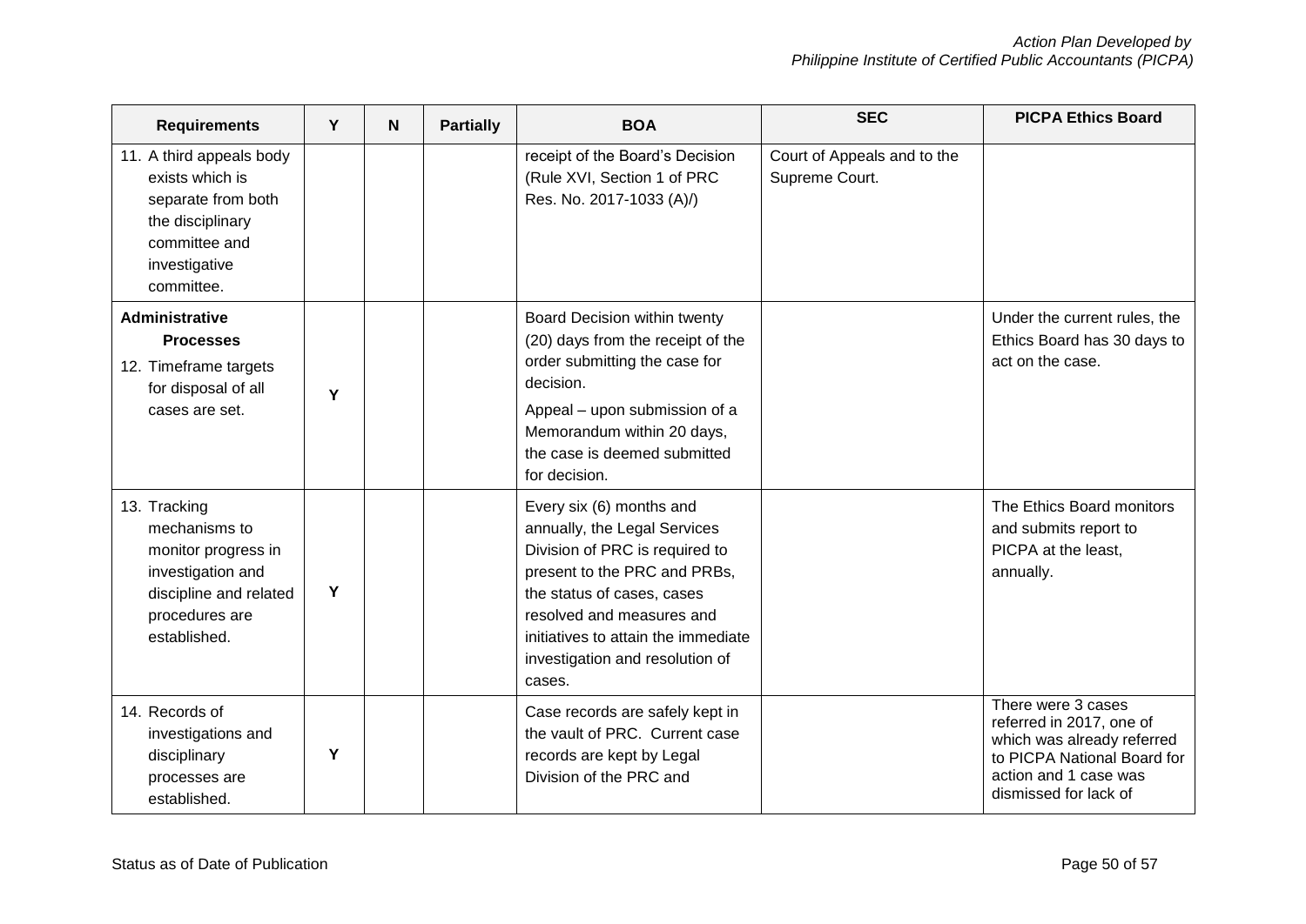| Requirements | Y | N | Partially | BOA | SEC | PICPA Ethics Board |
|---|---|---|---|---|---|---|
| 11. A third appeals body exists which is separate from both the disciplinary committee and investigative committee. | | | | receipt of the Board's Decision (Rule XVI, Section 1 of PRC Res. No. 2017-1033 (A)/) | Court of Appeals and to the Supreme Court. | |
| **Administrative Processes**<br>12. Timeframe targets for disposal of all cases are set. | Y | | | Board Decision within twenty (20) days from the receipt of the order submitting the case for decision.<br>Appeal – upon submission of a Memorandum within 20 days, the case is deemed submitted for decision. | | Under the current rules, the Ethics Board has 30 days to act on the case. |
| 13. Tracking mechanisms to monitor progress in investigation and discipline and related procedures are established. | Y | | | Every six (6) months and annually, the Legal Services Division of PRC is required to present to the PRC and PRBs, the status of cases, cases resolved and measures and initiatives to attain the immediate investigation and resolution of cases. | | The Ethics Board monitors and submits report to PICPA at the least, annually. |
| 14. Records of investigations and disciplinary processes are established. | Y | | | Case records are safely kept in the vault of PRC. Current case records are kept by Legal Division of the PRC and | | There were 3 cases referred in 2017, one of which was already referred to PICPA National Board for action and 1 case was dismissed for lack of |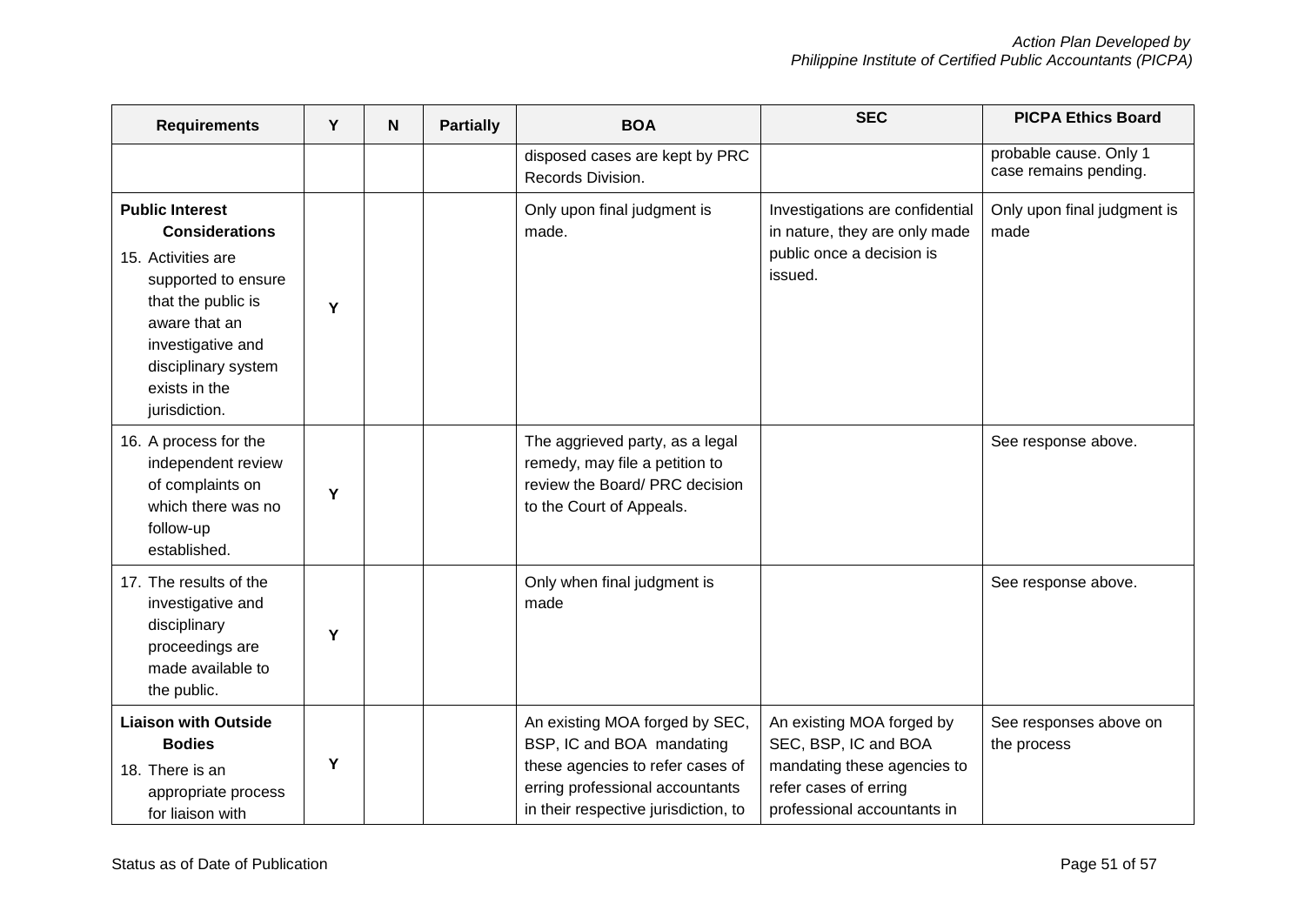| Requirements | Y | N | Partially | BOA | SEC | PICPA Ethics Board |
|---|---|---|---|---|---|---|
| | | | | disposed cases are kept by PRC Records Division. | | probable cause. Only 1 case remains pending. |
| **Public Interest Considerations**<br>15. Activities are supported to ensure that the public is aware that an investigative and disciplinary system exists in the jurisdiction. | Y | | | Only upon final judgment is made. | Investigations are confidential in nature, they are only made public once a decision is issued. | Only upon final judgment is made |
| 16. A process for the independent review of complaints on which there was no follow-up established. | Y | | | The aggrieved party, as a legal remedy, may file a petition to review the Board/ PRC decision to the Court of Appeals. | | See response above. |
| 17. The results of the investigative and disciplinary proceedings are made available to the public. | Y | | | Only when final judgment is made | | See response above. |
| **Liaison with Outside Bodies**<br>18. There is an appropriate process for liaison with | Y | | | An existing MOA forged by SEC, BSP, IC and BOA mandating these agencies to refer cases of erring professional accountants in their respective jurisdiction, to | An existing MOA forged by SEC, BSP, IC and BOA mandating these agencies to refer cases of erring professional accountants in | See responses above on the process |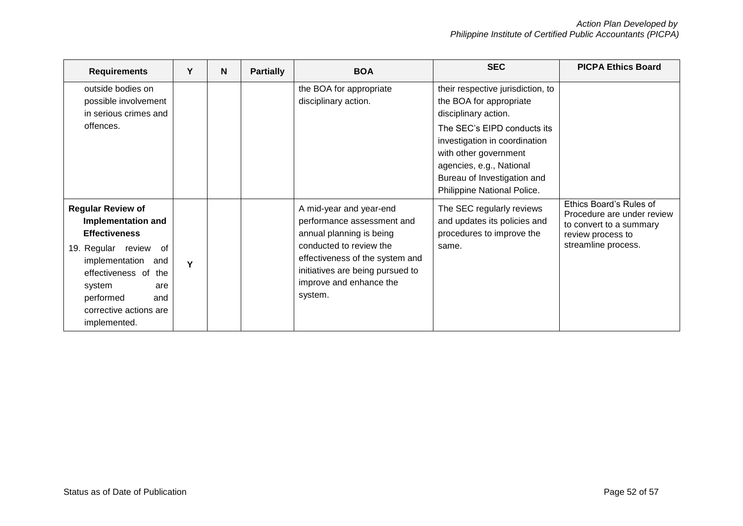| Requirements | Y | N | Partially | BOA | SEC | PICPA Ethics Board |
|---|---|---|---|---|---|---|
| outside bodies on possible involvement in serious crimes and offences. | | | | the BOA for appropriate disciplinary action. | their respective jurisdiction, to the BOA for appropriate disciplinary action.<br><br>The SEC's EIPD conducts its investigation in coordination with other government agencies, e.g., National Bureau of Investigation and Philippine National Police. | |
| **Regular Review of Implementation and Effectiveness**<br><br>19. Regular review of implementation and effectiveness of the system are performed and corrective actions are implemented. | Y | | | A mid-year and year-end performance assessment and annual planning is being conducted to review the effectiveness of the system and initiatives are being pursued to improve and enhance the system. | The SEC regularly reviews and updates its policies and procedures to improve the same. | Ethics Board's Rules of Procedure are under review to convert to a summary review process to streamline process. |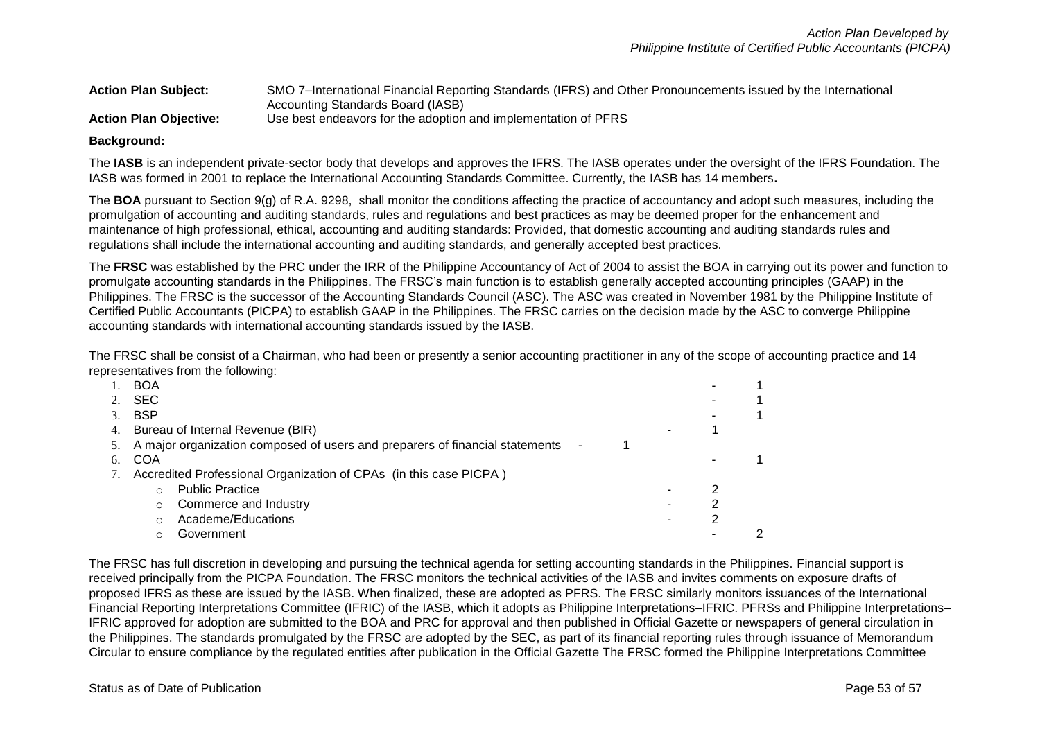**Action Plan Subject:** SMO 7–International Financial Reporting Standards (IFRS) and Other Pronouncements issued by the International Accounting Standards Board (IASB)

**Action Plan Objective:** Use best endeavors for the adoption and implementation of PFRS

**Background:**

The **IASB** is an independent private-sector body that develops and approves the IFRS. The IASB operates under the oversight of the IFRS Foundation. The IASB was formed in 2001 to replace the International Accounting Standards Committee. Currently, the IASB has 14 members**.**

The **BOA** pursuant to Section 9(g) of R.A. 9298, shall monitor the conditions affecting the practice of accountancy and adopt such measures, including the promulgation of accounting and auditing standards, rules and regulations and best practices as may be deemed proper for the enhancement and maintenance of high professional, ethical, accounting and auditing standards: Provided, that domestic accounting and auditing standards rules and regulations shall include the international accounting and auditing standards, and generally accepted best practices.

The **FRSC** was established by the PRC under the IRR of the Philippine Accountancy of Act of 2004 to assist the BOA in carrying out its power and function to promulgate accounting standards in the Philippines. The FRSC's main function is to establish generally accepted accounting principles (GAAP) in the Philippines. The FRSC is the successor of the Accounting Standards Council (ASC). The ASC was created in November 1981 by the Philippine Institute of Certified Public Accountants (PICPA) to establish GAAP in the Philippines. The FRSC carries on the decision made by the ASC to converge Philippine accounting standards with international accounting standards issued by the IASB.

The FRSC shall be consist of a Chairman, who had been or presently a senior accounting practitioner in any of the scope of accounting practice and 14 representatives from the following:

1. BOA - 1
2. SEC - 1
3. BSP - 1
4. Bureau of Internal Revenue (BIR) - 1
5. A major organization composed of users and preparers of financial statements - 1
6. COA - 1
7. Accredited Professional Organization of CPAs (in this case PICPA )
   - Public Practice - 2
   - Commerce and Industry - 2
   - Academe/Educations - 2
   - Government - 2

The FRSC has full discretion in developing and pursuing the technical agenda for setting accounting standards in the Philippines. Financial support is received principally from the PICPA Foundation. The FRSC monitors the technical activities of the IASB and invites comments on exposure drafts of proposed IFRS as these are issued by the IASB. When finalized, these are adopted as PFRS. The FRSC similarly monitors issuances of the International Financial Reporting Interpretations Committee (IFRIC) of the IASB, which it adopts as Philippine Interpretations–IFRIC. PFRSs and Philippine Interpretations–IFRIC approved for adoption are submitted to the BOA and PRC for approval and then published in Official Gazette or newspapers of general circulation in the Philippines. The standards promulgated by the FRSC are adopted by the SEC, as part of its financial reporting rules through issuance of Memorandum Circular to ensure compliance by the regulated entities after publication in the Official Gazette The FRSC formed the Philippine Interpretations Committee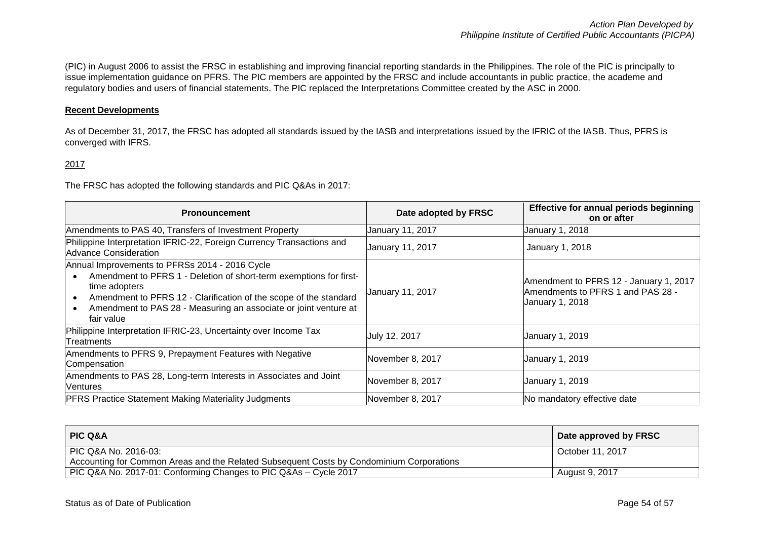(PIC) in August 2006 to assist the FRSC in establishing and improving financial reporting standards in the Philippines. The role of the PIC is principally to issue implementation guidance on PFRS. The PIC members are appointed by the FRSC and include accountants in public practice, the academe and regulatory bodies and users of financial statements. The PIC replaced the Interpretations Committee created by the ASC in 2000.

**Recent Developments**

As of December 31, 2017, the FRSC has adopted all standards issued by the IASB and interpretations issued by the IFRIC of the IASB. Thus, PFRS is converged with IFRS.

2017

The FRSC has adopted the following standards and PIC Q&As in 2017:

| Pronouncement | Date adopted by FRSC | Effective for annual periods beginning on or after |
|---|---|---|
| Amendments to PAS 40, Transfers of Investment Property | January 11, 2017 | January 1, 2018 |
| Philippine Interpretation IFRIC-22, Foreign Currency Transactions and Advance Consideration | January 11, 2017 | January 1, 2018 |
| Annual Improvements to PFRSs 2014 - 2016 Cycle<br>• Amendment to PFRS 1 - Deletion of short-term exemptions for first-time adopters<br>• Amendment to PFRS 12 - Clarification of the scope of the standard<br>• Amendment to PAS 28 - Measuring an associate or joint venture at fair value | January 11, 2017 | Amendment to PFRS 12 - January 1, 2017<br>Amendments to PFRS 1 and PAS 28 - January 1, 2018 |
| Philippine Interpretation IFRIC-23, Uncertainty over Income Tax Treatments | July 12, 2017 | January 1, 2019 |
| Amendments to PFRS 9, Prepayment Features with Negative Compensation | November 8, 2017 | January 1, 2019 |
| Amendments to PAS 28, Long-term Interests in Associates and Joint Ventures | November 8, 2017 | January 1, 2019 |
| PFRS Practice Statement Making Materiality Judgments | November 8, 2017 | No mandatory effective date |

| PIC Q&A | Date approved by FRSC |
|---|---|
| PIC Q&A No. 2016-03:<br>Accounting for Common Areas and the Related Subsequent Costs by Condominium Corporations | October 11, 2017 |
| PIC Q&A No. 2017-01: Conforming Changes to PIC Q&As – Cycle 2017 | August 9, 2017 |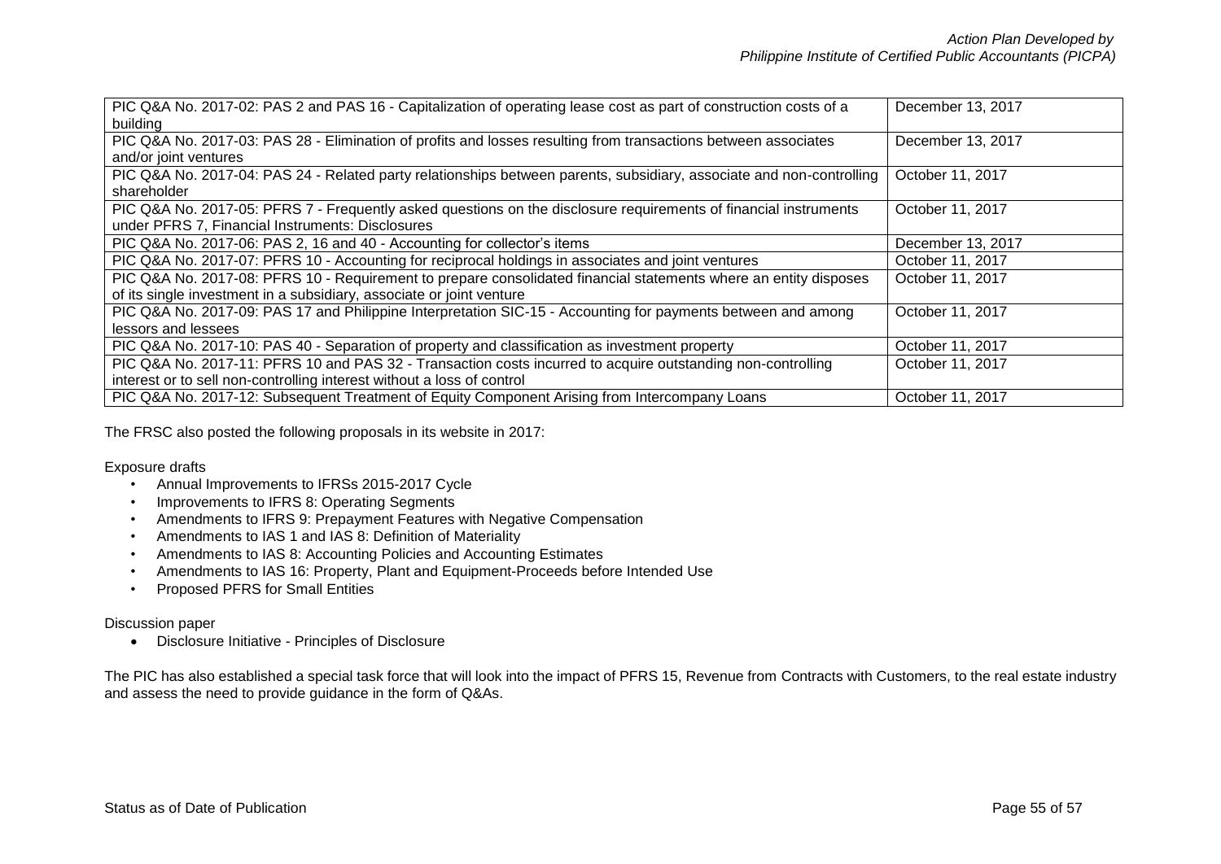| | |
|---|---|
| PIC Q&A No. 2017-02: PAS 2 and PAS 16 - Capitalization of operating lease cost as part of construction costs of a building | December 13, 2017 |
| PIC Q&A No. 2017-03: PAS 28 - Elimination of profits and losses resulting from transactions between associates and/or joint ventures | December 13, 2017 |
| PIC Q&A No. 2017-04: PAS 24 - Related party relationships between parents, subsidiary, associate and non-controlling shareholder | October 11, 2017 |
| PIC Q&A No. 2017-05: PFRS 7 - Frequently asked questions on the disclosure requirements of financial instruments under PFRS 7, Financial Instruments: Disclosures | October 11, 2017 |
| PIC Q&A No. 2017-06: PAS 2, 16 and 40 - Accounting for collector's items | December 13, 2017 |
| PIC Q&A No. 2017-07: PFRS 10 - Accounting for reciprocal holdings in associates and joint ventures | October 11, 2017 |
| PIC Q&A No. 2017-08: PFRS 10 - Requirement to prepare consolidated financial statements where an entity disposes of its single investment in a subsidiary, associate or joint venture | October 11, 2017 |
| PIC Q&A No. 2017-09: PAS 17 and Philippine Interpretation SIC-15 - Accounting for payments between and among lessors and lessees | October 11, 2017 |
| PIC Q&A No. 2017-10: PAS 40 - Separation of property and classification as investment property | October 11, 2017 |
| PIC Q&A No. 2017-11: PFRS 10 and PAS 32 - Transaction costs incurred to acquire outstanding non-controlling interest or to sell non-controlling interest without a loss of control | October 11, 2017 |
| PIC Q&A No. 2017-12: Subsequent Treatment of Equity Component Arising from Intercompany Loans | October 11, 2017 |

The FRSC also posted the following proposals in its website in 2017:

Exposure drafts

- Annual Improvements to IFRSs 2015-2017 Cycle
- Improvements to IFRS 8: Operating Segments
- Amendments to IFRS 9: Prepayment Features with Negative Compensation
- Amendments to IAS 1 and IAS 8: Definition of Materiality
- Amendments to IAS 8: Accounting Policies and Accounting Estimates
- Amendments to IAS 16: Property, Plant and Equipment-Proceeds before Intended Use
- Proposed PFRS for Small Entities

Discussion paper

- Disclosure Initiative - Principles of Disclosure

The PIC has also established a special task force that will look into the impact of PFRS 15, Revenue from Contracts with Customers, to the real estate industry and assess the need to provide guidance in the form of Q&As.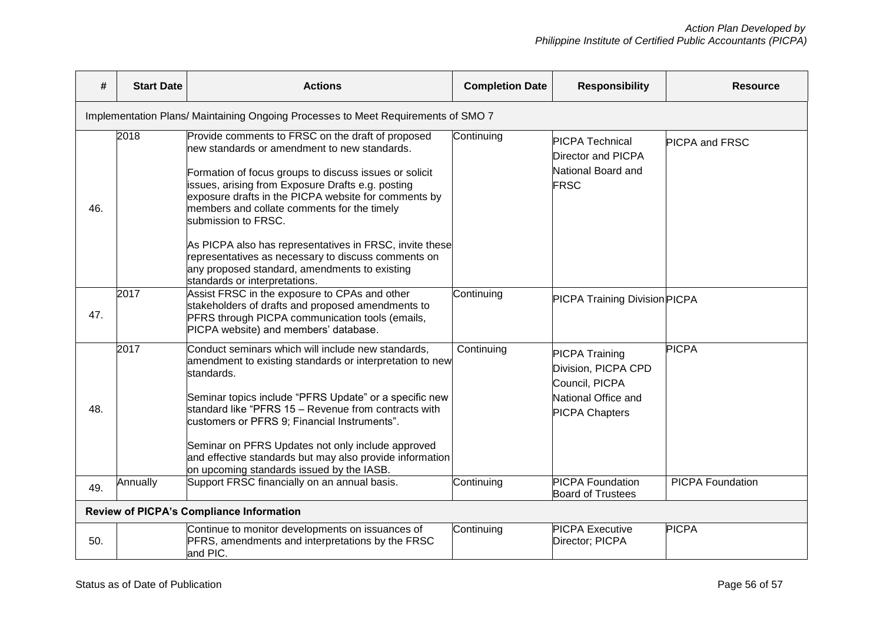| # | Start Date | Actions | Completion Date | Responsibility | Resource |
|---|---|---|---|---|---|
| Implementation Plans/ Maintaining Ongoing Processes to Meet Requirements of SMO 7 | | | | | |
| 46. | 2018 | Provide comments to FRSC on the draft of proposed new standards or amendment to new standards.<br><br>Formation of focus groups to discuss issues or solicit issues, arising from Exposure Drafts e.g. posting exposure drafts in the PICPA website for comments by members and collate comments for the timely submission to FRSC.<br><br>As PICPA also has representatives in FRSC, invite these representatives as necessary to discuss comments on any proposed standard, amendments to existing standards or interpretations. | Continuing | PICPA Technical Director and PICPA National Board and FRSC | PICPA and FRSC |
| 47. | 2017 | Assist FRSC in the exposure to CPAs and other stakeholders of drafts and proposed amendments to PFRS through PICPA communication tools (emails, PICPA website) and members' database. | Continuing | PICPA Training Division | PICPA |
| 48. | 2017 | Conduct seminars which will include new standards, amendment to existing standards or interpretation to new standards.<br><br>Seminar topics include "PFRS Update" or a specific new standard like "PFRS 15 – Revenue from contracts with customers or PFRS 9; Financial Instruments".<br><br>Seminar on PFRS Updates not only include approved and effective standards but may also provide information on upcoming standards issued by the IASB. | Continuing | PICPA Training Division, PICPA CPD Council, PICPA National Office and PICPA Chapters | PICPA |
| 49. | Annually | Support FRSC financially on an annual basis. | Continuing | PICPA Foundation Board of Trustees | PICPA Foundation |
| **Review of PICPA's Compliance Information** | | | | | |
| 50. | | Continue to monitor developments on issuances of PFRS, amendments and interpretations by the FRSC and PIC. | Continuing | PICPA Executive Director; PICPA | PICPA |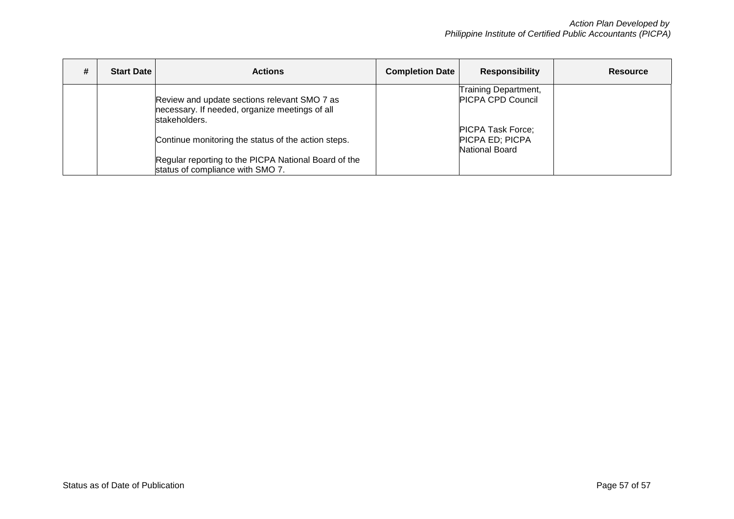| # | Start Date | Actions | Completion Date | Responsibility | Resource |
|---|---|---|---|---|---|
| | | Review and update sections relevant SMO 7 as necessary. If needed, organize meetings of all stakeholders.<br><br>Continue monitoring the status of the action steps.<br><br>Regular reporting to the PICPA National Board of the status of compliance with SMO 7. | | Training Department, PICPA CPD Council<br><br>PICPA Task Force; PICPA ED; PICPA National Board | |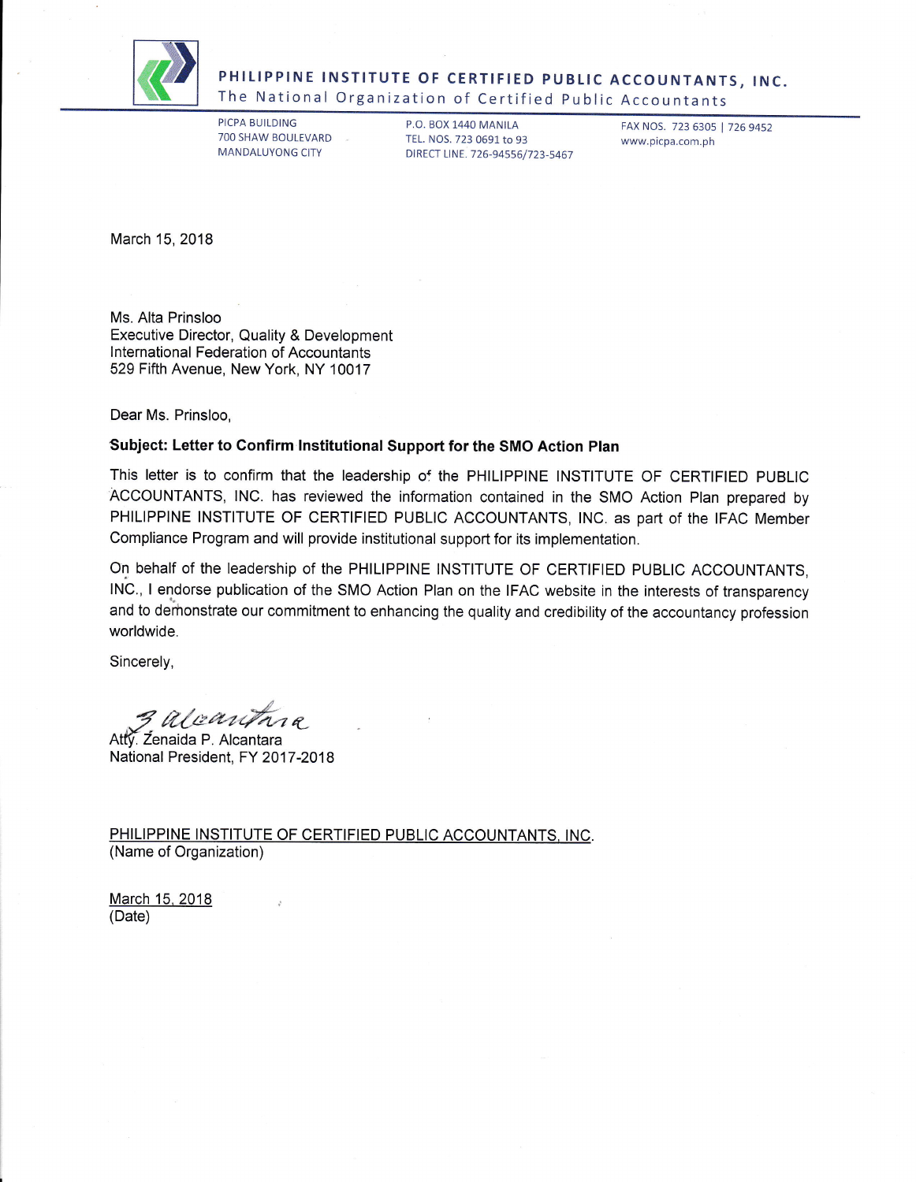**PHILIPPINE INSTITUTE OF CERTIFIED PUBLIC ACCOUNTANTS, INC.**
The National Organization of Certified Public Accountants

PICPA BUILDING
700 SHAW BOULEVARD
MANDALUYONG CITY

P.O. BOX 1440 MANILA
TEL. NOS. 723 0691 to 93
DIRECT LINE. 726-94556/723-5467

FAX NOS. 723 6305 | 726 9452
www.picpa.com.ph

March 15, 2018

Ms. Alta Prinsloo
Executive Director, Quality & Development
International Federation of Accountants
529 Fifth Avenue, New York, NY 10017

Dear Ms. Prinsloo,

**Subject: Letter to Confirm Institutional Support for the SMO Action Plan**

This letter is to confirm that the leadership of the PHILIPPINE INSTITUTE OF CERTIFIED PUBLIC ACCOUNTANTS, INC. has reviewed the information contained in the SMO Action Plan prepared by PHILIPPINE INSTITUTE OF CERTIFIED PUBLIC ACCOUNTANTS, INC. as part of the IFAC Member Compliance Program and will provide institutional support for its implementation.

On behalf of the leadership of the PHILIPPINE INSTITUTE OF CERTIFIED PUBLIC ACCOUNTANTS, INC., I endorse publication of the SMO Action Plan on the IFAC website in the interests of transparency and to demonstrate our commitment to enhancing the quality and credibility of the accountancy profession worldwide.

Sincerely,

Z Alcantara
Atty. Zenaida P. Alcantara
National President, FY 2017-2018

PHILIPPINE INSTITUTE OF CERTIFIED PUBLIC ACCOUNTANTS, INC.
(Name of Organization)

March 15, 2018
(Date)